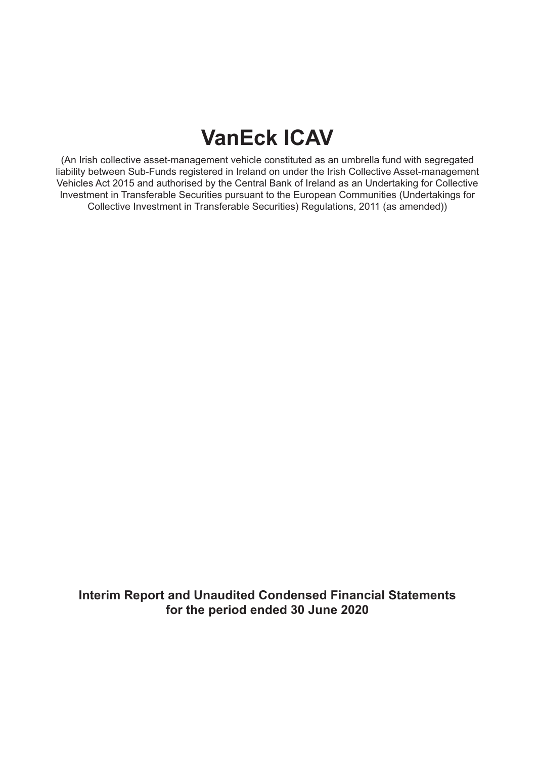# VanEck ICAV

(An Irish collective asset-management vehicle constituted as an umbrella fund with segregated liability between Sub-Funds registered in Ireland on under the Irish Collective Asset-management Vehicles Act 2015 and authorised by the Central Bank of Ireland as an Undertaking for Collective Investment in Transferable Securities pursuant to the European Communities (Undertakings for Collective Investment in Transferable Securities) Regulations, 2011 (as amended))

**Interim Report and Unaudited Condensed Financial Statements for the period ended 30 June 2020**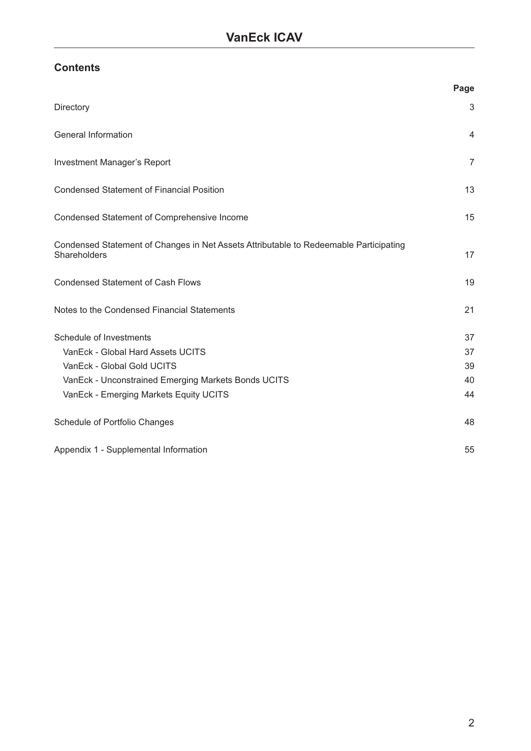# VanEck ICAV

## Contents

| | Page |
|---|---|
| Directory | 3 |
| General Information | 4 |
| Investment Manager's Report | 7 |
| Condensed Statement of Financial Position | 13 |
| Condensed Statement of Comprehensive Income | 15 |
| Condensed Statement of Changes in Net Assets Attributable to Redeemable Participating Shareholders | 17 |
| Condensed Statement of Cash Flows | 19 |
| Notes to the Condensed Financial Statements | 21 |
| Schedule of Investments | 37 |
| VanEck - Global Hard Assets UCITS | 37 |
| VanEck - Global Gold UCITS | 39 |
| VanEck - Unconstrained Emerging Markets Bonds UCITS | 40 |
| VanEck - Emerging Markets Equity UCITS | 44 |
| Schedule of Portfolio Changes | 48 |
| Appendix 1 - Supplemental Information | 55 |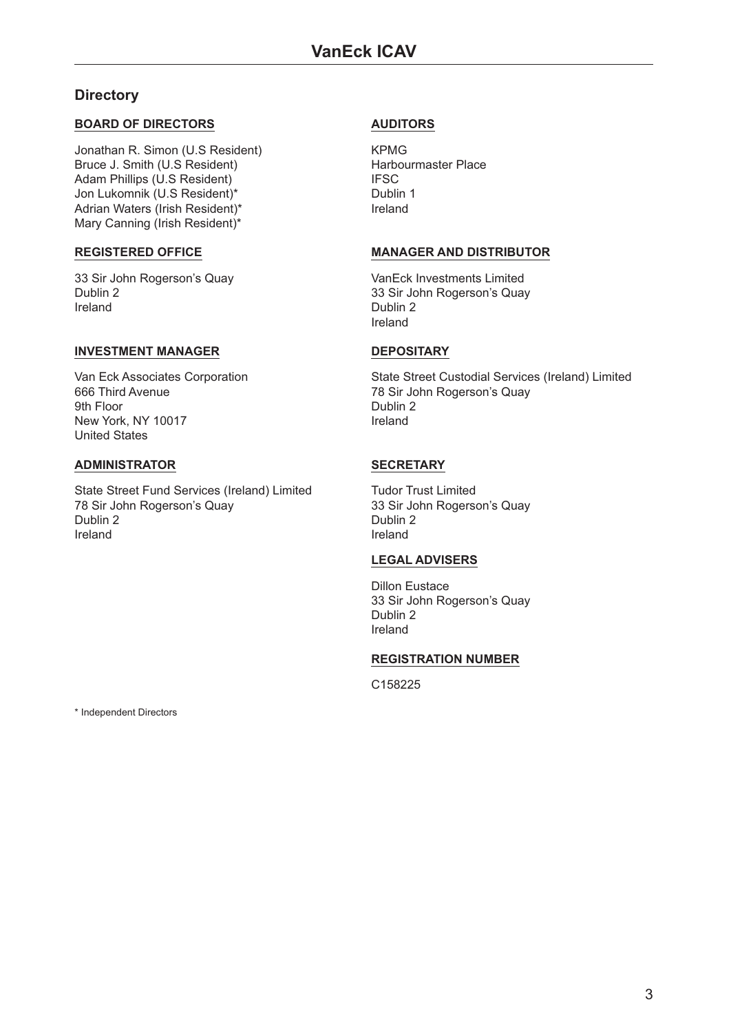# VanEck ICAV

## Directory

### BOARD OF DIRECTORS

Jonathan R. Simon (U.S Resident)
Bruce J. Smith (U.S Resident)
Adam Phillips (U.S Resident)
Jon Lukomnik (U.S Resident)*
Adrian Waters (Irish Resident)*
Mary Canning (Irish Resident)*

### REGISTERED OFFICE

33 Sir John Rogerson's Quay
Dublin 2
Ireland

### INVESTMENT MANAGER

Van Eck Associates Corporation
666 Third Avenue
9th Floor
New York, NY 10017
United States

### ADMINISTRATOR

State Street Fund Services (Ireland) Limited
78 Sir John Rogerson's Quay
Dublin 2
Ireland

### AUDITORS

KPMG
Harbourmaster Place
IFSC
Dublin 1
Ireland

### MANAGER AND DISTRIBUTOR

VanEck Investments Limited
33 Sir John Rogerson's Quay
Dublin 2
Ireland

### DEPOSITARY

State Street Custodial Services (Ireland) Limited
78 Sir John Rogerson's Quay
Dublin 2
Ireland

### SECRETARY

Tudor Trust Limited
33 Sir John Rogerson's Quay
Dublin 2
Ireland

### LEGAL ADVISERS

Dillon Eustace
33 Sir John Rogerson's Quay
Dublin 2
Ireland

### REGISTRATION NUMBER

C158225

\* Independent Directors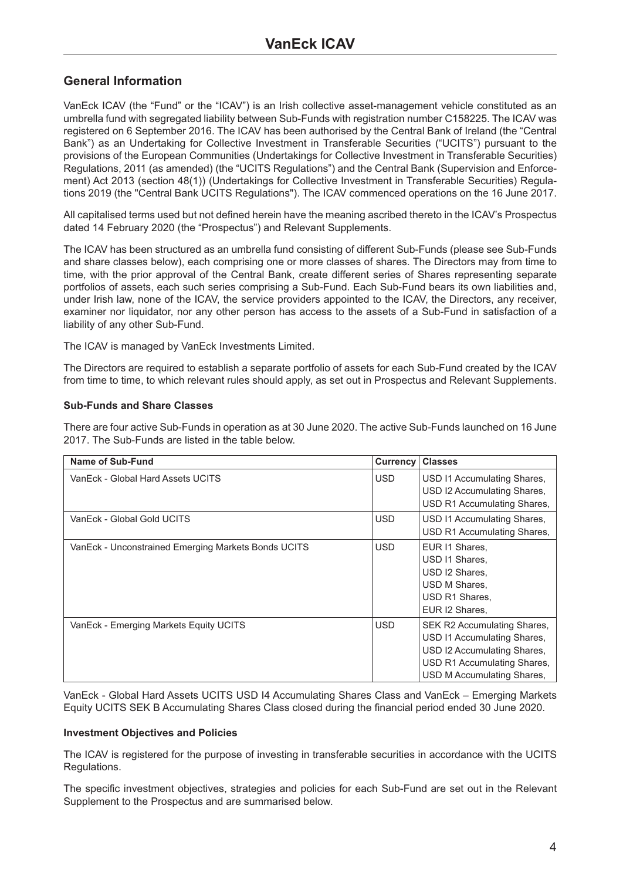# VanEck ICAV

## General Information

VanEck ICAV (the "Fund" or the "ICAV") is an Irish collective asset-management vehicle constituted as an umbrella fund with segregated liability between Sub-Funds with registration number C158225. The ICAV was registered on 6 September 2016. The ICAV has been authorised by the Central Bank of Ireland (the "Central Bank") as an Undertaking for Collective Investment in Transferable Securities ("UCITS") pursuant to the provisions of the European Communities (Undertakings for Collective Investment in Transferable Securities) Regulations, 2011 (as amended) (the "UCITS Regulations") and the Central Bank (Supervision and Enforcement) Act 2013 (section 48(1)) (Undertakings for Collective Investment in Transferable Securities) Regulations 2019 (the "Central Bank UCITS Regulations"). The ICAV commenced operations on the 16 June 2017.

All capitalised terms used but not defined herein have the meaning ascribed thereto in the ICAV's Prospectus dated 14 February 2020 (the "Prospectus") and Relevant Supplements.

The ICAV has been structured as an umbrella fund consisting of different Sub-Funds (please see Sub-Funds and share classes below), each comprising one or more classes of shares. The Directors may from time to time, with the prior approval of the Central Bank, create different series of Shares representing separate portfolios of assets, each such series comprising a Sub-Fund. Each Sub-Fund bears its own liabilities and, under Irish law, none of the ICAV, the service providers appointed to the ICAV, the Directors, any receiver, examiner nor liquidator, nor any other person has access to the assets of a Sub-Fund in satisfaction of a liability of any other Sub-Fund.

The ICAV is managed by VanEck Investments Limited.

The Directors are required to establish a separate portfolio of assets for each Sub-Fund created by the ICAV from time to time, to which relevant rules should apply, as set out in Prospectus and Relevant Supplements.

**Sub-Funds and Share Classes**

There are four active Sub-Funds in operation as at 30 June 2020. The active Sub-Funds launched on 16 June 2017. The Sub-Funds are listed in the table below.

| Name of Sub-Fund | Currency | Classes |
|---|---|---|
| VanEck - Global Hard Assets UCITS | USD | USD I1 Accumulating Shares,<br>USD I2 Accumulating Shares,<br>USD R1 Accumulating Shares, |
| VanEck - Global Gold UCITS | USD | USD I1 Accumulating Shares,<br>USD R1 Accumulating Shares, |
| VanEck - Unconstrained Emerging Markets Bonds UCITS | USD | EUR I1 Shares,<br>USD I1 Shares,<br>USD I2 Shares,<br>USD M Shares,<br>USD R1 Shares,<br>EUR I2 Shares, |
| VanEck - Emerging Markets Equity UCITS | USD | SEK R2 Accumulating Shares,<br>USD I1 Accumulating Shares,<br>USD I2 Accumulating Shares,<br>USD R1 Accumulating Shares,<br>USD M Accumulating Shares, |

VanEck - Global Hard Assets UCITS USD I4 Accumulating Shares Class and VanEck – Emerging Markets Equity UCITS SEK B Accumulating Shares Class closed during the financial period ended 30 June 2020.

**Investment Objectives and Policies**

The ICAV is registered for the purpose of investing in transferable securities in accordance with the UCITS Regulations.

The specific investment objectives, strategies and policies for each Sub-Fund are set out in the Relevant Supplement to the Prospectus and are summarised below.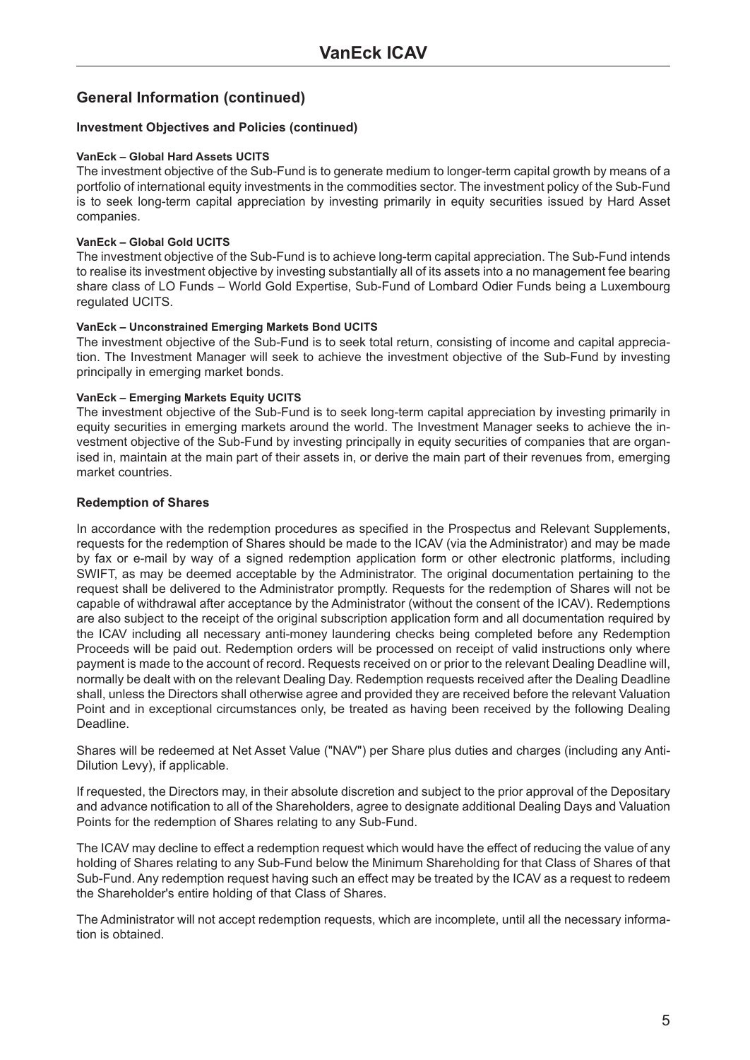## General Information (continued)

### Investment Objectives and Policies (continued)

#### VanEck – Global Hard Assets UCITS

The investment objective of the Sub-Fund is to generate medium to longer-term capital growth by means of a portfolio of international equity investments in the commodities sector. The investment policy of the Sub-Fund is to seek long-term capital appreciation by investing primarily in equity securities issued by Hard Asset companies.

#### VanEck – Global Gold UCITS

The investment objective of the Sub-Fund is to achieve long-term capital appreciation. The Sub-Fund intends to realise its investment objective by investing substantially all of its assets into a no management fee bearing share class of LO Funds – World Gold Expertise, Sub-Fund of Lombard Odier Funds being a Luxembourg regulated UCITS.

#### VanEck – Unconstrained Emerging Markets Bond UCITS

The investment objective of the Sub-Fund is to seek total return, consisting of income and capital appreciation. The Investment Manager will seek to achieve the investment objective of the Sub-Fund by investing principally in emerging market bonds.

#### VanEck – Emerging Markets Equity UCITS

The investment objective of the Sub-Fund is to seek long-term capital appreciation by investing primarily in equity securities in emerging markets around the world. The Investment Manager seeks to achieve the investment objective of the Sub-Fund by investing principally in equity securities of companies that are organised in, maintain at the main part of their assets in, or derive the main part of their revenues from, emerging market countries.

### Redemption of Shares

In accordance with the redemption procedures as specified in the Prospectus and Relevant Supplements, requests for the redemption of Shares should be made to the ICAV (via the Administrator) and may be made by fax or e-mail by way of a signed redemption application form or other electronic platforms, including SWIFT, as may be deemed acceptable by the Administrator. The original documentation pertaining to the request shall be delivered to the Administrator promptly. Requests for the redemption of Shares will not be capable of withdrawal after acceptance by the Administrator (without the consent of the ICAV). Redemptions are also subject to the receipt of the original subscription application form and all documentation required by the ICAV including all necessary anti-money laundering checks being completed before any Redemption Proceeds will be paid out. Redemption orders will be processed on receipt of valid instructions only where payment is made to the account of record. Requests received on or prior to the relevant Dealing Deadline will, normally be dealt with on the relevant Dealing Day. Redemption requests received after the Dealing Deadline shall, unless the Directors shall otherwise agree and provided they are received before the relevant Valuation Point and in exceptional circumstances only, be treated as having been received by the following Dealing Deadline.

Shares will be redeemed at Net Asset Value ("NAV") per Share plus duties and charges (including any Anti-Dilution Levy), if applicable.

If requested, the Directors may, in their absolute discretion and subject to the prior approval of the Depositary and advance notification to all of the Shareholders, agree to designate additional Dealing Days and Valuation Points for the redemption of Shares relating to any Sub-Fund.

The ICAV may decline to effect a redemption request which would have the effect of reducing the value of any holding of Shares relating to any Sub-Fund below the Minimum Shareholding for that Class of Shares of that Sub-Fund. Any redemption request having such an effect may be treated by the ICAV as a request to redeem the Shareholder's entire holding of that Class of Shares.

The Administrator will not accept redemption requests, which are incomplete, until all the necessary information is obtained.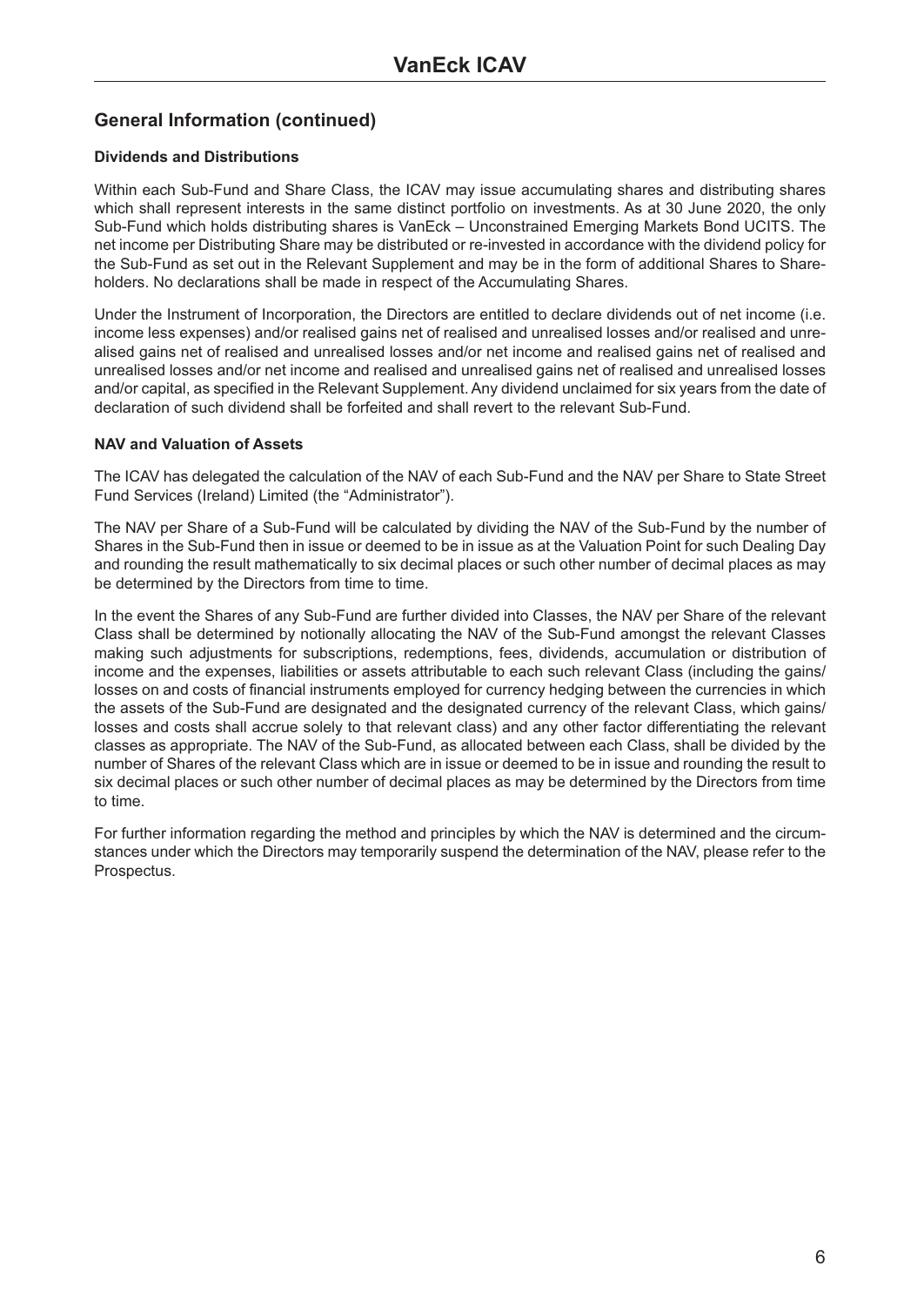## General Information (continued)

### Dividends and Distributions

Within each Sub-Fund and Share Class, the ICAV may issue accumulating shares and distributing shares which shall represent interests in the same distinct portfolio on investments. As at 30 June 2020, the only Sub-Fund which holds distributing shares is VanEck – Unconstrained Emerging Markets Bond UCITS. The net income per Distributing Share may be distributed or re-invested in accordance with the dividend policy for the Sub-Fund as set out in the Relevant Supplement and may be in the form of additional Shares to Shareholders. No declarations shall be made in respect of the Accumulating Shares.

Under the Instrument of Incorporation, the Directors are entitled to declare dividends out of net income (i.e. income less expenses) and/or realised gains net of realised and unrealised losses and/or realised and unrealised gains net of realised and unrealised losses and/or net income and realised gains net of realised and unrealised losses and/or net income and realised and unrealised gains net of realised and unrealised losses and/or capital, as specified in the Relevant Supplement. Any dividend unclaimed for six years from the date of declaration of such dividend shall be forfeited and shall revert to the relevant Sub-Fund.

### NAV and Valuation of Assets

The ICAV has delegated the calculation of the NAV of each Sub-Fund and the NAV per Share to State Street Fund Services (Ireland) Limited (the "Administrator").

The NAV per Share of a Sub-Fund will be calculated by dividing the NAV of the Sub-Fund by the number of Shares in the Sub-Fund then in issue or deemed to be in issue as at the Valuation Point for such Dealing Day and rounding the result mathematically to six decimal places or such other number of decimal places as may be determined by the Directors from time to time.

In the event the Shares of any Sub-Fund are further divided into Classes, the NAV per Share of the relevant Class shall be determined by notionally allocating the NAV of the Sub-Fund amongst the relevant Classes making such adjustments for subscriptions, redemptions, fees, dividends, accumulation or distribution of income and the expenses, liabilities or assets attributable to each such relevant Class (including the gains/losses on and costs of financial instruments employed for currency hedging between the currencies in which the assets of the Sub-Fund are designated and the designated currency of the relevant Class, which gains/losses and costs shall accrue solely to that relevant class) and any other factor differentiating the relevant classes as appropriate. The NAV of the Sub-Fund, as allocated between each Class, shall be divided by the number of Shares of the relevant Class which are in issue or deemed to be in issue and rounding the result to six decimal places or such other number of decimal places as may be determined by the Directors from time to time.

For further information regarding the method and principles by which the NAV is determined and the circumstances under which the Directors may temporarily suspend the determination of the NAV, please refer to the Prospectus.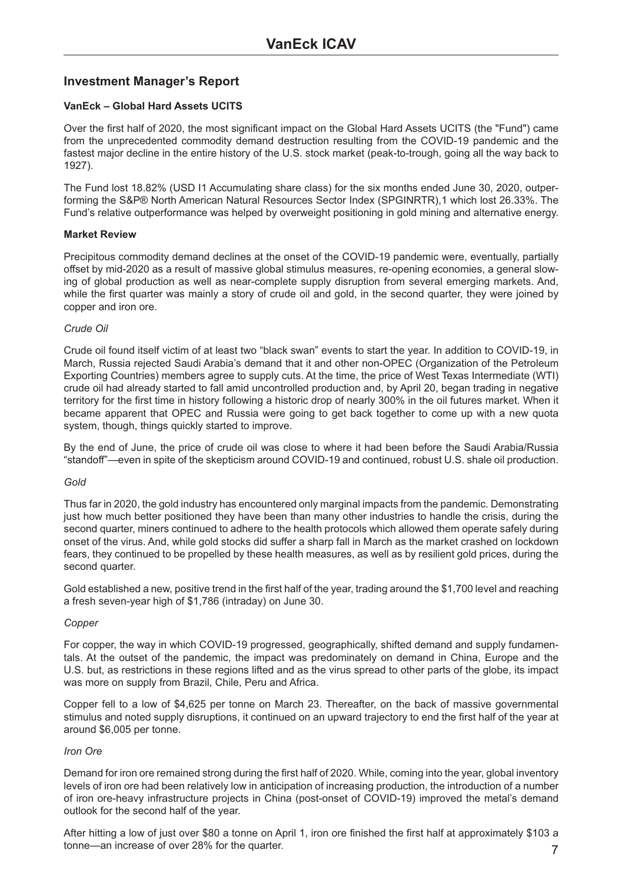# Investment Manager's Report

### VanEck – Global Hard Assets UCITS

Over the first half of 2020, the most significant impact on the Global Hard Assets UCITS (the "Fund") came from the unprecedented commodity demand destruction resulting from the COVID-19 pandemic and the fastest major decline in the entire history of the U.S. stock market (peak-to-trough, going all the way back to 1927).

The Fund lost 18.82% (USD I1 Accumulating share class) for the six months ended June 30, 2020, outperforming the S&P® North American Natural Resources Sector Index (SPGINRTR),1 which lost 26.33%. The Fund's relative outperformance was helped by overweight positioning in gold mining and alternative energy.

**Market Review**

Precipitous commodity demand declines at the onset of the COVID-19 pandemic were, eventually, partially offset by mid-2020 as a result of massive global stimulus measures, re-opening economies, a general slowing of global production as well as near-complete supply disruption from several emerging markets. And, while the first quarter was mainly a story of crude oil and gold, in the second quarter, they were joined by copper and iron ore.

*Crude Oil*

Crude oil found itself victim of at least two "black swan" events to start the year. In addition to COVID-19, in March, Russia rejected Saudi Arabia's demand that it and other non-OPEC (Organization of the Petroleum Exporting Countries) members agree to supply cuts. At the time, the price of West Texas Intermediate (WTI) crude oil had already started to fall amid uncontrolled production and, by April 20, began trading in negative territory for the first time in history following a historic drop of nearly 300% in the oil futures market. When it became apparent that OPEC and Russia were going to get back together to come up with a new quota system, though, things quickly started to improve.

By the end of June, the price of crude oil was close to where it had been before the Saudi Arabia/Russia "standoff"—even in spite of the skepticism around COVID-19 and continued, robust U.S. shale oil production.

*Gold*

Thus far in 2020, the gold industry has encountered only marginal impacts from the pandemic. Demonstrating just how much better positioned they have been than many other industries to handle the crisis, during the second quarter, miners continued to adhere to the health protocols which allowed them operate safely during onset of the virus. And, while gold stocks did suffer a sharp fall in March as the market crashed on lockdown fears, they continued to be propelled by these health measures, as well as by resilient gold prices, during the second quarter.

Gold established a new, positive trend in the first half of the year, trading around the $1,700 level and reaching a fresh seven-year high of $1,786 (intraday) on June 30.

*Copper*

For copper, the way in which COVID-19 progressed, geographically, shifted demand and supply fundamentals. At the outset of the pandemic, the impact was predominately on demand in China, Europe and the U.S. but, as restrictions in these regions lifted and as the virus spread to other parts of the globe, its impact was more on supply from Brazil, Chile, Peru and Africa.

Copper fell to a low of $4,625 per tonne on March 23. Thereafter, on the back of massive governmental stimulus and noted supply disruptions, it continued on an upward trajectory to end the first half of the year at around $6,005 per tonne.

*Iron Ore*

Demand for iron ore remained strong during the first half of 2020. While, coming into the year, global inventory levels of iron ore had been relatively low in anticipation of increasing production, the introduction of a number of iron ore-heavy infrastructure projects in China (post-onset of COVID-19) improved the metal's demand outlook for the second half of the year.

After hitting a low of just over $80 a tonne on April 1, iron ore finished the first half at approximately $103 a tonne—an increase of over 28% for the quarter.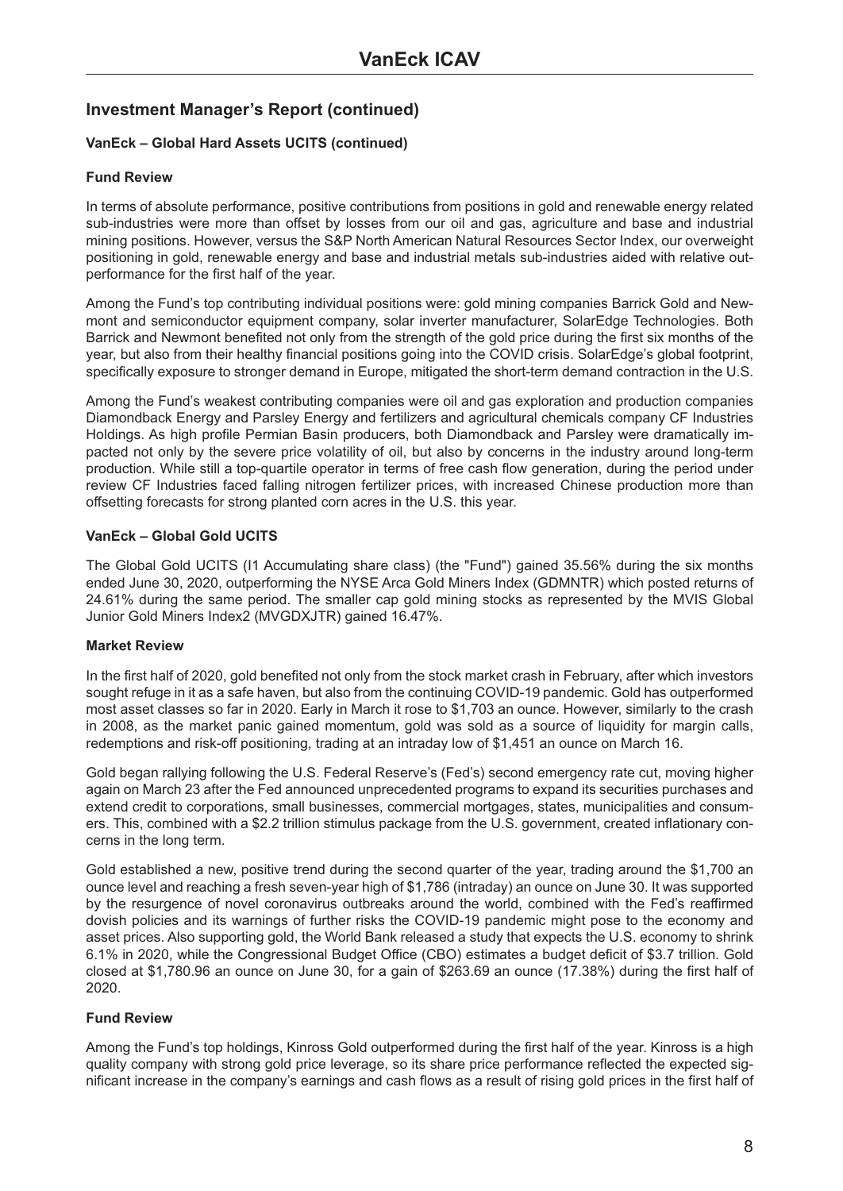## Investment Manager's Report (continued)

### VanEck – Global Hard Assets UCITS (continued)

#### Fund Review

In terms of absolute performance, positive contributions from positions in gold and renewable energy related sub-industries were more than offset by losses from our oil and gas, agriculture and base and industrial mining positions. However, versus the S&P North American Natural Resources Sector Index, our overweight positioning in gold, renewable energy and base and industrial metals sub-industries aided with relative out-performance for the first half of the year.

Among the Fund's top contributing individual positions were: gold mining companies Barrick Gold and Newmont and semiconductor equipment company, solar inverter manufacturer, SolarEdge Technologies. Both Barrick and Newmont benefited not only from the strength of the gold price during the first six months of the year, but also from their healthy financial positions going into the COVID crisis. SolarEdge's global footprint, specifically exposure to stronger demand in Europe, mitigated the short-term demand contraction in the U.S.

Among the Fund's weakest contributing companies were oil and gas exploration and production companies Diamondback Energy and Parsley Energy and fertilizers and agricultural chemicals company CF Industries Holdings. As high profile Permian Basin producers, both Diamondback and Parsley were dramatically impacted not only by the severe price volatility of oil, but also by concerns in the industry around long-term production. While still a top-quartile operator in terms of free cash flow generation, during the period under review CF Industries faced falling nitrogen fertilizer prices, with increased Chinese production more than offsetting forecasts for strong planted corn acres in the U.S. this year.

### VanEck – Global Gold UCITS

The Global Gold UCITS (I1 Accumulating share class) (the "Fund") gained 35.56% during the six months ended June 30, 2020, outperforming the NYSE Arca Gold Miners Index (GDMNTR) which posted returns of 24.61% during the same period. The smaller cap gold mining stocks as represented by the MVIS Global Junior Gold Miners Index2 (MVGDXJTR) gained 16.47%.

#### Market Review

In the first half of 2020, gold benefited not only from the stock market crash in February, after which investors sought refuge in it as a safe haven, but also from the continuing COVID-19 pandemic. Gold has outperformed most asset classes so far in 2020. Early in March it rose to $1,703 an ounce. However, similarly to the crash in 2008, as the market panic gained momentum, gold was sold as a source of liquidity for margin calls, redemptions and risk-off positioning, trading at an intraday low of $1,451 an ounce on March 16.

Gold began rallying following the U.S. Federal Reserve's (Fed's) second emergency rate cut, moving higher again on March 23 after the Fed announced unprecedented programs to expand its securities purchases and extend credit to corporations, small businesses, commercial mortgages, states, municipalities and consumers. This, combined with a $2.2 trillion stimulus package from the U.S. government, created inflationary concerns in the long term.

Gold established a new, positive trend during the second quarter of the year, trading around the $1,700 an ounce level and reaching a fresh seven-year high of $1,786 (intraday) an ounce on June 30. It was supported by the resurgence of novel coronavirus outbreaks around the world, combined with the Fed's reaffirmed dovish policies and its warnings of further risks the COVID-19 pandemic might pose to the economy and asset prices. Also supporting gold, the World Bank released a study that expects the U.S. economy to shrink 6.1% in 2020, while the Congressional Budget Office (CBO) estimates a budget deficit of $3.7 trillion. Gold closed at $1,780.96 an ounce on June 30, for a gain of $263.69 an ounce (17.38%) during the first half of 2020.

#### Fund Review

Among the Fund's top holdings, Kinross Gold outperformed during the first half of the year. Kinross is a high quality company with strong gold price leverage, so its share price performance reflected the expected significant increase in the company's earnings and cash flows as a result of rising gold prices in the first half of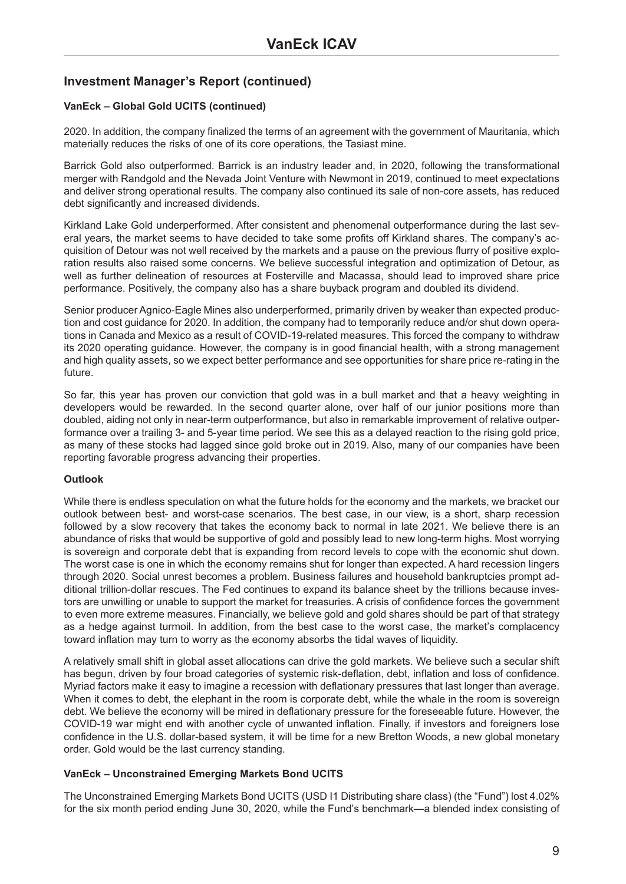## Investment Manager's Report (continued)

### VanEck – Global Gold UCITS (continued)

2020. In addition, the company finalized the terms of an agreement with the government of Mauritania, which materially reduces the risks of one of its core operations, the Tasiast mine.

Barrick Gold also outperformed. Barrick is an industry leader and, in 2020, following the transformational merger with Randgold and the Nevada Joint Venture with Newmont in 2019, continued to meet expectations and deliver strong operational results. The company also continued its sale of non-core assets, has reduced debt significantly and increased dividends.

Kirkland Lake Gold underperformed. After consistent and phenomenal outperformance during the last several years, the market seems to have decided to take some profits off Kirkland shares. The company's acquisition of Detour was not well received by the markets and a pause on the previous flurry of positive exploration results also raised some concerns. We believe successful integration and optimization of Detour, as well as further delineation of resources at Fosterville and Macassa, should lead to improved share price performance. Positively, the company also has a share buyback program and doubled its dividend.

Senior producer Agnico-Eagle Mines also underperformed, primarily driven by weaker than expected production and cost guidance for 2020. In addition, the company had to temporarily reduce and/or shut down operations in Canada and Mexico as a result of COVID-19-related measures. This forced the company to withdraw its 2020 operating guidance. However, the company is in good financial health, with a strong management and high quality assets, so we expect better performance and see opportunities for share price re-rating in the future.

So far, this year has proven our conviction that gold was in a bull market and that a heavy weighting in developers would be rewarded. In the second quarter alone, over half of our junior positions more than doubled, aiding not only in near-term outperformance, but also in remarkable improvement of relative outperformance over a trailing 3- and 5-year time period. We see this as a delayed reaction to the rising gold price, as many of these stocks had lagged since gold broke out in 2019. Also, many of our companies have been reporting favorable progress advancing their properties.

**Outlook**

While there is endless speculation on what the future holds for the economy and the markets, we bracket our outlook between best- and worst-case scenarios. The best case, in our view, is a short, sharp recession followed by a slow recovery that takes the economy back to normal in late 2021. We believe there is an abundance of risks that would be supportive of gold and possibly lead to new long-term highs. Most worrying is sovereign and corporate debt that is expanding from record levels to cope with the economic shut down. The worst case is one in which the economy remains shut for longer than expected. A hard recession lingers through 2020. Social unrest becomes a problem. Business failures and household bankruptcies prompt additional trillion-dollar rescues. The Fed continues to expand its balance sheet by the trillions because investors are unwilling or unable to support the market for treasuries. A crisis of confidence forces the government to even more extreme measures. Financially, we believe gold and gold shares should be part of that strategy as a hedge against turmoil. In addition, from the best case to the worst case, the market's complacency toward inflation may turn to worry as the economy absorbs the tidal waves of liquidity.

A relatively small shift in global asset allocations can drive the gold markets. We believe such a secular shift has begun, driven by four broad categories of systemic risk-deflation, debt, inflation and loss of confidence. Myriad factors make it easy to imagine a recession with deflationary pressures that last longer than average. When it comes to debt, the elephant in the room is corporate debt, while the whale in the room is sovereign debt. We believe the economy will be mired in deflationary pressure for the foreseeable future. However, the COVID-19 war might end with another cycle of unwanted inflation. Finally, if investors and foreigners lose confidence in the U.S. dollar-based system, it will be time for a new Bretton Woods, a new global monetary order. Gold would be the last currency standing.

### VanEck – Unconstrained Emerging Markets Bond UCITS

The Unconstrained Emerging Markets Bond UCITS (USD I1 Distributing share class) (the "Fund") lost 4.02% for the six month period ending June 30, 2020, while the Fund's benchmark—a blended index consisting of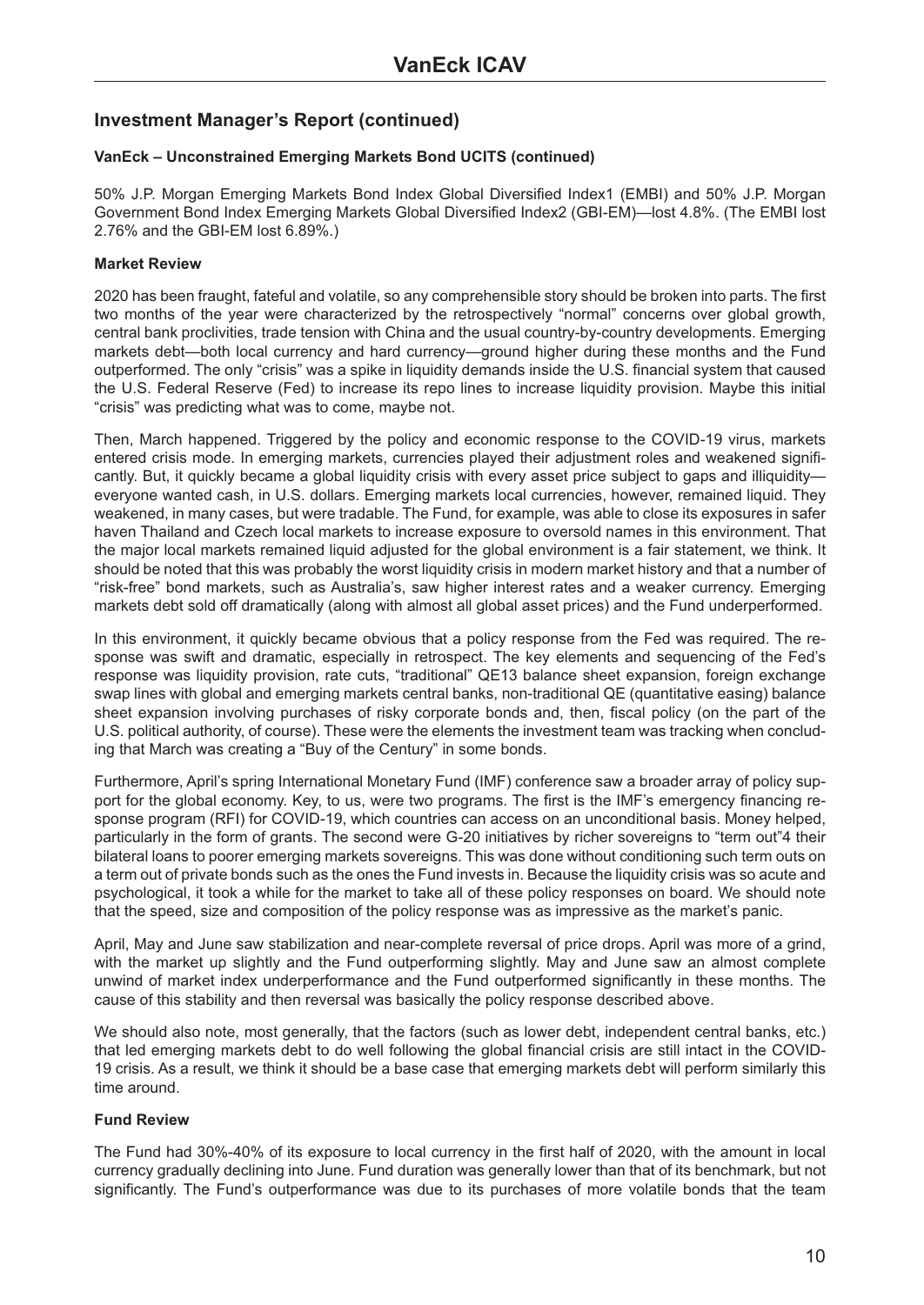## Investment Manager's Report (continued)

### VanEck – Unconstrained Emerging Markets Bond UCITS (continued)

50% J.P. Morgan Emerging Markets Bond Index Global Diversified Index1 (EMBI) and 50% J.P. Morgan Government Bond Index Emerging Markets Global Diversified Index2 (GBI-EM)—lost 4.8%. (The EMBI lost 2.76% and the GBI-EM lost 6.89%.)

**Market Review**

2020 has been fraught, fateful and volatile, so any comprehensible story should be broken into parts. The first two months of the year were characterized by the retrospectively "normal" concerns over global growth, central bank proclivities, trade tension with China and the usual country-by-country developments. Emerging markets debt—both local currency and hard currency—ground higher during these months and the Fund outperformed. The only "crisis" was a spike in liquidity demands inside the U.S. financial system that caused the U.S. Federal Reserve (Fed) to increase its repo lines to increase liquidity provision. Maybe this initial "crisis" was predicting what was to come, maybe not.

Then, March happened. Triggered by the policy and economic response to the COVID-19 virus, markets entered crisis mode. In emerging markets, currencies played their adjustment roles and weakened significantly. But, it quickly became a global liquidity crisis with every asset price subject to gaps and illiquidity—everyone wanted cash, in U.S. dollars. Emerging markets local currencies, however, remained liquid. They weakened, in many cases, but were tradable. The Fund, for example, was able to close its exposures in safer haven Thailand and Czech local markets to increase exposure to oversold names in this environment. That the major local markets remained liquid adjusted for the global environment is a fair statement, we think. It should be noted that this was probably the worst liquidity crisis in modern market history and that a number of "risk-free" bond markets, such as Australia's, saw higher interest rates and a weaker currency. Emerging markets debt sold off dramatically (along with almost all global asset prices) and the Fund underperformed.

In this environment, it quickly became obvious that a policy response from the Fed was required. The response was swift and dramatic, especially in retrospect. The key elements and sequencing of the Fed's response was liquidity provision, rate cuts, "traditional" QE13 balance sheet expansion, foreign exchange swap lines with global and emerging markets central banks, non-traditional QE (quantitative easing) balance sheet expansion involving purchases of risky corporate bonds and, then, fiscal policy (on the part of the U.S. political authority, of course). These were the elements the investment team was tracking when concluding that March was creating a "Buy of the Century" in some bonds.

Furthermore, April's spring International Monetary Fund (IMF) conference saw a broader array of policy support for the global economy. Key, to us, were two programs. The first is the IMF's emergency financing response program (RFI) for COVID-19, which countries can access on an unconditional basis. Money helped, particularly in the form of grants. The second were G-20 initiatives by richer sovereigns to "term out"4 their bilateral loans to poorer emerging markets sovereigns. This was done without conditioning such term outs on a term out of private bonds such as the ones the Fund invests in. Because the liquidity crisis was so acute and psychological, it took a while for the market to take all of these policy responses on board. We should note that the speed, size and composition of the policy response was as impressive as the market's panic.

April, May and June saw stabilization and near-complete reversal of price drops. April was more of a grind, with the market up slightly and the Fund outperforming slightly. May and June saw an almost complete unwind of market index underperformance and the Fund outperformed significantly in these months. The cause of this stability and then reversal was basically the policy response described above.

We should also note, most generally, that the factors (such as lower debt, independent central banks, etc.) that led emerging markets debt to do well following the global financial crisis are still intact in the COVID-19 crisis. As a result, we think it should be a base case that emerging markets debt will perform similarly this time around.

**Fund Review**

The Fund had 30%-40% of its exposure to local currency in the first half of 2020, with the amount in local currency gradually declining into June. Fund duration was generally lower than that of its benchmark, but not significantly. The Fund's outperformance was due to its purchases of more volatile bonds that the team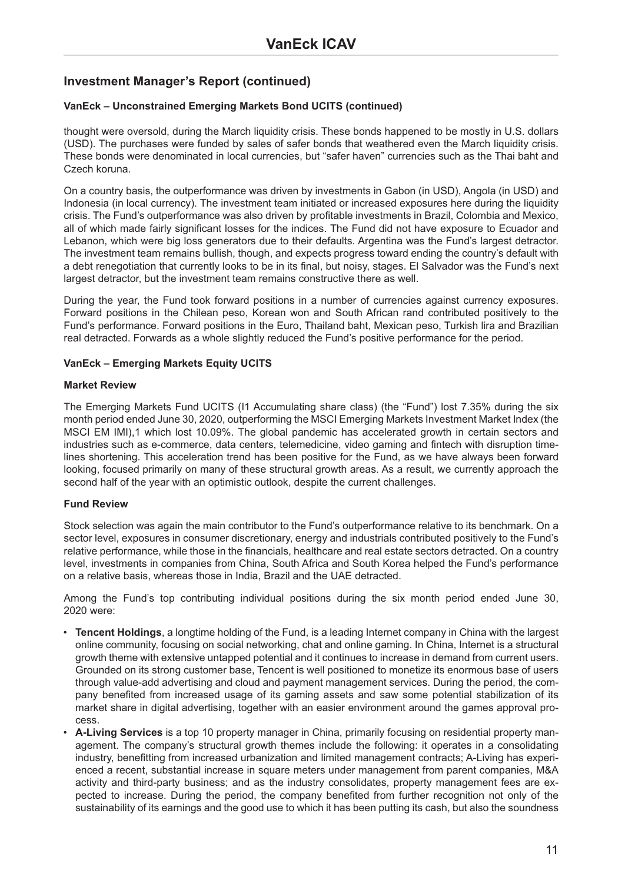## Investment Manager's Report (continued)

### VanEck – Unconstrained Emerging Markets Bond UCITS (continued)

thought were oversold, during the March liquidity crisis. These bonds happened to be mostly in U.S. dollars (USD). The purchases were funded by sales of safer bonds that weathered even the March liquidity crisis. These bonds were denominated in local currencies, but "safer haven" currencies such as the Thai baht and Czech koruna.

On a country basis, the outperformance was driven by investments in Gabon (in USD), Angola (in USD) and Indonesia (in local currency). The investment team initiated or increased exposures here during the liquidity crisis. The Fund's outperformance was also driven by profitable investments in Brazil, Colombia and Mexico, all of which made fairly significant losses for the indices. The Fund did not have exposure to Ecuador and Lebanon, which were big loss generators due to their defaults. Argentina was the Fund's largest detractor. The investment team remains bullish, though, and expects progress toward ending the country's default with a debt renegotiation that currently looks to be in its final, but noisy, stages. El Salvador was the Fund's next largest detractor, but the investment team remains constructive there as well.

During the year, the Fund took forward positions in a number of currencies against currency exposures. Forward positions in the Chilean peso, Korean won and South African rand contributed positively to the Fund's performance. Forward positions in the Euro, Thailand baht, Mexican peso, Turkish lira and Brazilian real detracted. Forwards as a whole slightly reduced the Fund's positive performance for the period.

### VanEck – Emerging Markets Equity UCITS

#### Market Review

The Emerging Markets Fund UCITS (I1 Accumulating share class) (the "Fund") lost 7.35% during the six month period ended June 30, 2020, outperforming the MSCI Emerging Markets Investment Market Index (the MSCI EM IMI),1 which lost 10.09%. The global pandemic has accelerated growth in certain sectors and industries such as e-commerce, data centers, telemedicine, video gaming and fintech with disruption timelines shortening. This acceleration trend has been positive for the Fund, as we have always been forward looking, focused primarily on many of these structural growth areas. As a result, we currently approach the second half of the year with an optimistic outlook, despite the current challenges.

#### Fund Review

Stock selection was again the main contributor to the Fund's outperformance relative to its benchmark. On a sector level, exposures in consumer discretionary, energy and industrials contributed positively to the Fund's relative performance, while those in the financials, healthcare and real estate sectors detracted. On a country level, investments in companies from China, South Africa and South Korea helped the Fund's performance on a relative basis, whereas those in India, Brazil and the UAE detracted.

Among the Fund's top contributing individual positions during the six month period ended June 30, 2020 were:

- **Tencent Holdings**, a longtime holding of the Fund, is a leading Internet company in China with the largest online community, focusing on social networking, chat and online gaming. In China, Internet is a structural growth theme with extensive untapped potential and it continues to increase in demand from current users. Grounded on its strong customer base, Tencent is well positioned to monetize its enormous base of users through value-add advertising and cloud and payment management services. During the period, the company benefited from increased usage of its gaming assets and saw some potential stabilization of its market share in digital advertising, together with an easier environment around the games approval process.
- **A-Living Services** is a top 10 property manager in China, primarily focusing on residential property management. The company's structural growth themes include the following: it operates in a consolidating industry, benefitting from increased urbanization and limited management contracts; A-Living has experienced a recent, substantial increase in square meters under management from parent companies, M&A activity and third-party business; and as the industry consolidates, property management fees are expected to increase. During the period, the company benefited from further recognition not only of the sustainability of its earnings and the good use to which it has been putting its cash, but also the soundness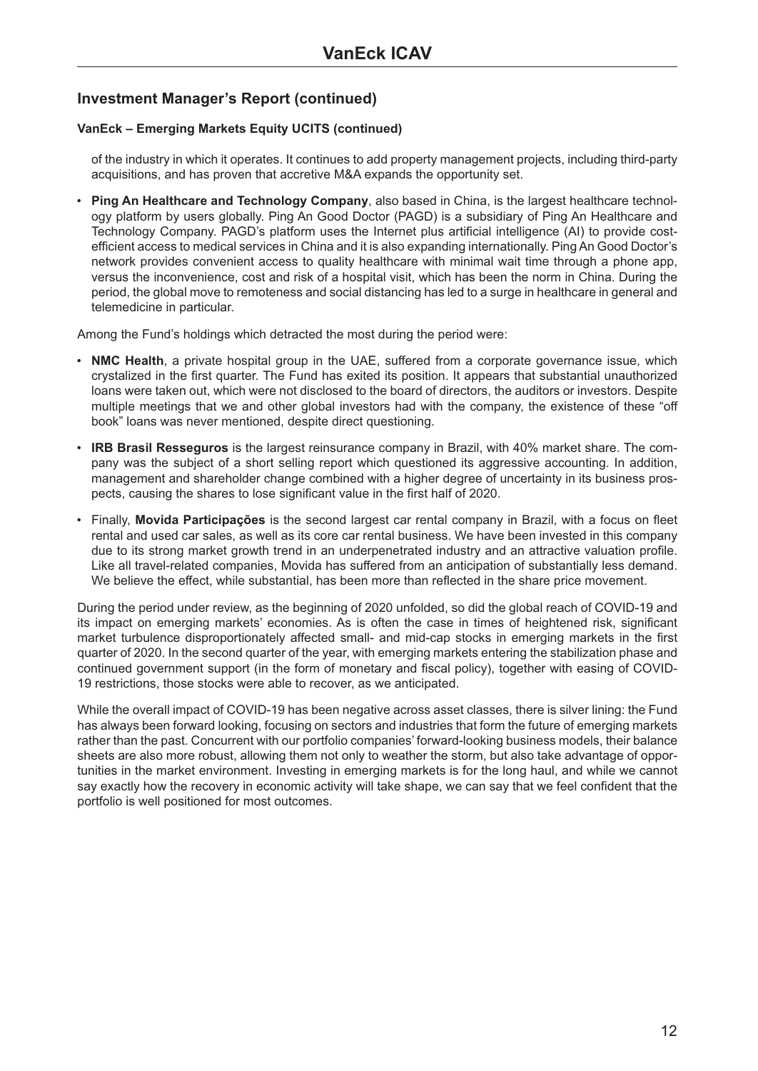## Investment Manager's Report (continued)

### VanEck – Emerging Markets Equity UCITS (continued)

of the industry in which it operates. It continues to add property management projects, including third-party acquisitions, and has proven that accretive M&A expands the opportunity set.

- **Ping An Healthcare and Technology Company**, also based in China, is the largest healthcare technology platform by users globally. Ping An Good Doctor (PAGD) is a subsidiary of Ping An Healthcare and Technology Company. PAGD's platform uses the Internet plus artificial intelligence (AI) to provide cost-efficient access to medical services in China and it is also expanding internationally. Ping An Good Doctor's network provides convenient access to quality healthcare with minimal wait time through a phone app, versus the inconvenience, cost and risk of a hospital visit, which has been the norm in China. During the period, the global move to remoteness and social distancing has led to a surge in healthcare in general and telemedicine in particular.

Among the Fund's holdings which detracted the most during the period were:

- **NMC Health**, a private hospital group in the UAE, suffered from a corporate governance issue, which crystalized in the first quarter. The Fund has exited its position. It appears that substantial unauthorized loans were taken out, which were not disclosed to the board of directors, the auditors or investors. Despite multiple meetings that we and other global investors had with the company, the existence of these "off book" loans was never mentioned, despite direct questioning.
- **IRB Brasil Resseguros** is the largest reinsurance company in Brazil, with 40% market share. The company was the subject of a short selling report which questioned its aggressive accounting. In addition, management and shareholder change combined with a higher degree of uncertainty in its business prospects, causing the shares to lose significant value in the first half of 2020.
- Finally, **Movida Participações** is the second largest car rental company in Brazil, with a focus on fleet rental and used car sales, as well as its core car rental business. We have been invested in this company due to its strong market growth trend in an underpenetrated industry and an attractive valuation profile. Like all travel-related companies, Movida has suffered from an anticipation of substantially less demand. We believe the effect, while substantial, has been more than reflected in the share price movement.

During the period under review, as the beginning of 2020 unfolded, so did the global reach of COVID-19 and its impact on emerging markets' economies. As is often the case in times of heightened risk, significant market turbulence disproportionately affected small- and mid-cap stocks in emerging markets in the first quarter of 2020. In the second quarter of the year, with emerging markets entering the stabilization phase and continued government support (in the form of monetary and fiscal policy), together with easing of COVID-19 restrictions, those stocks were able to recover, as we anticipated.

While the overall impact of COVID-19 has been negative across asset classes, there is silver lining: the Fund has always been forward looking, focusing on sectors and industries that form the future of emerging markets rather than the past. Concurrent with our portfolio companies' forward-looking business models, their balance sheets are also more robust, allowing them not only to weather the storm, but also take advantage of opportunities in the market environment. Investing in emerging markets is for the long haul, and while we cannot say exactly how the recovery in economic activity will take shape, we can say that we feel confident that the portfolio is well positioned for most outcomes.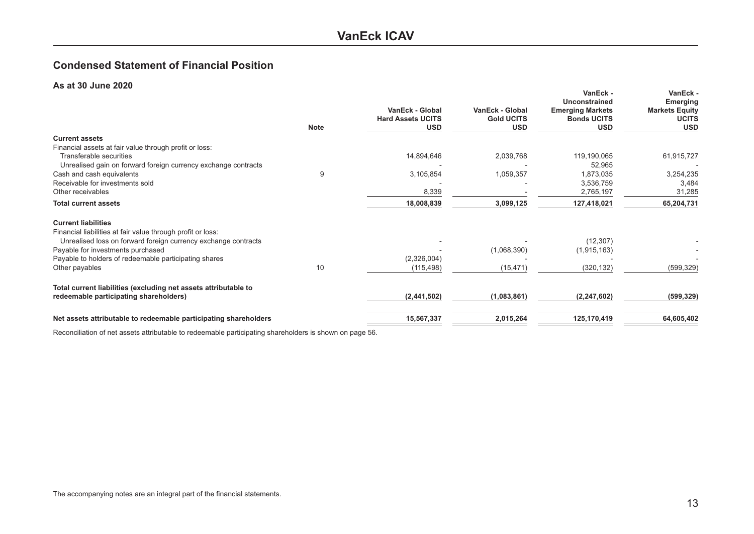# VanEck ICAV

## Condensed Statement of Financial Position

### As at 30 June 2020

| | Note | VanEck - Global Hard Assets UCITS USD | VanEck - Global Gold UCITS USD | VanEck - Unconstrained Emerging Markets Bonds UCITS USD | VanEck - Emerging Markets Equity UCITS USD |
|---|---|---|---|---|---|
| **Current assets** | | | | | |
| Financial assets at fair value through profit or loss: | | | | | |
| Transferable securities | | 14,894,646 | 2,039,768 | 119,190,065 | 61,915,727 |
| Unrealised gain on forward foreign currency exchange contracts | | - | - | 52,965 | - |
| Cash and cash equivalents | 9 | 3,105,854 | 1,059,357 | 1,873,035 | 3,254,235 |
| Receivable for investments sold | | - | - | 3,536,759 | 3,484 |
| Other receivables | | 8,339 | - | 2,765,197 | 31,285 |
| **Total current assets** | | **18,008,839** | **3,099,125** | **127,418,021** | **65,204,731** |
| **Current liabilities** | | | | | |
| Financial liabilities at fair value through profit or loss: | | | | | |
| Unrealised loss on forward foreign currency exchange contracts | | - | - | (12,307) | - |
| Payable for investments purchased | | - | (1,068,390) | (1,915,163) | - |
| Payable to holders of redeemable participating shares | | (2,326,004) | - | - | - |
| Other payables | 10 | (115,498) | (15,471) | (320,132) | (599,329) |
| **Total current liabilities (excluding net assets attributable to redeemable participating shareholders)** | | **(2,441,502)** | **(1,083,861)** | **(2,247,602)** | **(599,329)** |
| **Net assets attributable to redeemable participating shareholders** | | **15,567,337** | **2,015,264** | **125,170,419** | **64,605,402** |

Reconciliation of net assets attributable to redeemable participating shareholders is shown on page 56.

The accompanying notes are an integral part of the financial statements.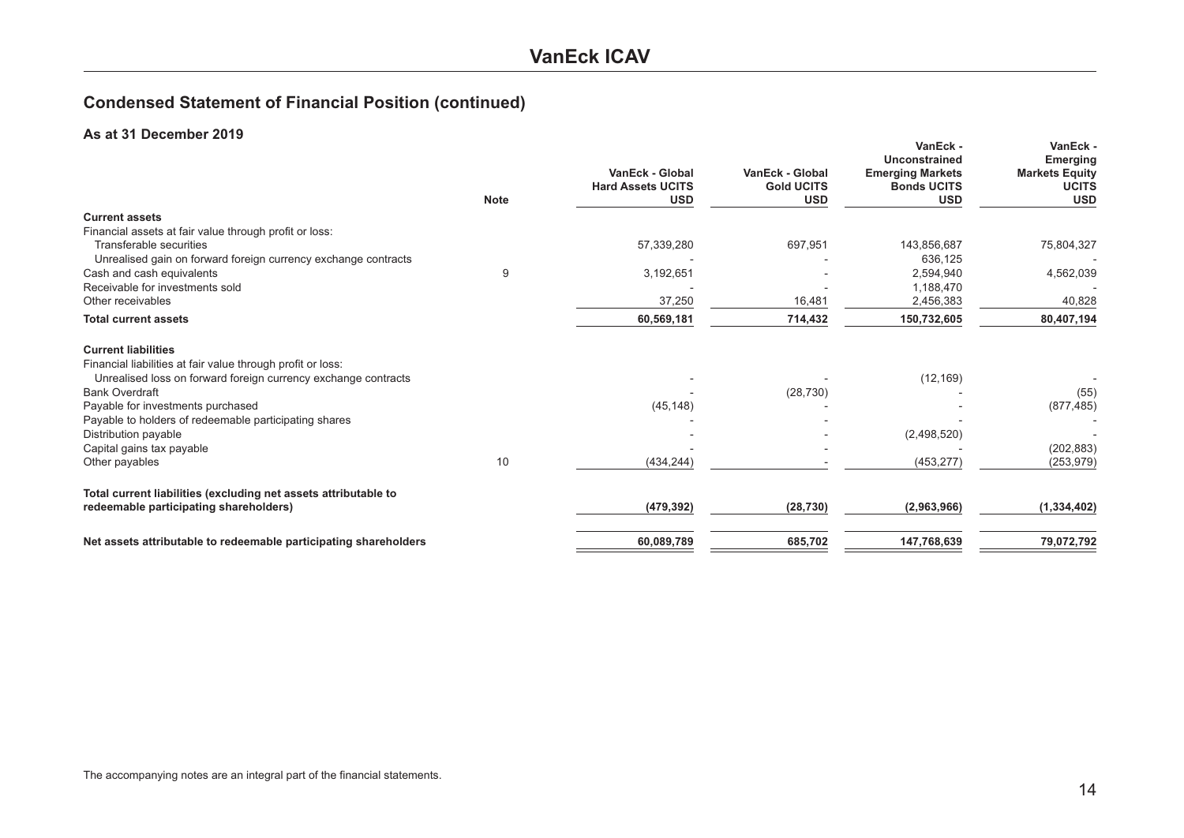# VanEck ICAV

## Condensed Statement of Financial Position (continued)

### As at 31 December 2019

| | Note | VanEck - Global Hard Assets UCITS USD | VanEck - Global Gold UCITS USD | VanEck - Unconstrained Emerging Markets Bonds UCITS USD | VanEck - Emerging Markets Equity UCITS USD |
|---|---|---|---|---|---|
| **Current assets** | | | | | |
| Financial assets at fair value through profit or loss: | | | | | |
| Transferable securities | | 57,339,280 | 697,951 | 143,856,687 | 75,804,327 |
| Unrealised gain on forward foreign currency exchange contracts | | - | - | 636,125 | - |
| Cash and cash equivalents | 9 | 3,192,651 | - | 2,594,940 | 4,562,039 |
| Receivable for investments sold | | - | - | 1,188,470 | - |
| Other receivables | | 37,250 | 16,481 | 2,456,383 | 40,828 |
| **Total current assets** | | **60,569,181** | **714,432** | **150,732,605** | **80,407,194** |
| **Current liabilities** | | | | | |
| Financial liabilities at fair value through profit or loss: | | | | | |
| Unrealised loss on forward foreign currency exchange contracts | | - | - | (12,169) | - |
| Bank Overdraft | | - | (28,730) | - | (55) |
| Payable for investments purchased | | (45,148) | - | - | (877,485) |
| Payable to holders of redeemable participating shares | | - | - | - | - |
| Distribution payable | | - | - | (2,498,520) | - |
| Capital gains tax payable | | - | - | - | (202,883) |
| Other payables | 10 | (434,244) | - | (453,277) | (253,979) |
| **Total current liabilities (excluding net assets attributable to redeemable participating shareholders)** | | **(479,392)** | **(28,730)** | **(2,963,966)** | **(1,334,402)** |
| **Net assets attributable to redeemable participating shareholders** | | **60,089,789** | **685,702** | **147,768,639** | **79,072,792** |

The accompanying notes are an integral part of the financial statements.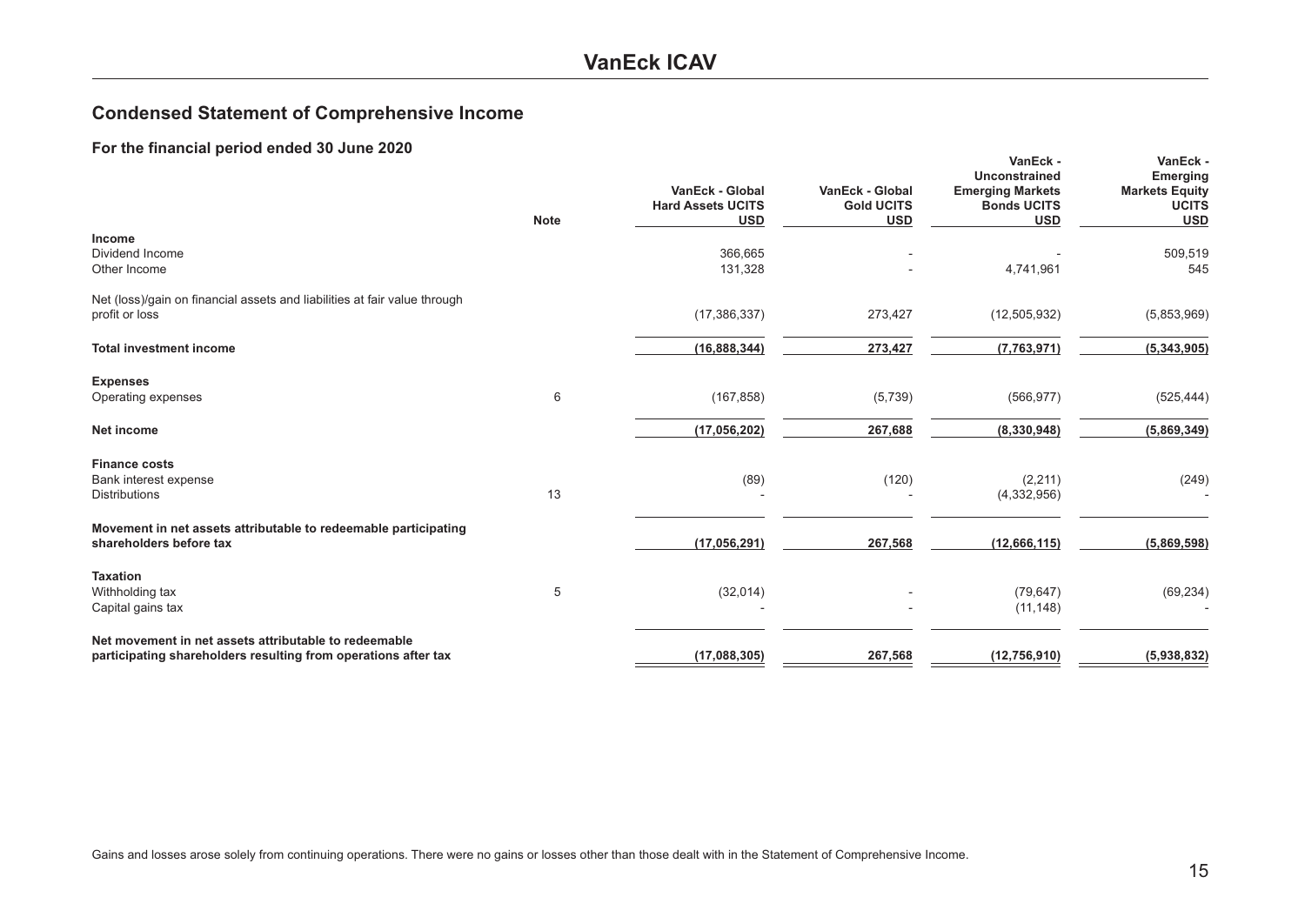# VanEck ICAV

## Condensed Statement of Comprehensive Income

### For the financial period ended 30 June 2020

| | Note | VanEck - Global Hard Assets UCITS USD | VanEck - Global Gold UCITS USD | VanEck - Unconstrained Emerging Markets Bonds UCITS USD | VanEck - Emerging Markets Equity UCITS USD |
|---|---|---|---|---|---|
| **Income** | | | | | |
| Dividend Income | | 366,665 | - | - | 509,519 |
| Other Income | | 131,328 | - | 4,741,961 | 545 |
| Net (loss)/gain on financial assets and liabilities at fair value through profit or loss | | (17,386,337) | 273,427 | (12,505,932) | (5,853,969) |
| **Total investment income** | | **(16,888,344)** | **273,427** | **(7,763,971)** | **(5,343,905)** |
| **Expenses** | | | | | |
| Operating expenses | 6 | (167,858) | (5,739) | (566,977) | (525,444) |
| **Net income** | | **(17,056,202)** | **267,688** | **(8,330,948)** | **(5,869,349)** |
| **Finance costs** | | | | | |
| Bank interest expense | | (89) | (120) | (2,211) | (249) |
| Distributions | 13 | - | - | (4,332,956) | - |
| **Movement in net assets attributable to redeemable participating shareholders before tax** | | **(17,056,291)** | **267,568** | **(12,666,115)** | **(5,869,598)** |
| **Taxation** | | | | | |
| Withholding tax | 5 | (32,014) | - | (79,647) | (69,234) |
| Capital gains tax | | - | - | (11,148) | - |
| **Net movement in net assets attributable to redeemable participating shareholders resulting from operations after tax** | | **(17,088,305)** | **267,568** | **(12,756,910)** | **(5,938,832)** |

Gains and losses arose solely from continuing operations. There were no gains or losses other than those dealt with in the Statement of Comprehensive Income.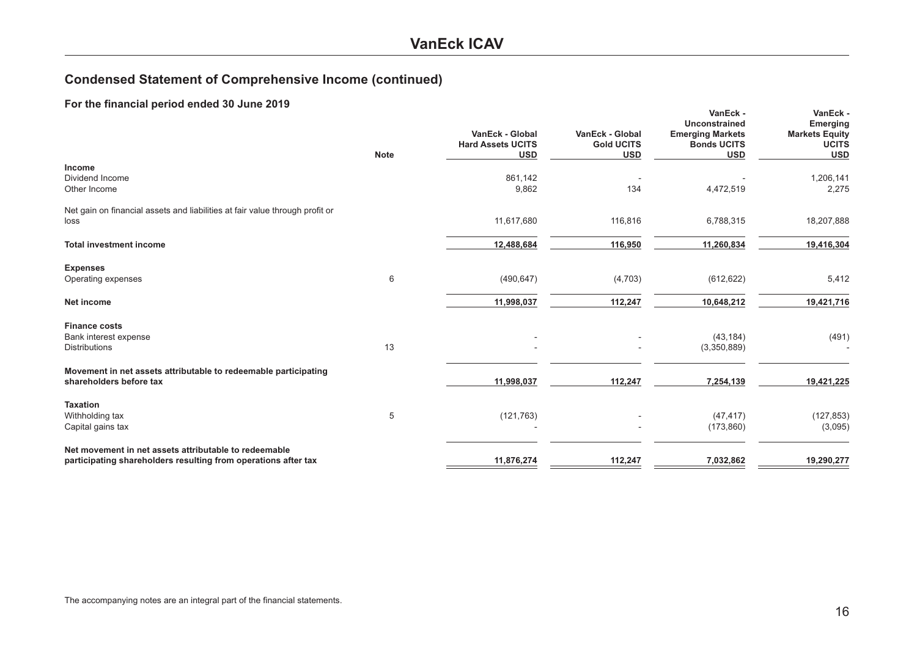## Condensed Statement of Comprehensive Income (continued)

### For the financial period ended 30 June 2019

| | Note | VanEck - Global Hard Assets UCITS USD | VanEck - Global Gold UCITS USD | VanEck - Unconstrained Emerging Markets Bonds UCITS USD | VanEck - Emerging Markets Equity UCITS USD |
|---|---|---|---|---|---|
| **Income** | | | | | |
| Dividend Income | | 861,142 | - | - | 1,206,141 |
| Other Income | | 9,862 | 134 | 4,472,519 | 2,275 |
| Net gain on financial assets and liabilities at fair value through profit or loss | | 11,617,680 | 116,816 | 6,788,315 | 18,207,888 |
| **Total investment income** | | **12,488,684** | **116,950** | **11,260,834** | **19,416,304** |
| **Expenses** | | | | | |
| Operating expenses | 6 | (490,647) | (4,703) | (612,622) | 5,412 |
| **Net income** | | **11,998,037** | **112,247** | **10,648,212** | **19,421,716** |
| **Finance costs** | | | | | |
| Bank interest expense | | - | - | (43,184) | (491) |
| Distributions | 13 | - | - | (3,350,889) | - |
| **Movement in net assets attributable to redeemable participating shareholders before tax** | | **11,998,037** | **112,247** | **7,254,139** | **19,421,225** |
| **Taxation** | | | | | |
| Withholding tax | 5 | (121,763) | - | (47,417) | (127,853) |
| Capital gains tax | | - | - | (173,860) | (3,095) |
| **Net movement in net assets attributable to redeemable participating shareholders resulting from operations after tax** | | **11,876,274** | **112,247** | **7,032,862** | **19,290,277** |

The accompanying notes are an integral part of the financial statements.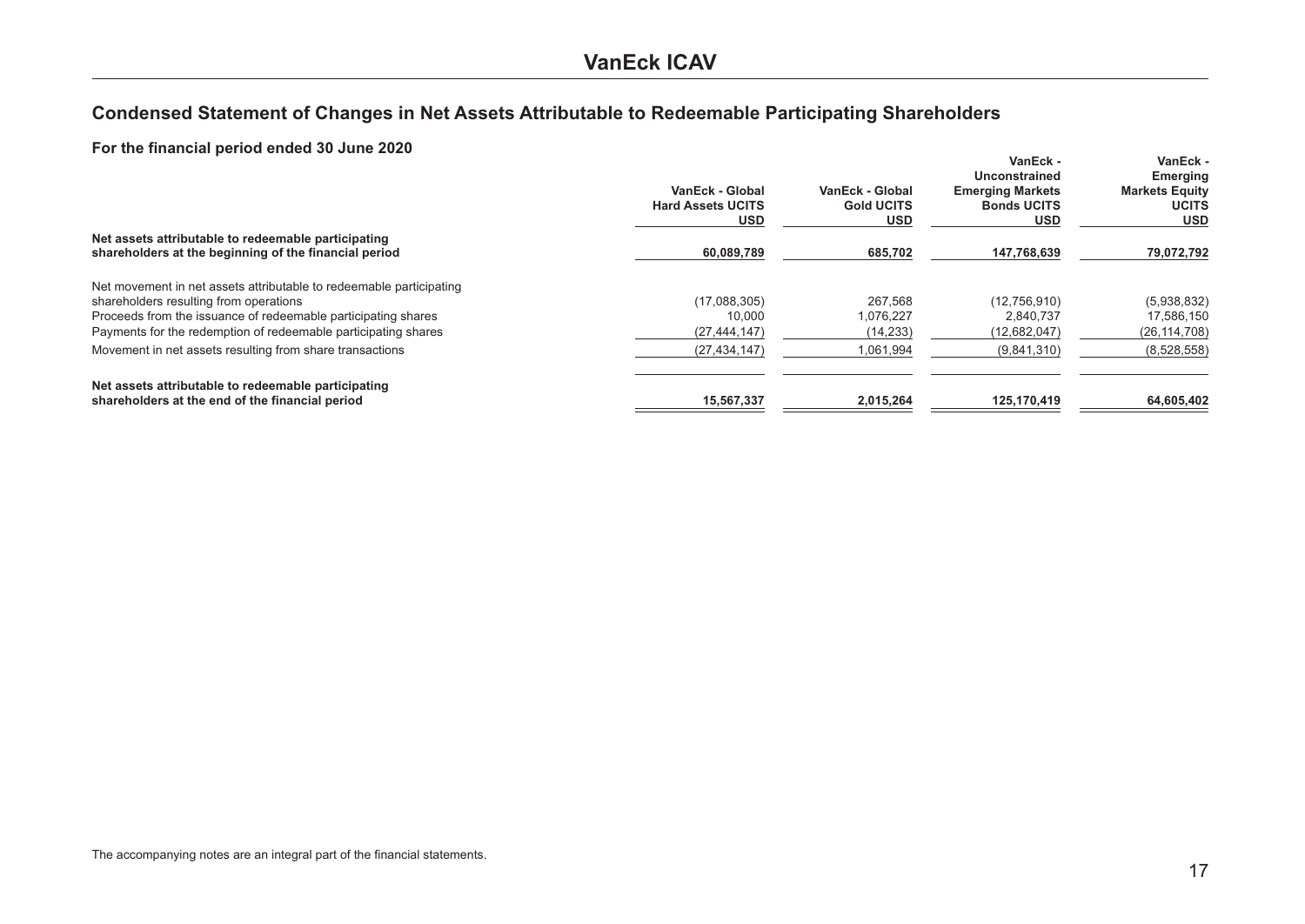# VanEck ICAV

## Condensed Statement of Changes in Net Assets Attributable to Redeemable Participating Shareholders

### For the financial period ended 30 June 2020

| | VanEck - Global Hard Assets UCITS USD | VanEck - Global Gold UCITS USD | VanEck - Unconstrained Emerging Markets Bonds UCITS USD | VanEck - Emerging Markets Equity UCITS USD |
|---|---|---|---|---|
| **Net assets attributable to redeemable participating shareholders at the beginning of the financial period** | **60,089,789** | **685,702** | **147,768,639** | **79,072,792** |
| Net movement in net assets attributable to redeemable participating shareholders resulting from operations | (17,088,305) | 267,568 | (12,756,910) | (5,938,832) |
| Proceeds from the issuance of redeemable participating shares | 10,000 | 1,076,227 | 2,840,737 | 17,586,150 |
| Payments for the redemption of redeemable participating shares | (27,444,147) | (14,233) | (12,682,047) | (26,114,708) |
| Movement in net assets resulting from share transactions | (27,434,147) | 1,061,994 | (9,841,310) | (8,528,558) |
| **Net assets attributable to redeemable participating shareholders at the end of the financial period** | **15,567,337** | **2,015,264** | **125,170,419** | **64,605,402** |

The accompanying notes are an integral part of the financial statements.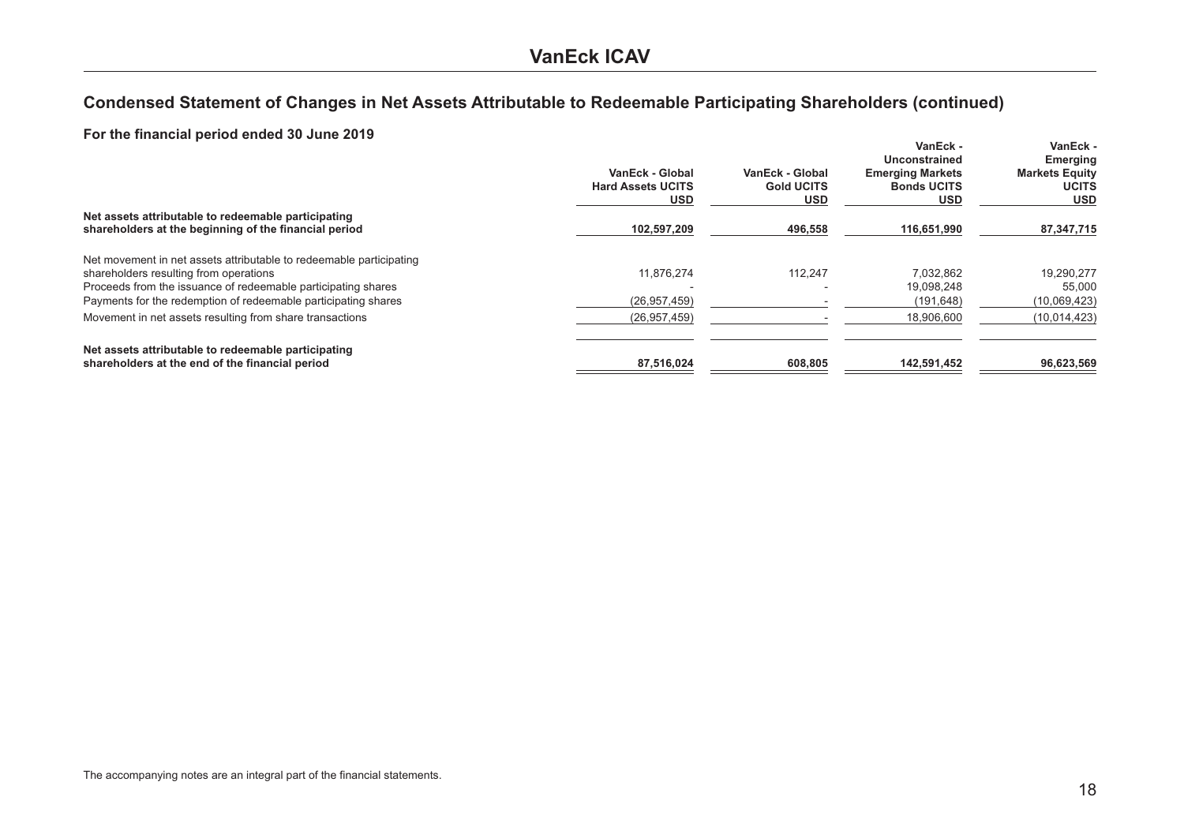# VanEck ICAV

## Condensed Statement of Changes in Net Assets Attributable to Redeemable Participating Shareholders (continued)

### For the financial period ended 30 June 2019

| | VanEck - Global Hard Assets UCITS USD | VanEck - Global Gold UCITS USD | VanEck - Unconstrained Emerging Markets Bonds UCITS USD | VanEck - Emerging Markets Equity UCITS USD |
|---|---|---|---|---|
| **Net assets attributable to redeemable participating shareholders at the beginning of the financial period** | **102,597,209** | **496,558** | **116,651,990** | **87,347,715** |
| Net movement in net assets attributable to redeemable participating shareholders resulting from operations | 11,876,274 | 112,247 | 7,032,862 | 19,290,277 |
| Proceeds from the issuance of redeemable participating shares | - | - | 19,098,248 | 55,000 |
| Payments for the redemption of redeemable participating shares | (26,957,459) | - | (191,648) | (10,069,423) |
| Movement in net assets resulting from share transactions | (26,957,459) | - | 18,906,600 | (10,014,423) |
| **Net assets attributable to redeemable participating shareholders at the end of the financial period** | **87,516,024** | **608,805** | **142,591,452** | **96,623,569** |

The accompanying notes are an integral part of the financial statements.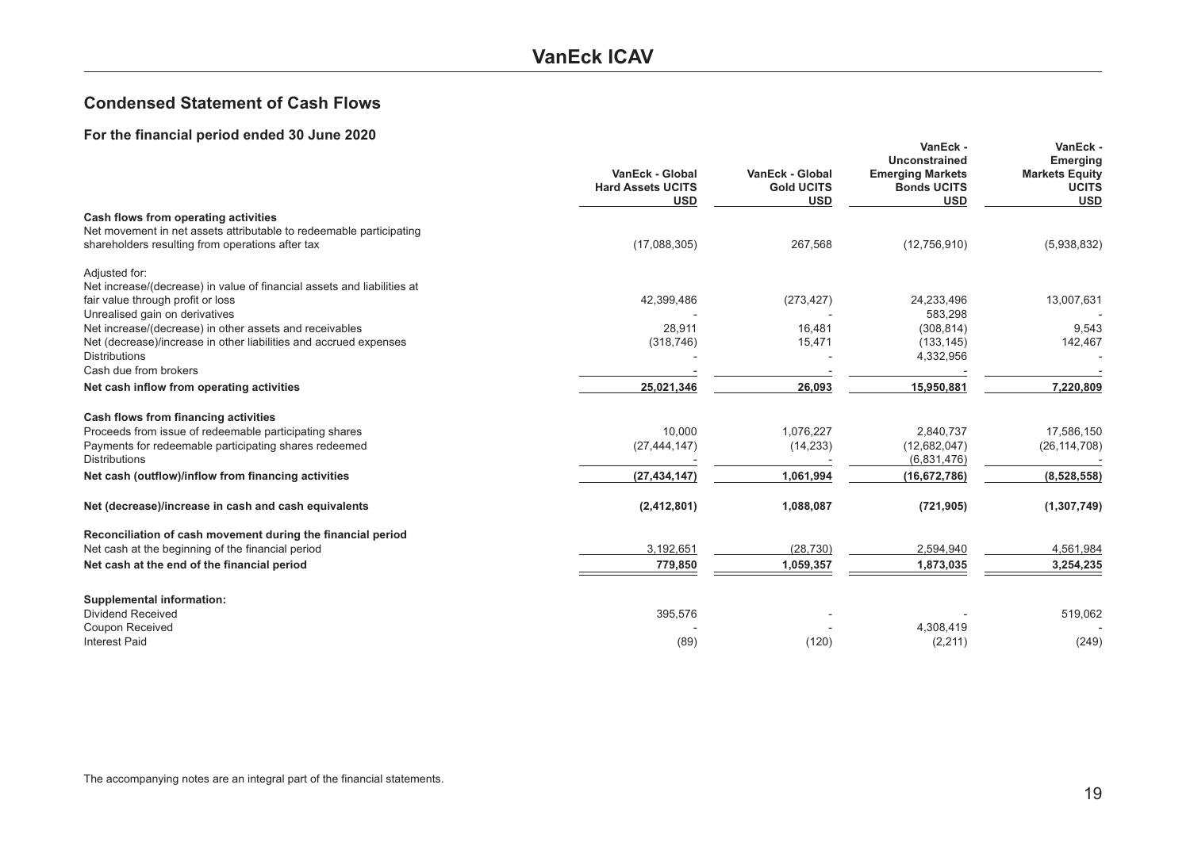# VanEck ICAV

## Condensed Statement of Cash Flows

### For the financial period ended 30 June 2020

| | VanEck - Global Hard Assets UCITS USD | VanEck - Global Gold UCITS USD | VanEck - Unconstrained Emerging Markets Bonds UCITS USD | VanEck - Emerging Markets Equity UCITS USD |
|---|---|---|---|---|
| **Cash flows from operating activities** | | | | |
| Net movement in net assets attributable to redeemable participating shareholders resulting from operations after tax | (17,088,305) | 267,568 | (12,756,910) | (5,938,832) |
| Adjusted for: | | | | |
| Net increase/(decrease) in value of financial assets and liabilities at fair value through profit or loss | 42,399,486 | (273,427) | 24,233,496 | 13,007,631 |
| Unrealised gain on derivatives | - | - | 583,298 | - |
| Net increase/(decrease) in other assets and receivables | 28,911 | 16,481 | (308,814) | 9,543 |
| Net (decrease)/increase in other liabilities and accrued expenses | (318,746) | 15,471 | (133,145) | 142,467 |
| Distributions | - | - | 4,332,956 | - |
| Cash due from brokers | - | - | - | - |
| **Net cash inflow from operating activities** | **25,021,346** | **26,093** | **15,950,881** | **7,220,809** |
| **Cash flows from financing activities** | | | | |
| Proceeds from issue of redeemable participating shares | 10,000 | 1,076,227 | 2,840,737 | 17,586,150 |
| Payments for redeemable participating shares redeemed | (27,444,147) | (14,233) | (12,682,047) | (26,114,708) |
| Distributions | - | - | (6,831,476) | - |
| **Net cash (outflow)/inflow from financing activities** | **(27,434,147)** | **1,061,994** | **(16,672,786)** | **(8,528,558)** |
| **Net (decrease)/increase in cash and cash equivalents** | **(2,412,801)** | **1,088,087** | **(721,905)** | **(1,307,749)** |
| **Reconciliation of cash movement during the financial period** | | | | |
| Net cash at the beginning of the financial period | 3,192,651 | (28,730) | 2,594,940 | 4,561,984 |
| **Net cash at the end of the financial period** | **779,850** | **1,059,357** | **1,873,035** | **3,254,235** |
| **Supplemental information:** | | | | |
| Dividend Received | 395,576 | - | - | 519,062 |
| Coupon Received | - | - | 4,308,419 | - |
| Interest Paid | (89) | (120) | (2,211) | (249) |

The accompanying notes are an integral part of the financial statements.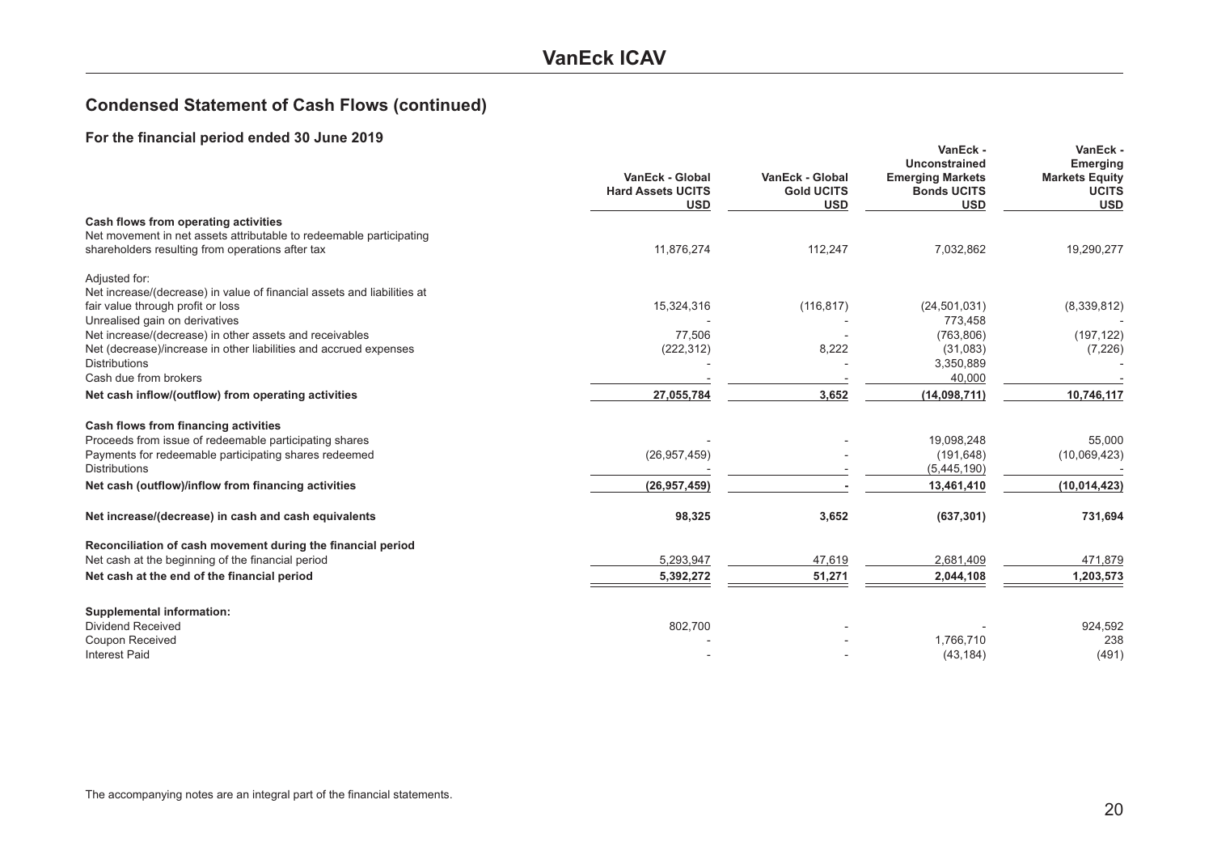# VanEck ICAV

## Condensed Statement of Cash Flows (continued)

### For the financial period ended 30 June 2019

| | VanEck - Global Hard Assets UCITS USD | VanEck - Global Gold UCITS USD | VanEck - Unconstrained Emerging Markets Bonds UCITS USD | VanEck - Emerging Markets Equity UCITS USD |
|---|---|---|---|---|
| **Cash flows from operating activities** | | | | |
| Net movement in net assets attributable to redeemable participating shareholders resulting from operations after tax | 11,876,274 | 112,247 | 7,032,862 | 19,290,277 |
| Adjusted for: | | | | |
| Net increase/(decrease) in value of financial assets and liabilities at fair value through profit or loss | 15,324,316 | (116,817) | (24,501,031) | (8,339,812) |
| Unrealised gain on derivatives | - | - | 773,458 | - |
| Net increase/(decrease) in other assets and receivables | 77,506 | - | (763,806) | (197,122) |
| Net (decrease)/increase in other liabilities and accrued expenses | (222,312) | 8,222 | (31,083) | (7,226) |
| Distributions | - | - | 3,350,889 | - |
| Cash due from brokers | - | - | 40,000 | - |
| **Net cash inflow/(outflow) from operating activities** | **27,055,784** | **3,652** | **(14,098,711)** | **10,746,117** |
| **Cash flows from financing activities** | | | | |
| Proceeds from issue of redeemable participating shares | - | - | 19,098,248 | 55,000 |
| Payments for redeemable participating shares redeemed | (26,957,459) | - | (191,648) | (10,069,423) |
| Distributions | - | - | (5,445,190) | - |
| **Net cash (outflow)/inflow from financing activities** | **(26,957,459)** | **-** | **13,461,410** | **(10,014,423)** |
| **Net increase/(decrease) in cash and cash equivalents** | **98,325** | **3,652** | **(637,301)** | **731,694** |
| **Reconciliation of cash movement during the financial period** | | | | |
| Net cash at the beginning of the financial period | 5,293,947 | 47,619 | 2,681,409 | 471,879 |
| **Net cash at the end of the financial period** | **5,392,272** | **51,271** | **2,044,108** | **1,203,573** |
| **Supplemental information:** | | | | |
| Dividend Received | 802,700 | - | - | 924,592 |
| Coupon Received | - | - | 1,766,710 | 238 |
| Interest Paid | - | - | (43,184) | (491) |

The accompanying notes are an integral part of the financial statements.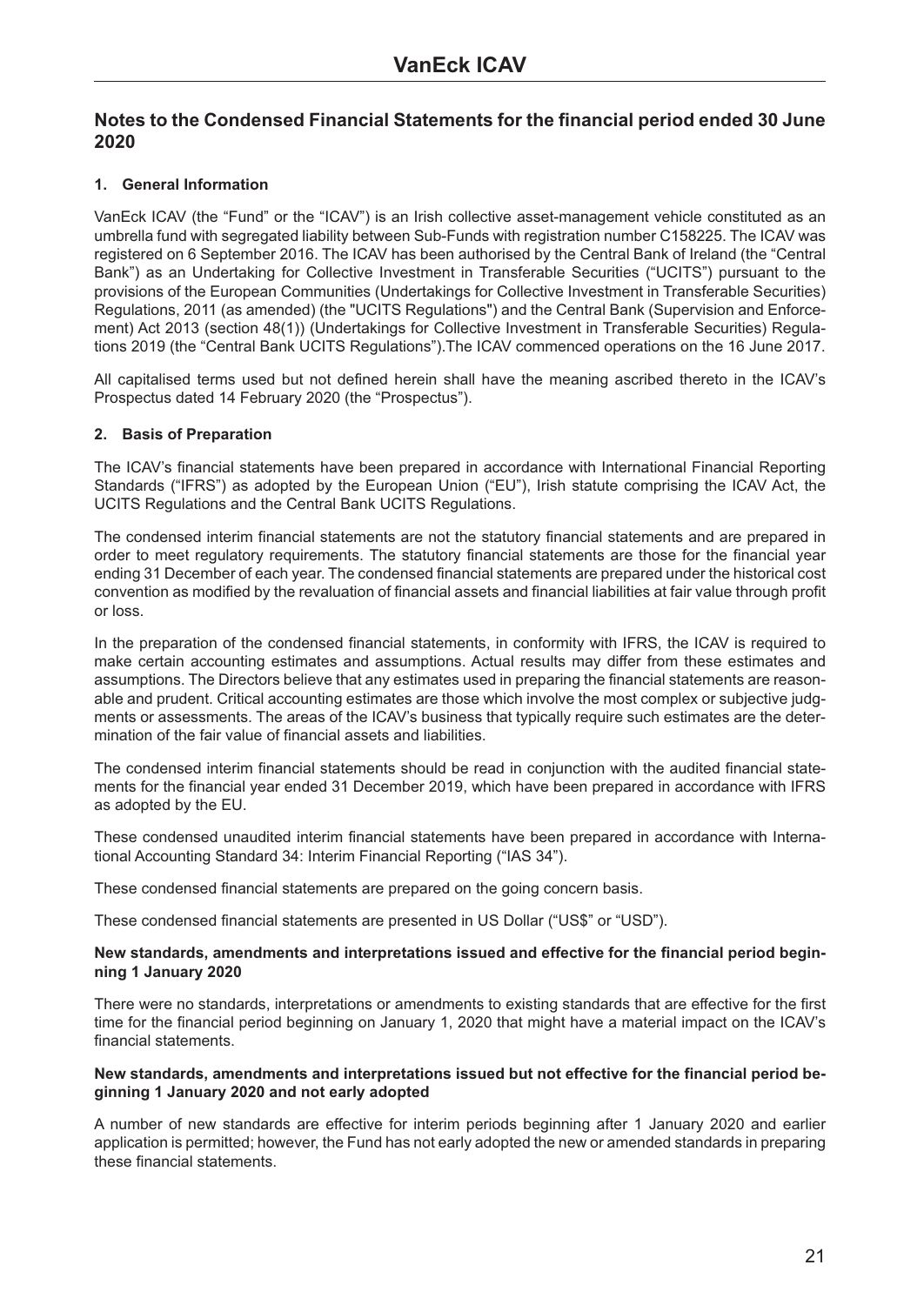## Notes to the Condensed Financial Statements for the financial period ended 30 June 2020

### 1. General Information

VanEck ICAV (the "Fund" or the "ICAV") is an Irish collective asset-management vehicle constituted as an umbrella fund with segregated liability between Sub-Funds with registration number C158225. The ICAV was registered on 6 September 2016. The ICAV has been authorised by the Central Bank of Ireland (the "Central Bank") as an Undertaking for Collective Investment in Transferable Securities ("UCITS") pursuant to the provisions of the European Communities (Undertakings for Collective Investment in Transferable Securities) Regulations, 2011 (as amended) (the "UCITS Regulations") and the Central Bank (Supervision and Enforcement) Act 2013 (section 48(1)) (Undertakings for Collective Investment in Transferable Securities) Regulations 2019 (the "Central Bank UCITS Regulations").The ICAV commenced operations on the 16 June 2017.

All capitalised terms used but not defined herein shall have the meaning ascribed thereto in the ICAV's Prospectus dated 14 February 2020 (the "Prospectus").

### 2. Basis of Preparation

The ICAV's financial statements have been prepared in accordance with International Financial Reporting Standards ("IFRS") as adopted by the European Union ("EU"), Irish statute comprising the ICAV Act, the UCITS Regulations and the Central Bank UCITS Regulations.

The condensed interim financial statements are not the statutory financial statements and are prepared in order to meet regulatory requirements. The statutory financial statements are those for the financial year ending 31 December of each year. The condensed financial statements are prepared under the historical cost convention as modified by the revaluation of financial assets and financial liabilities at fair value through profit or loss.

In the preparation of the condensed financial statements, in conformity with IFRS, the ICAV is required to make certain accounting estimates and assumptions. Actual results may differ from these estimates and assumptions. The Directors believe that any estimates used in preparing the financial statements are reasonable and prudent. Critical accounting estimates are those which involve the most complex or subjective judgments or assessments. The areas of the ICAV's business that typically require such estimates are the determination of the fair value of financial assets and liabilities.

The condensed interim financial statements should be read in conjunction with the audited financial statements for the financial year ended 31 December 2019, which have been prepared in accordance with IFRS as adopted by the EU.

These condensed unaudited interim financial statements have been prepared in accordance with International Accounting Standard 34: Interim Financial Reporting ("IAS 34").

These condensed financial statements are prepared on the going concern basis.

These condensed financial statements are presented in US Dollar ("US$" or "USD").

**New standards, amendments and interpretations issued and effective for the financial period beginning 1 January 2020**

There were no standards, interpretations or amendments to existing standards that are effective for the first time for the financial period beginning on January 1, 2020 that might have a material impact on the ICAV's financial statements.

**New standards, amendments and interpretations issued but not effective for the financial period beginning 1 January 2020 and not early adopted**

A number of new standards are effective for interim periods beginning after 1 January 2020 and earlier application is permitted; however, the Fund has not early adopted the new or amended standards in preparing these financial statements.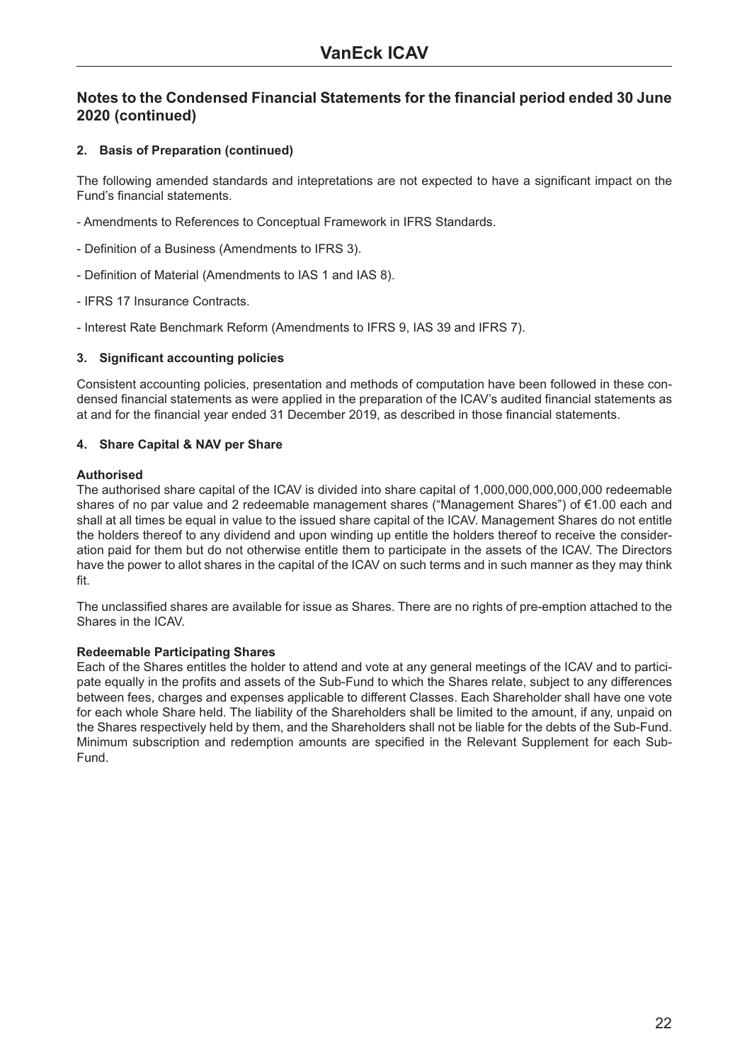## Notes to the Condensed Financial Statements for the financial period ended 30 June 2020 (continued)

### 2. Basis of Preparation (continued)

The following amended standards and intepretations are not expected to have a significant impact on the Fund's financial statements.

- Amendments to References to Conceptual Framework in IFRS Standards.

- Definition of a Business (Amendments to IFRS 3).

- Definition of Material (Amendments to IAS 1 and IAS 8).

- IFRS 17 Insurance Contracts.

- Interest Rate Benchmark Reform (Amendments to IFRS 9, IAS 39 and IFRS 7).

### 3. Significant accounting policies

Consistent accounting policies, presentation and methods of computation have been followed in these condensed financial statements as were applied in the preparation of the ICAV's audited financial statements as at and for the financial year ended 31 December 2019, as described in those financial statements.

### 4. Share Capital & NAV per Share

**Authorised**
The authorised share capital of the ICAV is divided into share capital of 1,000,000,000,000,000 redeemable shares of no par value and 2 redeemable management shares ("Management Shares") of €1.00 each and shall at all times be equal in value to the issued share capital of the ICAV. Management Shares do not entitle the holders thereof to any dividend and upon winding up entitle the holders thereof to receive the consideration paid for them but do not otherwise entitle them to participate in the assets of the ICAV. The Directors have the power to allot shares in the capital of the ICAV on such terms and in such manner as they may think fit.

The unclassified shares are available for issue as Shares. There are no rights of pre-emption attached to the Shares in the ICAV.

**Redeemable Participating Shares**
Each of the Shares entitles the holder to attend and vote at any general meetings of the ICAV and to participate equally in the profits and assets of the Sub-Fund to which the Shares relate, subject to any differences between fees, charges and expenses applicable to different Classes. Each Shareholder shall have one vote for each whole Share held. The liability of the Shareholders shall be limited to the amount, if any, unpaid on the Shares respectively held by them, and the Shareholders shall not be liable for the debts of the Sub-Fund. Minimum subscription and redemption amounts are specified in the Relevant Supplement for each Sub-Fund.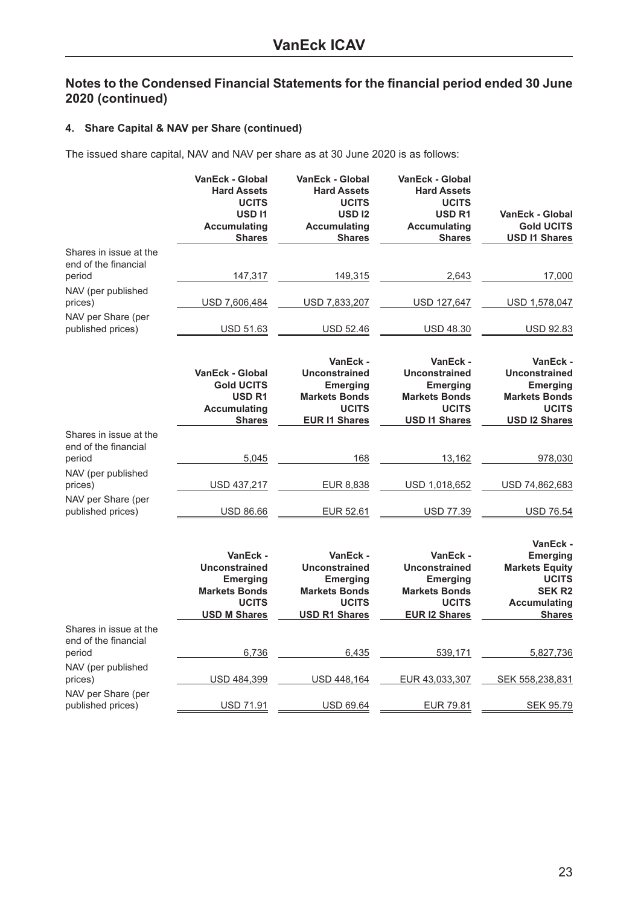## Notes to the Condensed Financial Statements for the financial period ended 30 June 2020 (continued)

### 4. Share Capital & NAV per Share (continued)

The issued share capital, NAV and NAV per share as at 30 June 2020 is as follows:

| | VanEck - Global Hard Assets UCITS USD I1 Accumulating Shares | VanEck - Global Hard Assets UCITS USD I2 Accumulating Shares | VanEck - Global Hard Assets UCITS USD R1 Accumulating Shares | VanEck - Global Gold UCITS USD I1 Shares |
|---|---|---|---|---|
| Shares in issue at the end of the financial period | 147,317 | 149,315 | 2,643 | 17,000 |
| NAV (per published prices) | USD 7,606,484 | USD 7,833,207 | USD 127,647 | USD 1,578,047 |
| NAV per Share (per published prices) | USD 51.63 | USD 52.46 | USD 48.30 | USD 92.83 |

| | VanEck - Global Gold UCITS USD R1 Accumulating Shares | VanEck - Unconstrained Emerging Markets Bonds UCITS EUR I1 Shares | VanEck - Unconstrained Emerging Markets Bonds UCITS USD I1 Shares | VanEck - Unconstrained Emerging Markets Bonds UCITS USD I2 Shares |
|---|---|---|---|---|
| Shares in issue at the end of the financial period | 5,045 | 168 | 13,162 | 978,030 |
| NAV (per published prices) | USD 437,217 | EUR 8,838 | USD 1,018,652 | USD 74,862,683 |
| NAV per Share (per published prices) | USD 86.66 | EUR 52.61 | USD 77.39 | USD 76.54 |

| | VanEck - Unconstrained Emerging Markets Bonds UCITS USD M Shares | VanEck - Unconstrained Emerging Markets Bonds UCITS USD R1 Shares | VanEck - Unconstrained Emerging Markets Bonds UCITS EUR I2 Shares | VanEck - Emerging Markets Equity UCITS SEK R2 Accumulating Shares |
|---|---|---|---|---|
| Shares in issue at the end of the financial period | 6,736 | 6,435 | 539,171 | 5,827,736 |
| NAV (per published prices) | USD 484,399 | USD 448,164 | EUR 43,033,307 | SEK 558,238,831 |
| NAV per Share (per published prices) | USD 71.91 | USD 69.64 | EUR 79.81 | SEK 95.79 |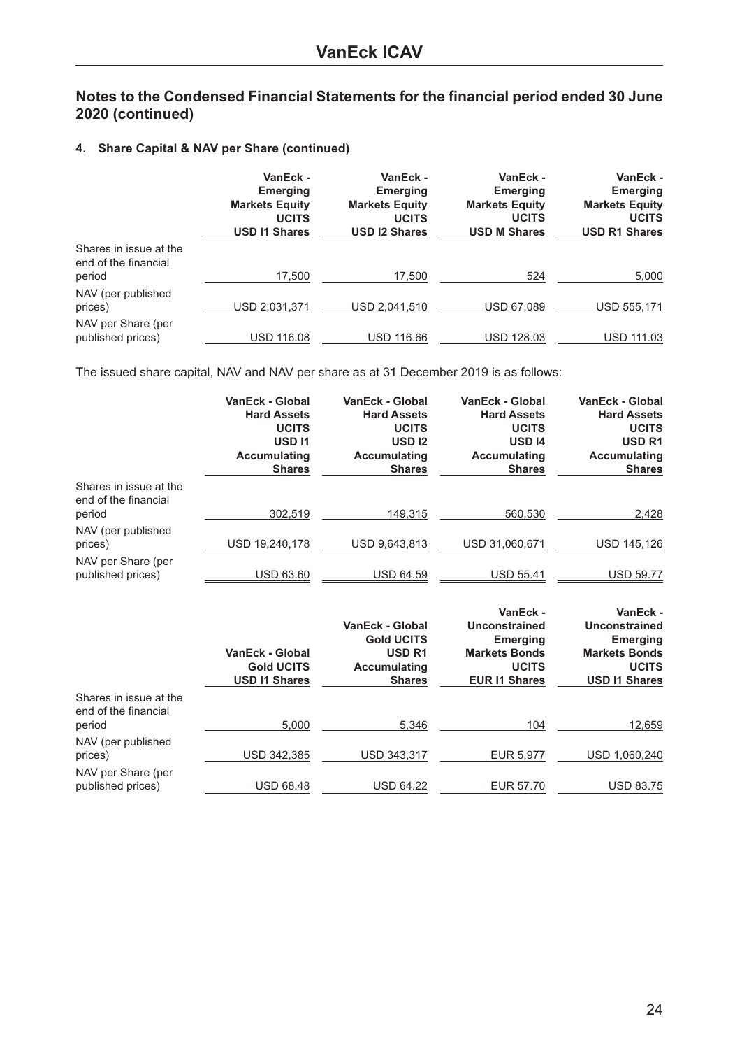## Notes to the Condensed Financial Statements for the financial period ended 30 June 2020 (continued)

### 4. Share Capital & NAV per Share (continued)

| | VanEck - Emerging Markets Equity UCITS USD I1 Shares | VanEck - Emerging Markets Equity UCITS USD I2 Shares | VanEck - Emerging Markets Equity UCITS USD M Shares | VanEck - Emerging Markets Equity UCITS USD R1 Shares |
|---|---|---|---|---|
| Shares in issue at the end of the financial period | 17,500 | 17,500 | 524 | 5,000 |
| NAV (per published prices) | USD 2,031,371 | USD 2,041,510 | USD 67,089 | USD 555,171 |
| NAV per Share (per published prices) | USD 116.08 | USD 116.66 | USD 128.03 | USD 111.03 |

The issued share capital, NAV and NAV per share as at 31 December 2019 is as follows:

| | VanEck - Global Hard Assets UCITS USD I1 Accumulating Shares | VanEck - Global Hard Assets UCITS USD I2 Accumulating Shares | VanEck - Global Hard Assets UCITS USD I4 Accumulating Shares | VanEck - Global Hard Assets UCITS USD R1 Accumulating Shares |
|---|---|---|---|---|
| Shares in issue at the end of the financial period | 302,519 | 149,315 | 560,530 | 2,428 |
| NAV (per published prices) | USD 19,240,178 | USD 9,643,813 | USD 31,060,671 | USD 145,126 |
| NAV per Share (per published prices) | USD 63.60 | USD 64.59 | USD 55.41 | USD 59.77 |

| | VanEck - Global Gold UCITS USD I1 Shares | VanEck - Global Gold UCITS USD R1 Accumulating Shares | VanEck - Unconstrained Emerging Markets Bonds UCITS EUR I1 Shares | VanEck - Unconstrained Emerging Markets Bonds UCITS USD I1 Shares |
|---|---|---|---|---|
| Shares in issue at the end of the financial period | 5,000 | 5,346 | 104 | 12,659 |
| NAV (per published prices) | USD 342,385 | USD 343,317 | EUR 5,977 | USD 1,060,240 |
| NAV per Share (per published prices) | USD 68.48 | USD 64.22 | EUR 57.70 | USD 83.75 |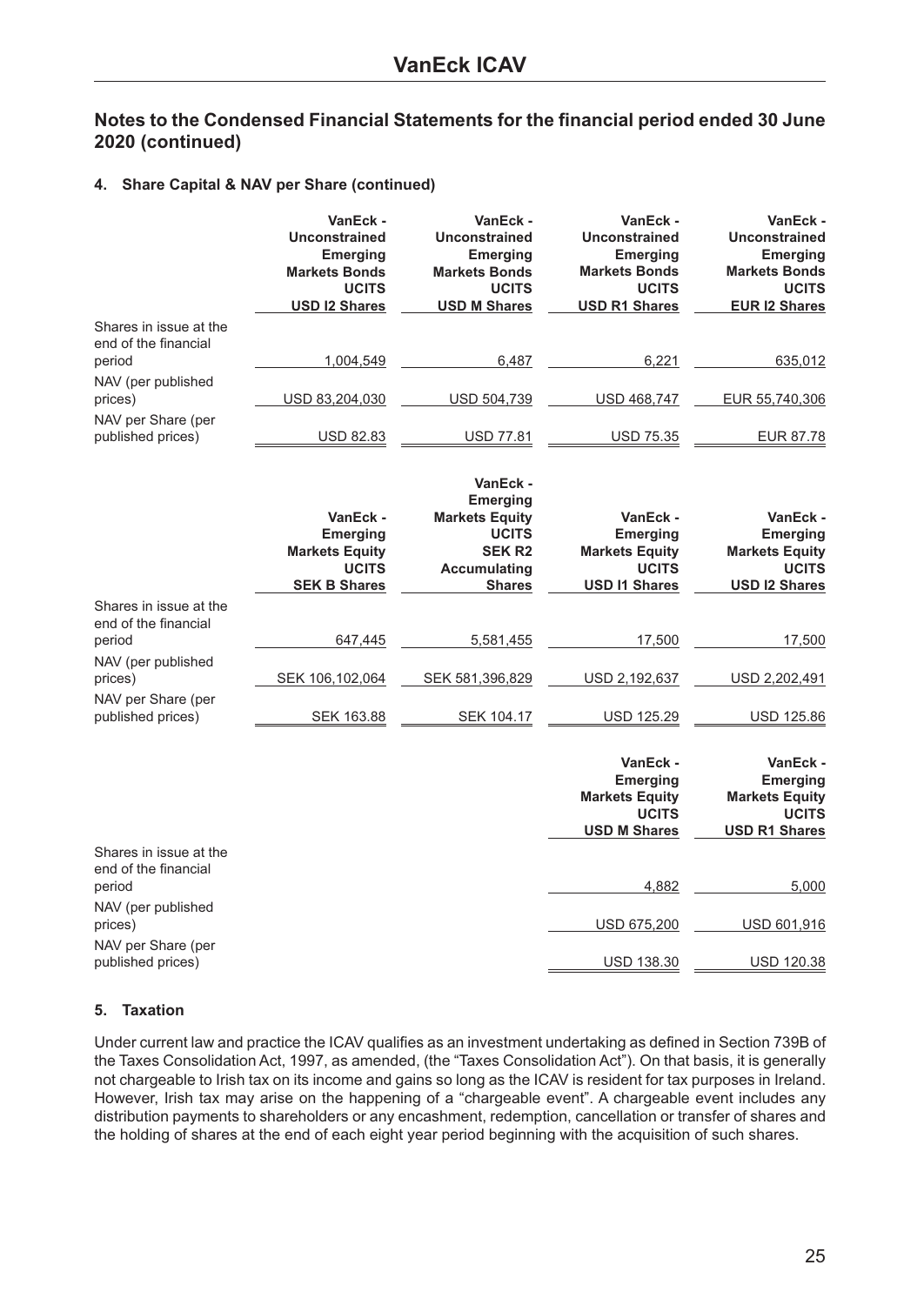## Notes to the Condensed Financial Statements for the financial period ended 30 June 2020 (continued)

### 4. Share Capital & NAV per Share (continued)

| | VanEck - Unconstrained Emerging Markets Bonds UCITS USD I2 Shares | VanEck - Unconstrained Emerging Markets Bonds UCITS USD M Shares | VanEck - Unconstrained Emerging Markets Bonds UCITS USD R1 Shares | VanEck - Unconstrained Emerging Markets Bonds UCITS EUR I2 Shares |
|---|---|---|---|---|
| Shares in issue at the end of the financial period | 1,004,549 | 6,487 | 6,221 | 635,012 |
| NAV (per published prices) | USD 83,204,030 | USD 504,739 | USD 468,747 | EUR 55,740,306 |
| NAV per Share (per published prices) | USD 82.83 | USD 77.81 | USD 75.35 | EUR 87.78 |

| | VanEck - Emerging Markets Equity UCITS SEK B Shares | VanEck - Emerging Markets Equity UCITS SEK R2 Accumulating Shares | VanEck - Emerging Markets Equity UCITS USD I1 Shares | VanEck - Emerging Markets Equity UCITS USD I2 Shares |
|---|---|---|---|---|
| Shares in issue at the end of the financial period | 647,445 | 5,581,455 | 17,500 | 17,500 |
| NAV (per published prices) | SEK 106,102,064 | SEK 581,396,829 | USD 2,192,637 | USD 2,202,491 |
| NAV per Share (per published prices) | SEK 163.88 | SEK 104.17 | USD 125.29 | USD 125.86 |

| | VanEck - Emerging Markets Equity UCITS USD M Shares | VanEck - Emerging Markets Equity UCITS USD R1 Shares |
|---|---|---|
| Shares in issue at the end of the financial period | 4,882 | 5,000 |
| NAV (per published prices) | USD 675,200 | USD 601,916 |
| NAV per Share (per published prices) | USD 138.30 | USD 120.38 |

### 5. Taxation

Under current law and practice the ICAV qualifies as an investment undertaking as defined in Section 739B of the Taxes Consolidation Act, 1997, as amended, (the "Taxes Consolidation Act"). On that basis, it is generally not chargeable to Irish tax on its income and gains so long as the ICAV is resident for tax purposes in Ireland. However, Irish tax may arise on the happening of a "chargeable event". A chargeable event includes any distribution payments to shareholders or any encashment, redemption, cancellation or transfer of shares and the holding of shares at the end of each eight year period beginning with the acquisition of such shares.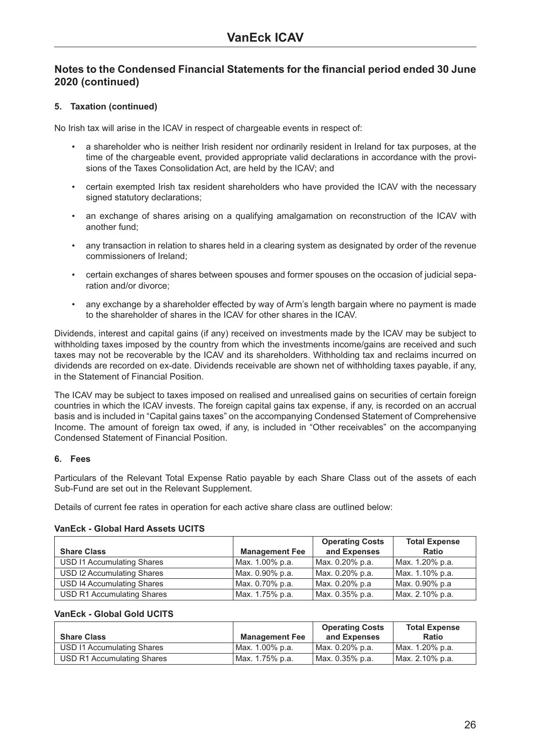## Notes to the Condensed Financial Statements for the financial period ended 30 June 2020 (continued)

### 5. Taxation (continued)

No Irish tax will arise in the ICAV in respect of chargeable events in respect of:

- a shareholder who is neither Irish resident nor ordinarily resident in Ireland for tax purposes, at the time of the chargeable event, provided appropriate valid declarations in accordance with the provisions of the Taxes Consolidation Act, are held by the ICAV; and
- certain exempted Irish tax resident shareholders who have provided the ICAV with the necessary signed statutory declarations;
- an exchange of shares arising on a qualifying amalgamation on reconstruction of the ICAV with another fund;
- any transaction in relation to shares held in a clearing system as designated by order of the revenue commissioners of Ireland;
- certain exchanges of shares between spouses and former spouses on the occasion of judicial separation and/or divorce;
- any exchange by a shareholder effected by way of Arm's length bargain where no payment is made to the shareholder of shares in the ICAV for other shares in the ICAV.

Dividends, interest and capital gains (if any) received on investments made by the ICAV may be subject to withholding taxes imposed by the country from which the investments income/gains are received and such taxes may not be recoverable by the ICAV and its shareholders. Withholding tax and reclaims incurred on dividends are recorded on ex-date. Dividends receivable are shown net of withholding taxes payable, if any, in the Statement of Financial Position.

The ICAV may be subject to taxes imposed on realised and unrealised gains on securities of certain foreign countries in which the ICAV invests. The foreign capital gains tax expense, if any, is recorded on an accrual basis and is included in "Capital gains taxes" on the accompanying Condensed Statement of Comprehensive Income. The amount of foreign tax owed, if any, is included in "Other receivables" on the accompanying Condensed Statement of Financial Position.

### 6. Fees

Particulars of the Relevant Total Expense Ratio payable by each Share Class out of the assets of each Sub-Fund are set out in the Relevant Supplement.

Details of current fee rates in operation for each active share class are outlined below:

**VanEck - Global Hard Assets UCITS**

| Share Class | Management Fee | Operating Costs and Expenses | Total Expense Ratio |
|---|---|---|---|
| USD I1 Accumulating Shares | Max. 1.00% p.a. | Max. 0.20% p.a. | Max. 1.20% p.a. |
| USD I2 Accumulating Shares | Max. 0.90% p.a. | Max. 0.20% p.a. | Max. 1.10% p.a. |
| USD I4 Accumulating Shares | Max. 0.70% p.a. | Max. 0.20% p.a | Max. 0.90% p.a |
| USD R1 Accumulating Shares | Max. 1.75% p.a. | Max. 0.35% p.a. | Max. 2.10% p.a. |

**VanEck - Global Gold UCITS**

| Share Class | Management Fee | Operating Costs and Expenses | Total Expense Ratio |
|---|---|---|---|
| USD I1 Accumulating Shares | Max. 1.00% p.a. | Max. 0.20% p.a. | Max. 1.20% p.a. |
| USD R1 Accumulating Shares | Max. 1.75% p.a. | Max. 0.35% p.a. | Max. 2.10% p.a. |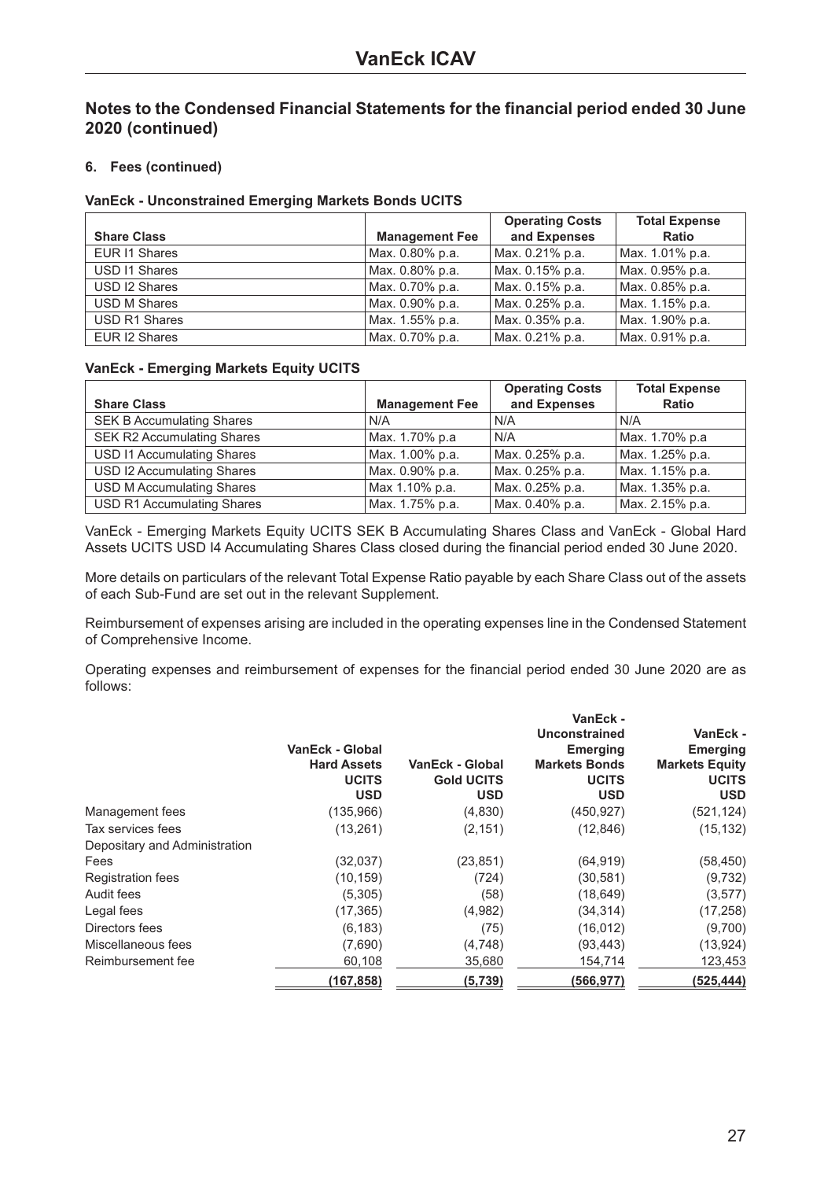## Notes to the Condensed Financial Statements for the financial period ended 30 June 2020 (continued)

### 6. Fees (continued)

**VanEck - Unconstrained Emerging Markets Bonds UCITS**

| Share Class | Management Fee | Operating Costs and Expenses | Total Expense Ratio |
|---|---|---|---|
| EUR I1 Shares | Max. 0.80% p.a. | Max. 0.21% p.a. | Max. 1.01% p.a. |
| USD I1 Shares | Max. 0.80% p.a. | Max. 0.15% p.a. | Max. 0.95% p.a. |
| USD I2 Shares | Max. 0.70% p.a. | Max. 0.15% p.a. | Max. 0.85% p.a. |
| USD M Shares | Max. 0.90% p.a. | Max. 0.25% p.a. | Max. 1.15% p.a. |
| USD R1 Shares | Max. 1.55% p.a. | Max. 0.35% p.a. | Max. 1.90% p.a. |
| EUR I2 Shares | Max. 0.70% p.a. | Max. 0.21% p.a. | Max. 0.91% p.a. |

**VanEck - Emerging Markets Equity UCITS**

| Share Class | Management Fee | Operating Costs and Expenses | Total Expense Ratio |
|---|---|---|---|
| SEK B Accumulating Shares | N/A | N/A | N/A |
| SEK R2 Accumulating Shares | Max. 1.70% p.a | N/A | Max. 1.70% p.a |
| USD I1 Accumulating Shares | Max. 1.00% p.a. | Max. 0.25% p.a. | Max. 1.25% p.a. |
| USD I2 Accumulating Shares | Max. 0.90% p.a. | Max. 0.25% p.a. | Max. 1.15% p.a. |
| USD M Accumulating Shares | Max 1.10% p.a. | Max. 0.25% p.a. | Max. 1.35% p.a. |
| USD R1 Accumulating Shares | Max. 1.75% p.a. | Max. 0.40% p.a. | Max. 2.15% p.a. |

VanEck - Emerging Markets Equity UCITS SEK B Accumulating Shares Class and VanEck - Global Hard Assets UCITS USD I4 Accumulating Shares Class closed during the financial period ended 30 June 2020.

More details on particulars of the relevant Total Expense Ratio payable by each Share Class out of the assets of each Sub-Fund are set out in the relevant Supplement.

Reimbursement of expenses arising are included in the operating expenses line in the Condensed Statement of Comprehensive Income.

Operating expenses and reimbursement of expenses for the financial period ended 30 June 2020 are as follows:

| | VanEck - Global Hard Assets UCITS USD | VanEck - Global Gold UCITS USD | VanEck - Unconstrained Emerging Markets Bonds UCITS USD | VanEck - Emerging Markets Equity UCITS USD |
|---|---|---|---|---|
| Management fees | (135,966) | (4,830) | (450,927) | (521,124) |
| Tax services fees | (13,261) | (2,151) | (12,846) | (15,132) |
| Depositary and Administration Fees | (32,037) | (23,851) | (64,919) | (58,450) |
| Registration fees | (10,159) | (724) | (30,581) | (9,732) |
| Audit fees | (5,305) | (58) | (18,649) | (3,577) |
| Legal fees | (17,365) | (4,982) | (34,314) | (17,258) |
| Directors fees | (6,183) | (75) | (16,012) | (9,700) |
| Miscellaneous fees | (7,690) | (4,748) | (93,443) | (13,924) |
| Reimbursement fee | 60,108 | 35,680 | 154,714 | 123,453 |
| | **(167,858)** | **(5,739)** | **(566,977)** | **(525,444)** |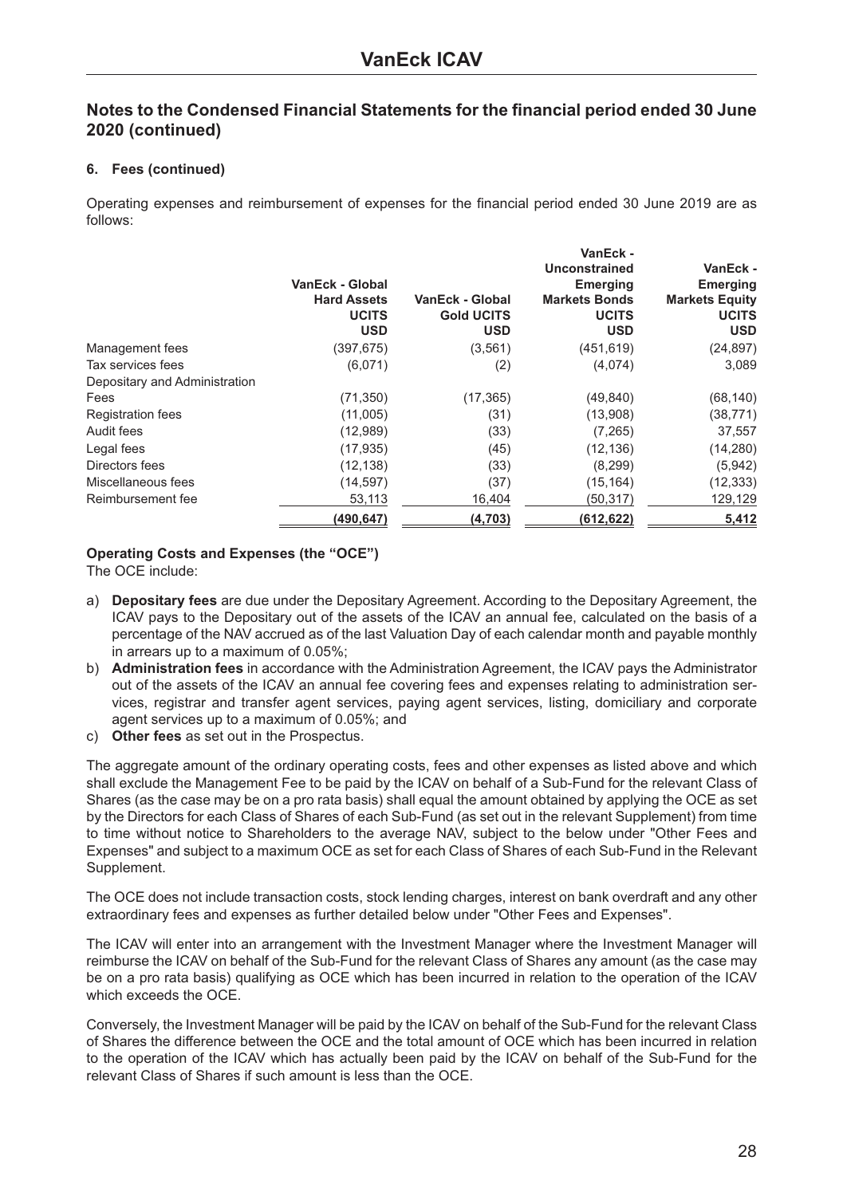## Notes to the Condensed Financial Statements for the financial period ended 30 June 2020 (continued)

**6. Fees (continued)**

Operating expenses and reimbursement of expenses for the financial period ended 30 June 2019 are as follows:

| | VanEck - Global Hard Assets UCITS USD | VanEck - Global Gold UCITS USD | VanEck - Unconstrained Emerging Markets Bonds UCITS USD | VanEck - Emerging Markets Equity UCITS USD |
|---|---|---|---|---|
| Management fees | (397,675) | (3,561) | (451,619) | (24,897) |
| Tax services fees | (6,071) | (2) | (4,074) | 3,089 |
| Depositary and Administration Fees | (71,350) | (17,365) | (49,840) | (68,140) |
| Registration fees | (11,005) | (31) | (13,908) | (38,771) |
| Audit fees | (12,989) | (33) | (7,265) | 37,557 |
| Legal fees | (17,935) | (45) | (12,136) | (14,280) |
| Directors fees | (12,138) | (33) | (8,299) | (5,942) |
| Miscellaneous fees | (14,597) | (37) | (15,164) | (12,333) |
| Reimbursement fee | 53,113 | 16,404 | (50,317) | 129,129 |
| | **(490,647)** | **(4,703)** | **(612,622)** | **5,412** |

**Operating Costs and Expenses (the "OCE")**

The OCE include:

a) **Depositary fees** are due under the Depositary Agreement. According to the Depositary Agreement, the ICAV pays to the Depositary out of the assets of the ICAV an annual fee, calculated on the basis of a percentage of the NAV accrued as of the last Valuation Day of each calendar month and payable monthly in arrears up to a maximum of 0.05%;

b) **Administration fees** in accordance with the Administration Agreement, the ICAV pays the Administrator out of the assets of the ICAV an annual fee covering fees and expenses relating to administration services, registrar and transfer agent services, paying agent services, listing, domiciliary and corporate agent services up to a maximum of 0.05%; and

c) **Other fees** as set out in the Prospectus.

The aggregate amount of the ordinary operating costs, fees and other expenses as listed above and which shall exclude the Management Fee to be paid by the ICAV on behalf of a Sub-Fund for the relevant Class of Shares (as the case may be on a pro rata basis) shall equal the amount obtained by applying the OCE as set by the Directors for each Class of Shares of each Sub-Fund (as set out in the relevant Supplement) from time to time without notice to Shareholders to the average NAV, subject to the below under "Other Fees and Expenses" and subject to a maximum OCE as set for each Class of Shares of each Sub-Fund in the Relevant Supplement.

The OCE does not include transaction costs, stock lending charges, interest on bank overdraft and any other extraordinary fees and expenses as further detailed below under "Other Fees and Expenses".

The ICAV will enter into an arrangement with the Investment Manager where the Investment Manager will reimburse the ICAV on behalf of the Sub-Fund for the relevant Class of Shares any amount (as the case may be on a pro rata basis) qualifying as OCE which has been incurred in relation to the operation of the ICAV which exceeds the OCE.

Conversely, the Investment Manager will be paid by the ICAV on behalf of the Sub-Fund for the relevant Class of Shares the difference between the OCE and the total amount of OCE which has been incurred in relation to the operation of the ICAV which has actually been paid by the ICAV on behalf of the Sub-Fund for the relevant Class of Shares if such amount is less than the OCE.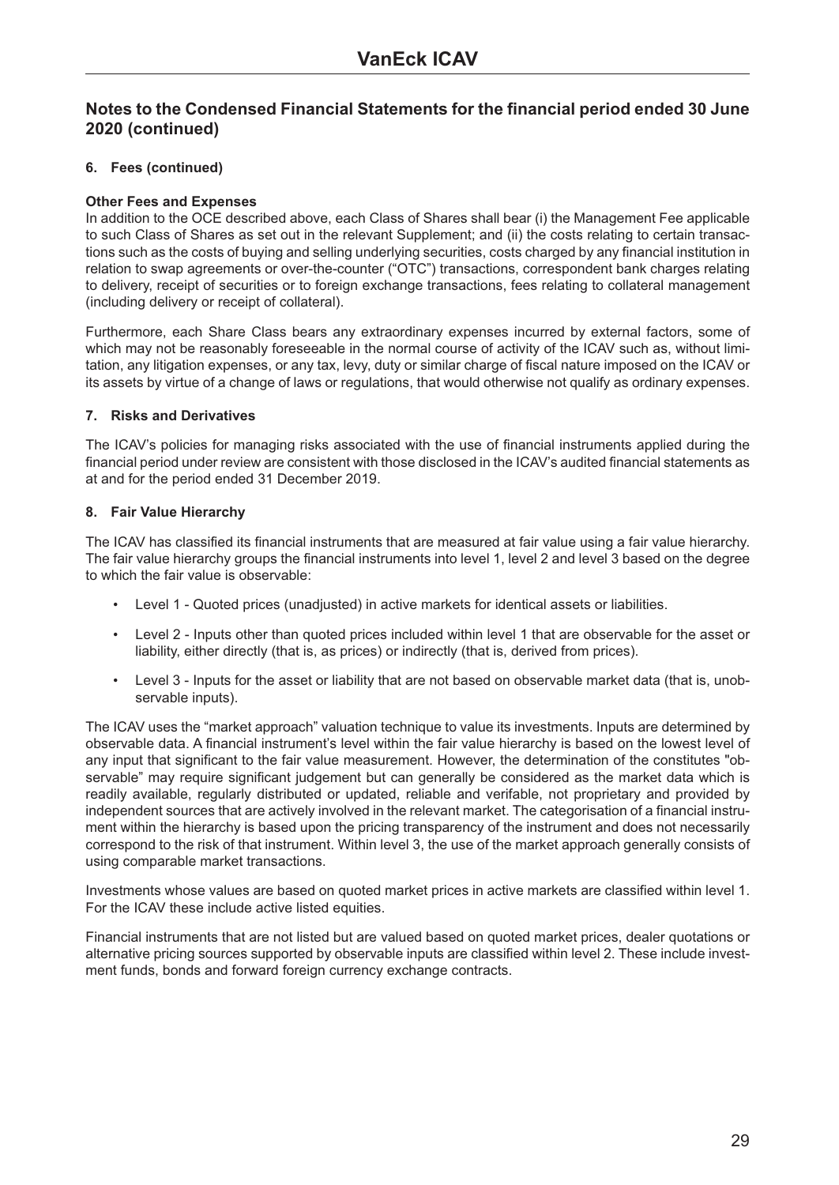## Notes to the Condensed Financial Statements for the financial period ended 30 June 2020 (continued)

### 6. Fees (continued)

**Other Fees and Expenses**

In addition to the OCE described above, each Class of Shares shall bear (i) the Management Fee applicable to such Class of Shares as set out in the relevant Supplement; and (ii) the costs relating to certain transactions such as the costs of buying and selling underlying securities, costs charged by any financial institution in relation to swap agreements or over-the-counter ("OTC") transactions, correspondent bank charges relating to delivery, receipt of securities or to foreign exchange transactions, fees relating to collateral management (including delivery or receipt of collateral).

Furthermore, each Share Class bears any extraordinary expenses incurred by external factors, some of which may not be reasonably foreseeable in the normal course of activity of the ICAV such as, without limitation, any litigation expenses, or any tax, levy, duty or similar charge of fiscal nature imposed on the ICAV or its assets by virtue of a change of laws or regulations, that would otherwise not qualify as ordinary expenses.

### 7. Risks and Derivatives

The ICAV's policies for managing risks associated with the use of financial instruments applied during the financial period under review are consistent with those disclosed in the ICAV's audited financial statements as at and for the period ended 31 December 2019.

### 8. Fair Value Hierarchy

The ICAV has classified its financial instruments that are measured at fair value using a fair value hierarchy. The fair value hierarchy groups the financial instruments into level 1, level 2 and level 3 based on the degree to which the fair value is observable:

- Level 1 - Quoted prices (unadjusted) in active markets for identical assets or liabilities.
- Level 2 - Inputs other than quoted prices included within level 1 that are observable for the asset or liability, either directly (that is, as prices) or indirectly (that is, derived from prices).
- Level 3 - Inputs for the asset or liability that are not based on observable market data (that is, unobservable inputs).

The ICAV uses the "market approach" valuation technique to value its investments. Inputs are determined by observable data. A financial instrument's level within the fair value hierarchy is based on the lowest level of any input that significant to the fair value measurement. However, the determination of the constitutes "observable" may require significant judgement but can generally be considered as the market data which is readily available, regularly distributed or updated, reliable and verifable, not proprietary and provided by independent sources that are actively involved in the relevant market. The categorisation of a financial instrument within the hierarchy is based upon the pricing transparency of the instrument and does not necessarily correspond to the risk of that instrument. Within level 3, the use of the market approach generally consists of using comparable market transactions.

Investments whose values are based on quoted market prices in active markets are classified within level 1. For the ICAV these include active listed equities.

Financial instruments that are not listed but are valued based on quoted market prices, dealer quotations or alternative pricing sources supported by observable inputs are classified within level 2. These include investment funds, bonds and forward foreign currency exchange contracts.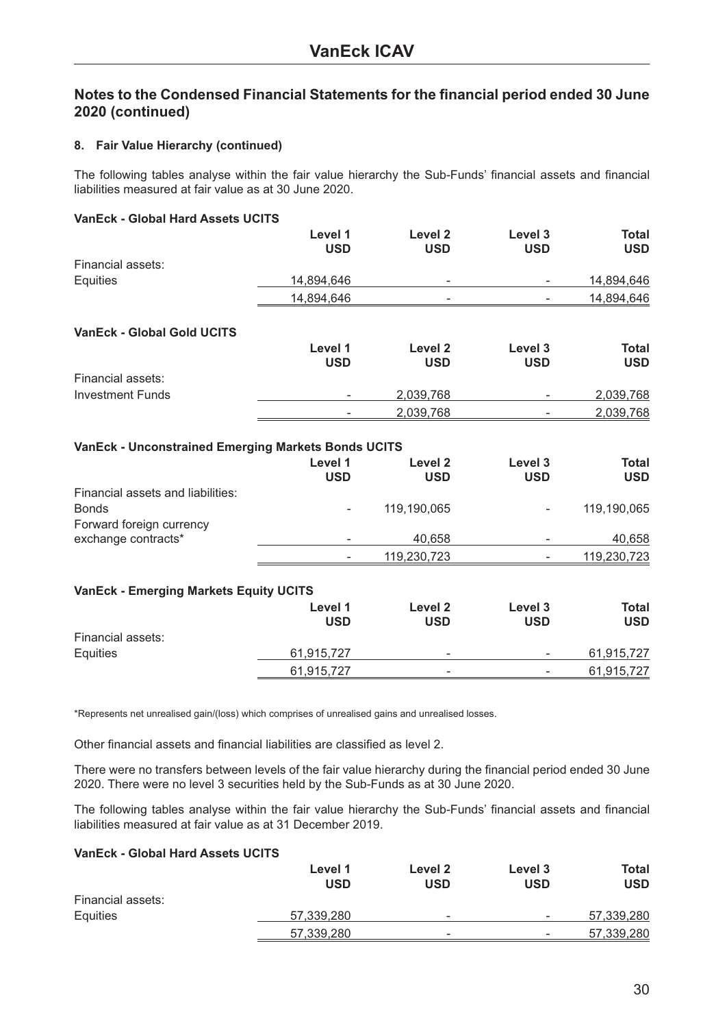## Notes to the Condensed Financial Statements for the financial period ended 30 June 2020 (continued)

### 8. Fair Value Hierarchy (continued)

The following tables analyse within the fair value hierarchy the Sub-Funds' financial assets and financial liabilities measured at fair value as at 30 June 2020.

**VanEck - Global Hard Assets UCITS**

| | Level 1 USD | Level 2 USD | Level 3 USD | Total USD |
|---|---|---|---|---|
| Financial assets: | | | | |
| Equities | 14,894,646 | - | - | 14,894,646 |
| | 14,894,646 | - | - | 14,894,646 |

**VanEck - Global Gold UCITS**

| | Level 1 USD | Level 2 USD | Level 3 USD | Total USD |
|---|---|---|---|---|
| Financial assets: | | | | |
| Investment Funds | - | 2,039,768 | - | 2,039,768 |
| | - | 2,039,768 | - | 2,039,768 |

**VanEck - Unconstrained Emerging Markets Bonds UCITS**

| | Level 1 USD | Level 2 USD | Level 3 USD | Total USD |
|---|---|---|---|---|
| Financial assets and liabilities: | | | | |
| Bonds | - | 119,190,065 | - | 119,190,065 |
| Forward foreign currency exchange contracts* | - | 40,658 | - | 40,658 |
| | - | 119,230,723 | - | 119,230,723 |

**VanEck - Emerging Markets Equity UCITS**

| | Level 1 USD | Level 2 USD | Level 3 USD | Total USD |
|---|---|---|---|---|
| Financial assets: | | | | |
| Equities | 61,915,727 | - | - | 61,915,727 |
| | 61,915,727 | - | - | 61,915,727 |

*Represents net unrealised gain/(loss) which comprises of unrealised gains and unrealised losses.

Other financial assets and financial liabilities are classified as level 2.

There were no transfers between levels of the fair value hierarchy during the financial period ended 30 June 2020. There were no level 3 securities held by the Sub-Funds as at 30 June 2020.

The following tables analyse within the fair value hierarchy the Sub-Funds' financial assets and financial liabilities measured at fair value as at 31 December 2019.

**VanEck - Global Hard Assets UCITS**

| | Level 1 USD | Level 2 USD | Level 3 USD | Total USD |
|---|---|---|---|---|
| Financial assets: | | | | |
| Equities | 57,339,280 | - | - | 57,339,280 |
| | 57,339,280 | - | - | 57,339,280 |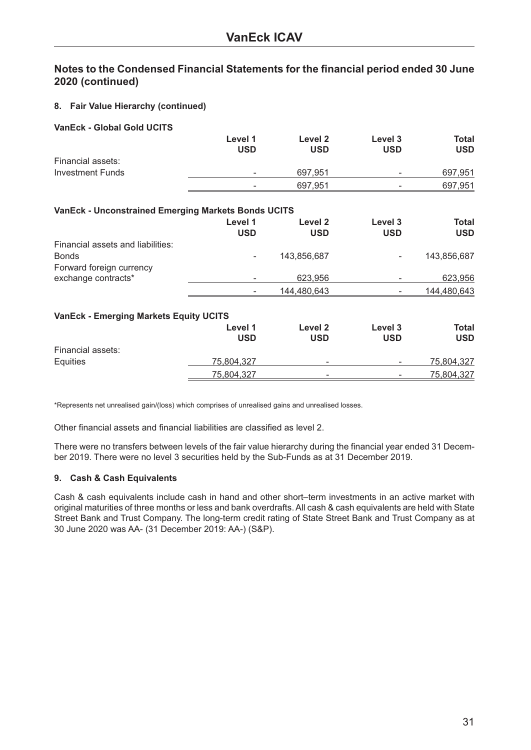## Notes to the Condensed Financial Statements for the financial period ended 30 June 2020 (continued)

### 8. Fair Value Hierarchy (continued)

**VanEck - Global Gold UCITS**

| | Level 1 USD | Level 2 USD | Level 3 USD | Total USD |
|---|---|---|---|---|
| Financial assets: | | | | |
| Investment Funds | - | 697,951 | - | 697,951 |
| | - | 697,951 | - | 697,951 |

**VanEck - Unconstrained Emerging Markets Bonds UCITS**

| | Level 1 USD | Level 2 USD | Level 3 USD | Total USD |
|---|---|---|---|---|
| Financial assets and liabilities: | | | | |
| Bonds | - | 143,856,687 | - | 143,856,687 |
| Forward foreign currency exchange contracts* | - | 623,956 | - | 623,956 |
| | - | 144,480,643 | - | 144,480,643 |

**VanEck - Emerging Markets Equity UCITS**

| | Level 1 USD | Level 2 USD | Level 3 USD | Total USD |
|---|---|---|---|---|
| Financial assets: | | | | |
| Equities | 75,804,327 | - | - | 75,804,327 |
| | 75,804,327 | - | - | 75,804,327 |

*Represents net unrealised gain/(loss) which comprises of unrealised gains and unrealised losses.

Other financial assets and financial liabilities are classified as level 2.

There were no transfers between levels of the fair value hierarchy during the financial year ended 31 December 2019. There were no level 3 securities held by the Sub-Funds as at 31 December 2019.

### 9. Cash & Cash Equivalents

Cash & cash equivalents include cash in hand and other short–term investments in an active market with original maturities of three months or less and bank overdrafts. All cash & cash equivalents are held with State Street Bank and Trust Company. The long-term credit rating of State Street Bank and Trust Company as at 30 June 2020 was AA- (31 December 2019: AA-) (S&P).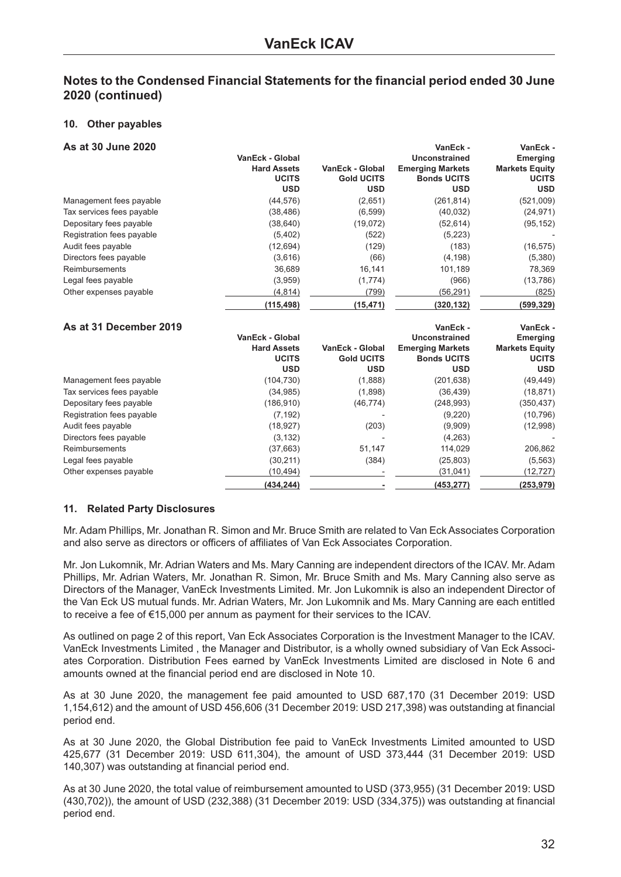# VanEck ICAV

## Notes to the Condensed Financial Statements for the financial period ended 30 June 2020 (continued)

### 10. Other payables

**As at 30 June 2020**

| | VanEck - Global Hard Assets UCITS USD | VanEck - Global Gold UCITS USD | VanEck - Unconstrained Emerging Markets Bonds UCITS USD | VanEck - Emerging Markets Equity UCITS USD |
|---|---|---|---|---|
| Management fees payable | (44,576) | (2,651) | (261,814) | (521,009) |
| Tax services fees payable | (38,486) | (6,599) | (40,032) | (24,971) |
| Depositary fees payable | (38,640) | (19,072) | (52,614) | (95,152) |
| Registration fees payable | (5,402) | (522) | (5,223) | - |
| Audit fees payable | (12,694) | (129) | (183) | (16,575) |
| Directors fees payable | (3,616) | (66) | (4,198) | (5,380) |
| Reimbursements | 36,689 | 16,141 | 101,189 | 78,369 |
| Legal fees payable | (3,959) | (1,774) | (966) | (13,786) |
| Other expenses payable | (4,814) | (799) | (56,291) | (825) |
| | **(115,498)** | **(15,471)** | **(320,132)** | **(599,329)** |

**As at 31 December 2019**

| | VanEck - Global Hard Assets UCITS USD | VanEck - Global Gold UCITS USD | VanEck - Unconstrained Emerging Markets Bonds UCITS USD | VanEck - Emerging Markets Equity UCITS USD |
|---|---|---|---|---|
| Management fees payable | (104,730) | (1,888) | (201,638) | (49,449) |
| Tax services fees payable | (34,985) | (1,898) | (36,439) | (18,871) |
| Depositary fees payable | (186,910) | (46,774) | (248,993) | (350,437) |
| Registration fees payable | (7,192) | - | (9,220) | (10,796) |
| Audit fees payable | (18,927) | (203) | (9,909) | (12,998) |
| Directors fees payable | (3,132) | - | (4,263) | - |
| Reimbursements | (37,663) | 51,147 | 114,029 | 206,862 |
| Legal fees payable | (30,211) | (384) | (25,803) | (5,563) |
| Other expenses payable | (10,494) | - | (31,041) | (12,727) |
| | **(434,244)** | **-** | **(453,277)** | **(253,979)** |

### 11. Related Party Disclosures

Mr. Adam Phillips, Mr. Jonathan R. Simon and Mr. Bruce Smith are related to Van Eck Associates Corporation and also serve as directors or officers of affiliates of Van Eck Associates Corporation.

Mr. Jon Lukomnik, Mr. Adrian Waters and Ms. Mary Canning are independent directors of the ICAV. Mr. Adam Phillips, Mr. Adrian Waters, Mr. Jonathan R. Simon, Mr. Bruce Smith and Ms. Mary Canning also serve as Directors of the Manager, VanEck Investments Limited. Mr. Jon Lukomnik is also an independent Director of the Van Eck US mutual funds. Mr. Adrian Waters, Mr. Jon Lukomnik and Ms. Mary Canning are each entitled to receive a fee of €15,000 per annum as payment for their services to the ICAV.

As outlined on page 2 of this report, Van Eck Associates Corporation is the Investment Manager to the ICAV. VanEck Investments Limited , the Manager and Distributor, is a wholly owned subsidiary of Van Eck Associates Corporation. Distribution Fees earned by VanEck Investments Limited are disclosed in Note 6 and amounts owned at the financial period end are disclosed in Note 10.

As at 30 June 2020, the management fee paid amounted to USD 687,170 (31 December 2019: USD 1,154,612) and the amount of USD 456,606 (31 December 2019: USD 217,398) was outstanding at financial period end.

As at 30 June 2020, the Global Distribution fee paid to VanEck Investments Limited amounted to USD 425,677 (31 December 2019: USD 611,304), the amount of USD 373,444 (31 December 2019: USD 140,307) was outstanding at financial period end.

As at 30 June 2020, the total value of reimbursement amounted to USD (373,955) (31 December 2019: USD (430,702)), the amount of USD (232,388) (31 December 2019: USD (334,375)) was outstanding at financial period end.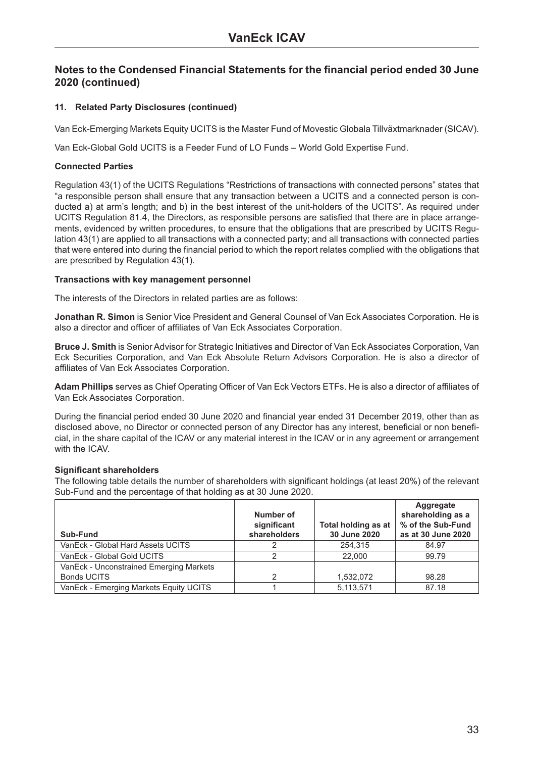# VanEck ICAV

## Notes to the Condensed Financial Statements for the financial period ended 30 June 2020 (continued)

### 11. Related Party Disclosures (continued)

Van Eck-Emerging Markets Equity UCITS is the Master Fund of Movestic Globala Tillväxtmarknader (SICAV).

Van Eck-Global Gold UCITS is a Feeder Fund of LO Funds – World Gold Expertise Fund.

**Connected Parties**

Regulation 43(1) of the UCITS Regulations "Restrictions of transactions with connected persons" states that "a responsible person shall ensure that any transaction between a UCITS and a connected person is conducted a) at arm's length; and b) in the best interest of the unit-holders of the UCITS". As required under UCITS Regulation 81.4, the Directors, as responsible persons are satisfied that there are in place arrangements, evidenced by written procedures, to ensure that the obligations that are prescribed by UCITS Regulation 43(1) are applied to all transactions with a connected party; and all transactions with connected parties that were entered into during the financial period to which the report relates complied with the obligations that are prescribed by Regulation 43(1).

**Transactions with key management personnel**

The interests of the Directors in related parties are as follows:

**Jonathan R. Simon** is Senior Vice President and General Counsel of Van Eck Associates Corporation. He is also a director and officer of affiliates of Van Eck Associates Corporation.

**Bruce J. Smith** is Senior Advisor for Strategic Initiatives and Director of Van Eck Associates Corporation, Van Eck Securities Corporation, and Van Eck Absolute Return Advisors Corporation. He is also a director of affiliates of Van Eck Associates Corporation.

**Adam Phillips** serves as Chief Operating Officer of Van Eck Vectors ETFs. He is also a director of affiliates of Van Eck Associates Corporation.

During the financial period ended 30 June 2020 and financial year ended 31 December 2019, other than as disclosed above, no Director or connected person of any Director has any interest, beneficial or non beneficial, in the share capital of the ICAV or any material interest in the ICAV or in any agreement or arrangement with the ICAV.

**Significant shareholders**

The following table details the number of shareholders with significant holdings (at least 20%) of the relevant Sub-Fund and the percentage of that holding as at 30 June 2020.

| Sub-Fund | Number of significant shareholders | Total holding as at 30 June 2020 | Aggregate shareholding as a % of the Sub-Fund as at 30 June 2020 |
|---|---|---|---|
| VanEck - Global Hard Assets UCITS | 2 | 254,315 | 84.97 |
| VanEck - Global Gold UCITS | 2 | 22,000 | 99.79 |
| VanEck - Unconstrained Emerging Markets Bonds UCITS | 2 | 1,532,072 | 98.28 |
| VanEck - Emerging Markets Equity UCITS | 1 | 5,113,571 | 87.18 |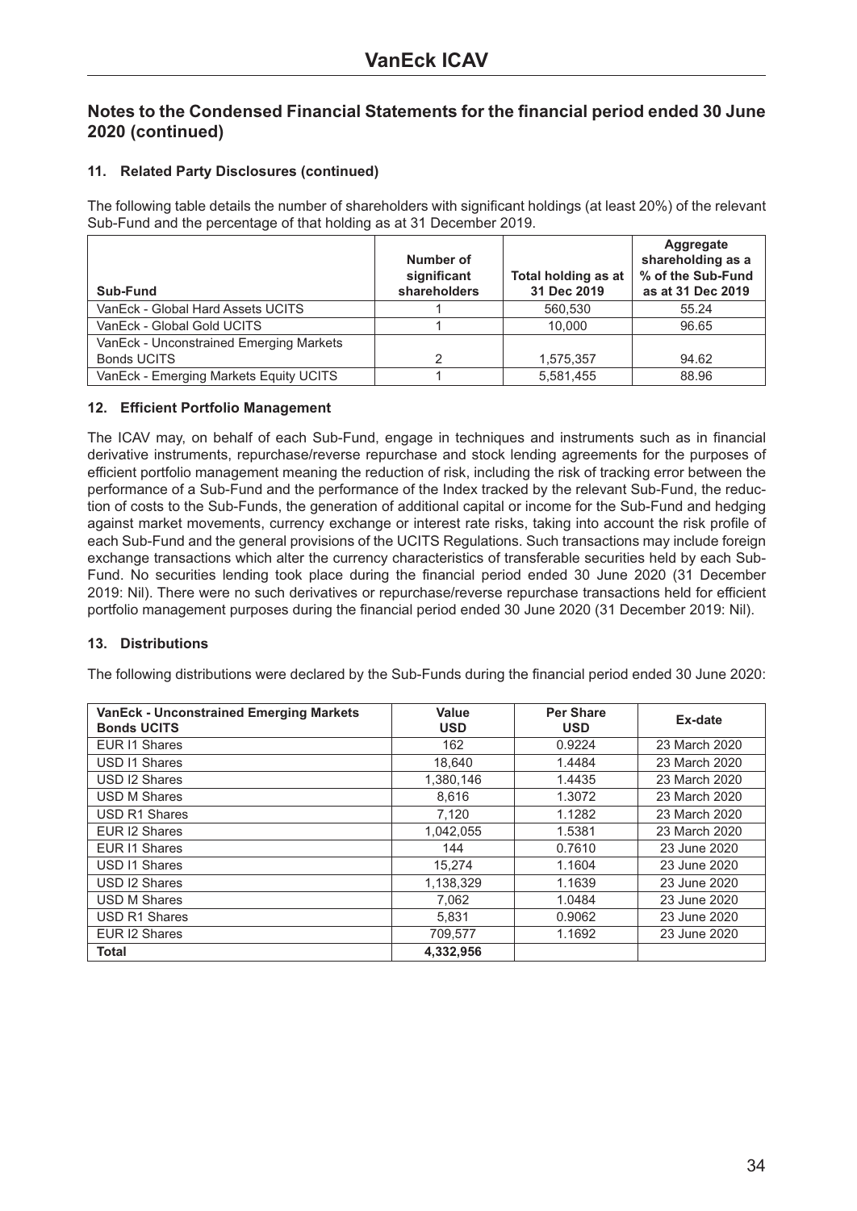## Notes to the Condensed Financial Statements for the financial period ended 30 June 2020 (continued)

### 11. Related Party Disclosures (continued)

The following table details the number of shareholders with significant holdings (at least 20%) of the relevant Sub-Fund and the percentage of that holding as at 31 December 2019.

| Sub-Fund | Number of significant shareholders | Total holding as at 31 Dec 2019 | Aggregate shareholding as a % of the Sub-Fund as at 31 Dec 2019 |
|---|---|---|---|
| VanEck - Global Hard Assets UCITS | 1 | 560,530 | 55.24 |
| VanEck - Global Gold UCITS | 1 | 10,000 | 96.65 |
| VanEck - Unconstrained Emerging Markets Bonds UCITS | 2 | 1,575,357 | 94.62 |
| VanEck - Emerging Markets Equity UCITS | 1 | 5,581,455 | 88.96 |

### 12. Efficient Portfolio Management

The ICAV may, on behalf of each Sub-Fund, engage in techniques and instruments such as in financial derivative instruments, repurchase/reverse repurchase and stock lending agreements for the purposes of efficient portfolio management meaning the reduction of risk, including the risk of tracking error between the performance of a Sub-Fund and the performance of the Index tracked by the relevant Sub-Fund, the reduction of costs to the Sub-Funds, the generation of additional capital or income for the Sub-Fund and hedging against market movements, currency exchange or interest rate risks, taking into account the risk profile of each Sub-Fund and the general provisions of the UCITS Regulations. Such transactions may include foreign exchange transactions which alter the currency characteristics of transferable securities held by each Sub-Fund. No securities lending took place during the financial period ended 30 June 2020 (31 December 2019: Nil). There were no such derivatives or repurchase/reverse repurchase transactions held for efficient portfolio management purposes during the financial period ended 30 June 2020 (31 December 2019: Nil).

### 13. Distributions

The following distributions were declared by the Sub-Funds during the financial period ended 30 June 2020:

| VanEck - Unconstrained Emerging Markets Bonds UCITS | Value USD | Per Share USD | Ex-date |
|---|---|---|---|
| EUR I1 Shares | 162 | 0.9224 | 23 March 2020 |
| USD I1 Shares | 18,640 | 1.4484 | 23 March 2020 |
| USD I2 Shares | 1,380,146 | 1.4435 | 23 March 2020 |
| USD M Shares | 8,616 | 1.3072 | 23 March 2020 |
| USD R1 Shares | 7,120 | 1.1282 | 23 March 2020 |
| EUR I2 Shares | 1,042,055 | 1.5381 | 23 March 2020 |
| EUR I1 Shares | 144 | 0.7610 | 23 June 2020 |
| USD I1 Shares | 15,274 | 1.1604 | 23 June 2020 |
| USD I2 Shares | 1,138,329 | 1.1639 | 23 June 2020 |
| USD M Shares | 7,062 | 1.0484 | 23 June 2020 |
| USD R1 Shares | 5,831 | 0.9062 | 23 June 2020 |
| EUR I2 Shares | 709,577 | 1.1692 | 23 June 2020 |
| **Total** | **4,332,956** | | |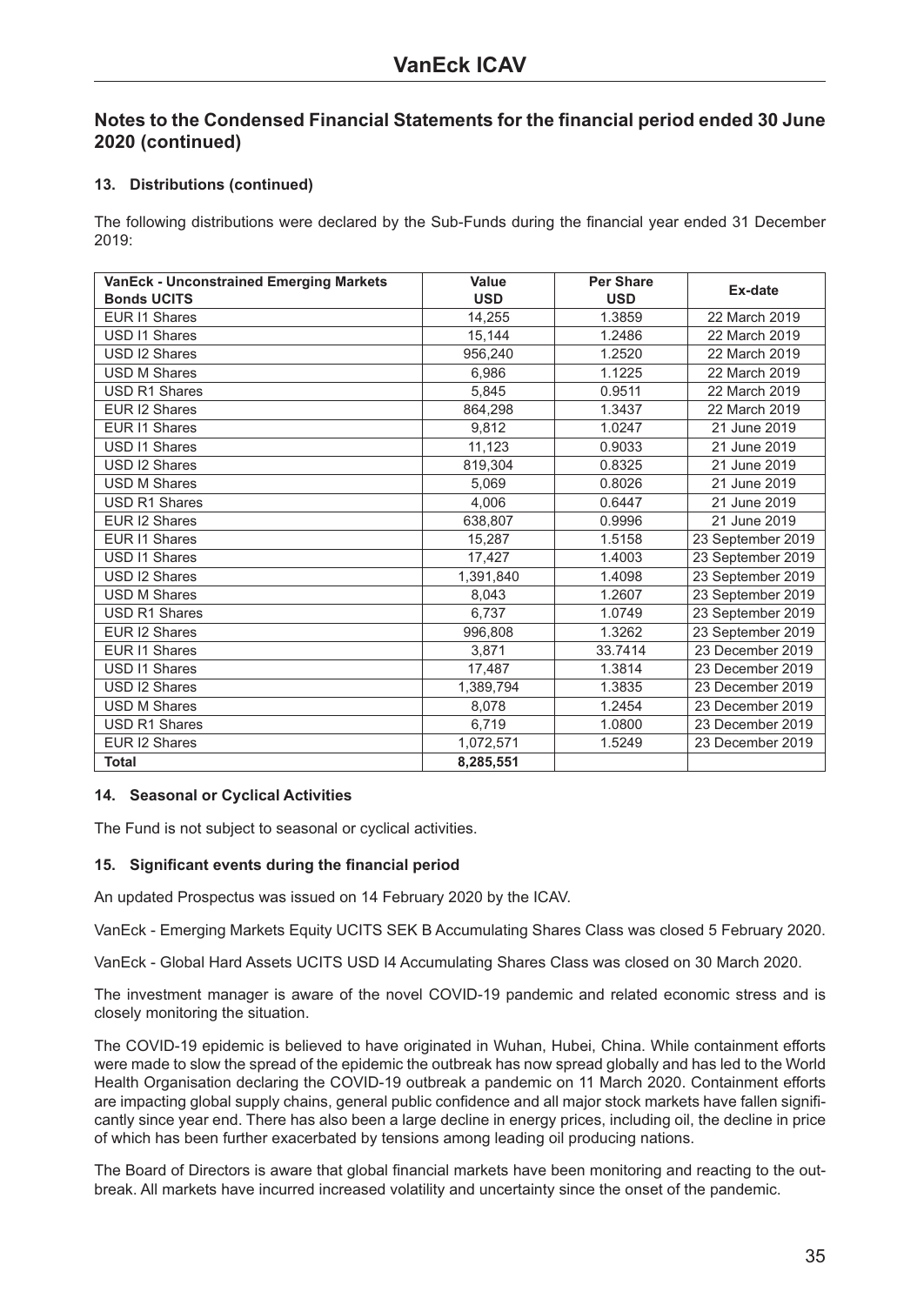## Notes to the Condensed Financial Statements for the financial period ended 30 June 2020 (continued)

### 13. Distributions (continued)

The following distributions were declared by the Sub-Funds during the financial year ended 31 December 2019:

| VanEck - Unconstrained Emerging Markets Bonds UCITS | Value USD | Per Share USD | Ex-date |
|---|---|---|---|
| EUR I1 Shares | 14,255 | 1.3859 | 22 March 2019 |
| USD I1 Shares | 15,144 | 1.2486 | 22 March 2019 |
| USD I2 Shares | 956,240 | 1.2520 | 22 March 2019 |
| USD M Shares | 6,986 | 1.1225 | 22 March 2019 |
| USD R1 Shares | 5,845 | 0.9511 | 22 March 2019 |
| EUR I2 Shares | 864,298 | 1.3437 | 22 March 2019 |
| EUR I1 Shares | 9,812 | 1.0247 | 21 June 2019 |
| USD I1 Shares | 11,123 | 0.9033 | 21 June 2019 |
| USD I2 Shares | 819,304 | 0.8325 | 21 June 2019 |
| USD M Shares | 5,069 | 0.8026 | 21 June 2019 |
| USD R1 Shares | 4,006 | 0.6447 | 21 June 2019 |
| EUR I2 Shares | 638,807 | 0.9996 | 21 June 2019 |
| EUR I1 Shares | 15,287 | 1.5158 | 23 September 2019 |
| USD I1 Shares | 17,427 | 1.4003 | 23 September 2019 |
| USD I2 Shares | 1,391,840 | 1.4098 | 23 September 2019 |
| USD M Shares | 8,043 | 1.2607 | 23 September 2019 |
| USD R1 Shares | 6,737 | 1.0749 | 23 September 2019 |
| EUR I2 Shares | 996,808 | 1.3262 | 23 September 2019 |
| EUR I1 Shares | 3,871 | 33.7414 | 23 December 2019 |
| USD I1 Shares | 17,487 | 1.3814 | 23 December 2019 |
| USD I2 Shares | 1,389,794 | 1.3835 | 23 December 2019 |
| USD M Shares | 8,078 | 1.2454 | 23 December 2019 |
| USD R1 Shares | 6,719 | 1.0800 | 23 December 2019 |
| EUR I2 Shares | 1,072,571 | 1.5249 | 23 December 2019 |
| **Total** | **8,285,551** | | |

### 14. Seasonal or Cyclical Activities

The Fund is not subject to seasonal or cyclical activities.

### 15. Significant events during the financial period

An updated Prospectus was issued on 14 February 2020 by the ICAV.

VanEck - Emerging Markets Equity UCITS SEK B Accumulating Shares Class was closed 5 February 2020.

VanEck - Global Hard Assets UCITS USD I4 Accumulating Shares Class was closed on 30 March 2020.

The investment manager is aware of the novel COVID-19 pandemic and related economic stress and is closely monitoring the situation.

The COVID-19 epidemic is believed to have originated in Wuhan, Hubei, China. While containment efforts were made to slow the spread of the epidemic the outbreak has now spread globally and has led to the World Health Organisation declaring the COVID-19 outbreak a pandemic on 11 March 2020. Containment efforts are impacting global supply chains, general public confidence and all major stock markets have fallen significantly since year end. There has also been a large decline in energy prices, including oil, the decline in price of which has been further exacerbated by tensions among leading oil producing nations.

The Board of Directors is aware that global financial markets have been monitoring and reacting to the outbreak. All markets have incurred increased volatility and uncertainty since the onset of the pandemic.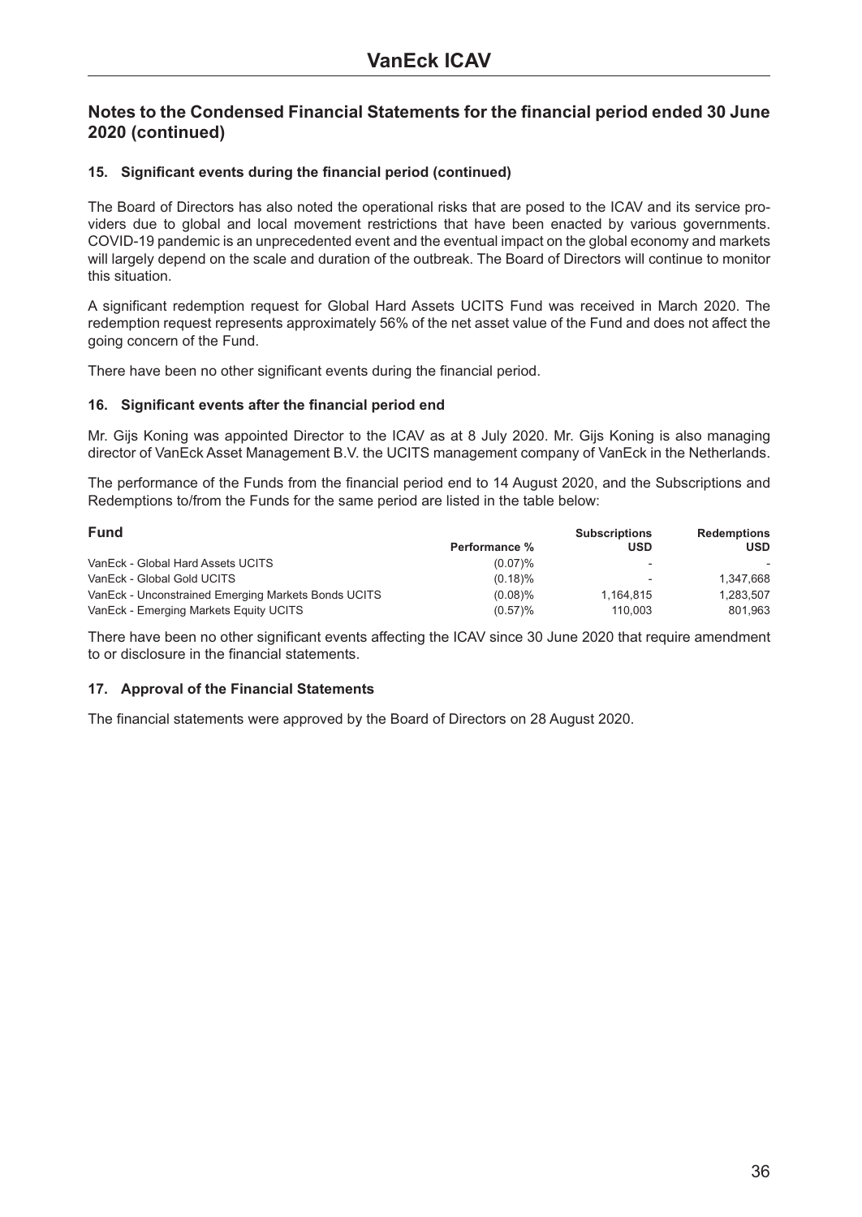## Notes to the Condensed Financial Statements for the financial period ended 30 June 2020 (continued)

### 15. Significant events during the financial period (continued)

The Board of Directors has also noted the operational risks that are posed to the ICAV and its service providers due to global and local movement restrictions that have been enacted by various governments. COVID-19 pandemic is an unprecedented event and the eventual impact on the global economy and markets will largely depend on the scale and duration of the outbreak. The Board of Directors will continue to monitor this situation.

A significant redemption request for Global Hard Assets UCITS Fund was received in March 2020. The redemption request represents approximately 56% of the net asset value of the Fund and does not affect the going concern of the Fund.

There have been no other significant events during the financial period.

### 16. Significant events after the financial period end

Mr. Gijs Koning was appointed Director to the ICAV as at 8 July 2020. Mr. Gijs Koning is also managing director of VanEck Asset Management B.V. the UCITS management company of VanEck in the Netherlands.

The performance of the Funds from the financial period end to 14 August 2020, and the Subscriptions and Redemptions to/from the Funds for the same period are listed in the table below:

| Fund | Performance % | Subscriptions USD | Redemptions USD |
|---|---|---|---|
| VanEck - Global Hard Assets UCITS | (0.07)% | - | - |
| VanEck - Global Gold UCITS | (0.18)% | - | 1,347,668 |
| VanEck - Unconstrained Emerging Markets Bonds UCITS | (0.08)% | 1,164,815 | 1,283,507 |
| VanEck - Emerging Markets Equity UCITS | (0.57)% | 110,003 | 801,963 |

There have been no other significant events affecting the ICAV since 30 June 2020 that require amendment to or disclosure in the financial statements.

### 17. Approval of the Financial Statements

The financial statements were approved by the Board of Directors on 28 August 2020.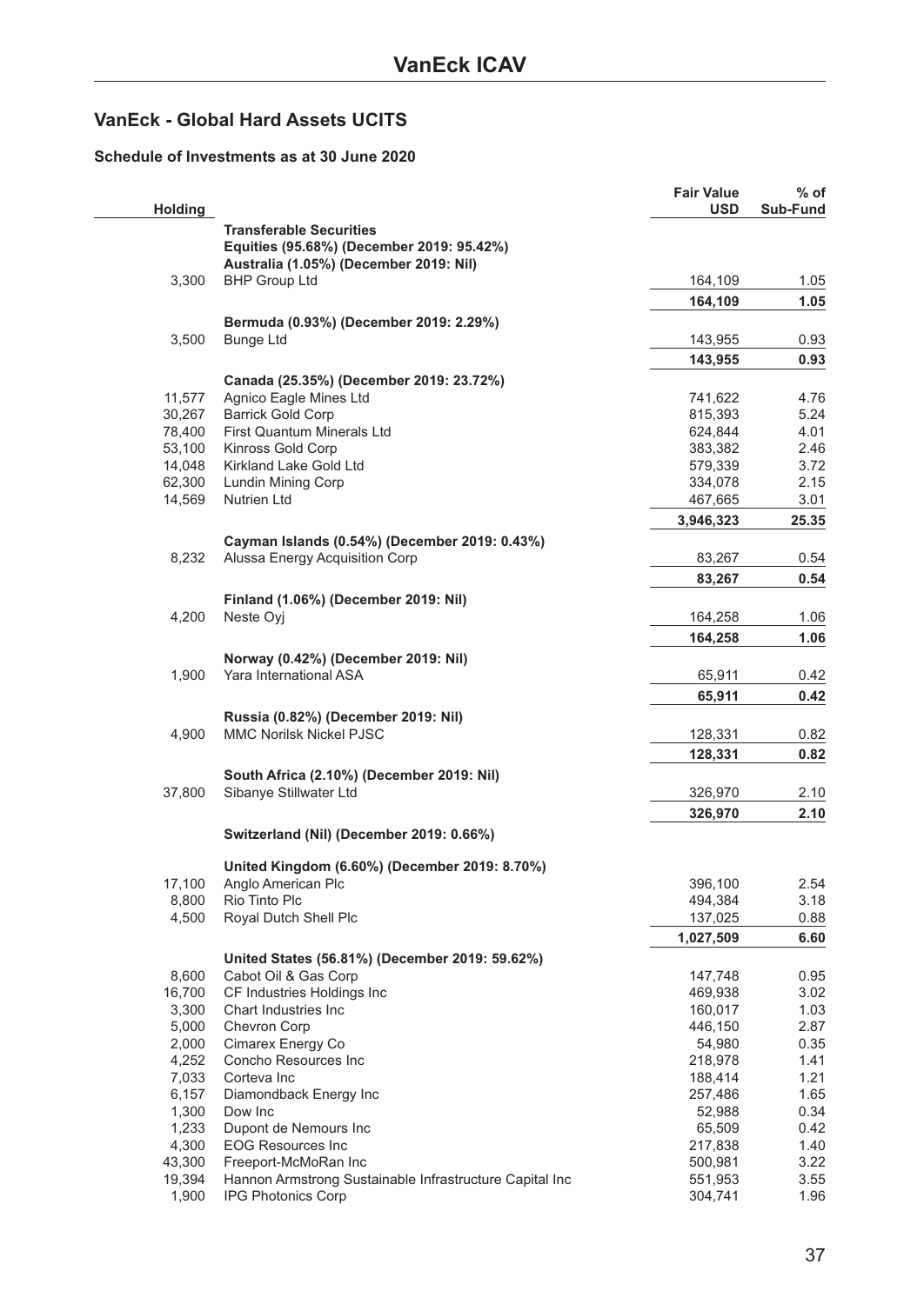# VanEck ICAV

## VanEck - Global Hard Assets UCITS

### Schedule of Investments as at 30 June 2020

| Holding | | Fair Value USD | % of Sub-Fund |
|---|---|---|---|
| | **Transferable Securities** | | |
| | **Equities (95.68%) (December 2019: 95.42%)** | | |
| | **Australia (1.05%) (December 2019: Nil)** | | |
| 3,300 | BHP Group Ltd | 164,109 | 1.05 |
| | | **164,109** | **1.05** |
| | **Bermuda (0.93%) (December 2019: 2.29%)** | | |
| 3,500 | Bunge Ltd | 143,955 | 0.93 |
| | | **143,955** | **0.93** |
| | **Canada (25.35%) (December 2019: 23.72%)** | | |
| 11,577 | Agnico Eagle Mines Ltd | 741,622 | 4.76 |
| 30,267 | Barrick Gold Corp | 815,393 | 5.24 |
| 78,400 | First Quantum Minerals Ltd | 624,844 | 4.01 |
| 53,100 | Kinross Gold Corp | 383,382 | 2.46 |
| 14,048 | Kirkland Lake Gold Ltd | 579,339 | 3.72 |
| 62,300 | Lundin Mining Corp | 334,078 | 2.15 |
| 14,569 | Nutrien Ltd | 467,665 | 3.01 |
| | | **3,946,323** | **25.35** |
| | **Cayman Islands (0.54%) (December 2019: 0.43%)** | | |
| 8,232 | Alussa Energy Acquisition Corp | 83,267 | 0.54 |
| | | **83,267** | **0.54** |
| | **Finland (1.06%) (December 2019: Nil)** | | |
| 4,200 | Neste Oyj | 164,258 | 1.06 |
| | | **164,258** | **1.06** |
| | **Norway (0.42%) (December 2019: Nil)** | | |
| 1,900 | Yara International ASA | 65,911 | 0.42 |
| | | **65,911** | **0.42** |
| | **Russia (0.82%) (December 2019: Nil)** | | |
| 4,900 | MMC Norilsk Nickel PJSC | 128,331 | 0.82 |
| | | **128,331** | **0.82** |
| | **South Africa (2.10%) (December 2019: Nil)** | | |
| 37,800 | Sibanye Stillwater Ltd | 326,970 | 2.10 |
| | | **326,970** | **2.10** |
| | **Switzerland (Nil) (December 2019: 0.66%)** | | |
| | **United Kingdom (6.60%) (December 2019: 8.70%)** | | |
| 17,100 | Anglo American Plc | 396,100 | 2.54 |
| 8,800 | Rio Tinto Plc | 494,384 | 3.18 |
| 4,500 | Royal Dutch Shell Plc | 137,025 | 0.88 |
| | | **1,027,509** | **6.60** |
| | **United States (56.81%) (December 2019: 59.62%)** | | |
| 8,600 | Cabot Oil & Gas Corp | 147,748 | 0.95 |
| 16,700 | CF Industries Holdings Inc | 469,938 | 3.02 |
| 3,300 | Chart Industries Inc | 160,017 | 1.03 |
| 5,000 | Chevron Corp | 446,150 | 2.87 |
| 2,000 | Cimarex Energy Co | 54,980 | 0.35 |
| 4,252 | Concho Resources Inc | 218,978 | 1.41 |
| 7,033 | Corteva Inc | 188,414 | 1.21 |
| 6,157 | Diamondback Energy Inc | 257,486 | 1.65 |
| 1,300 | Dow Inc | 52,988 | 0.34 |
| 1,233 | Dupont de Nemours Inc | 65,509 | 0.42 |
| 4,300 | EOG Resources Inc | 217,838 | 1.40 |
| 43,300 | Freeport-McMoRan Inc | 500,981 | 3.22 |
| 19,394 | Hannon Armstrong Sustainable Infrastructure Capital Inc | 551,953 | 3.55 |
| 1,900 | IPG Photonics Corp | 304,741 | 1.96 |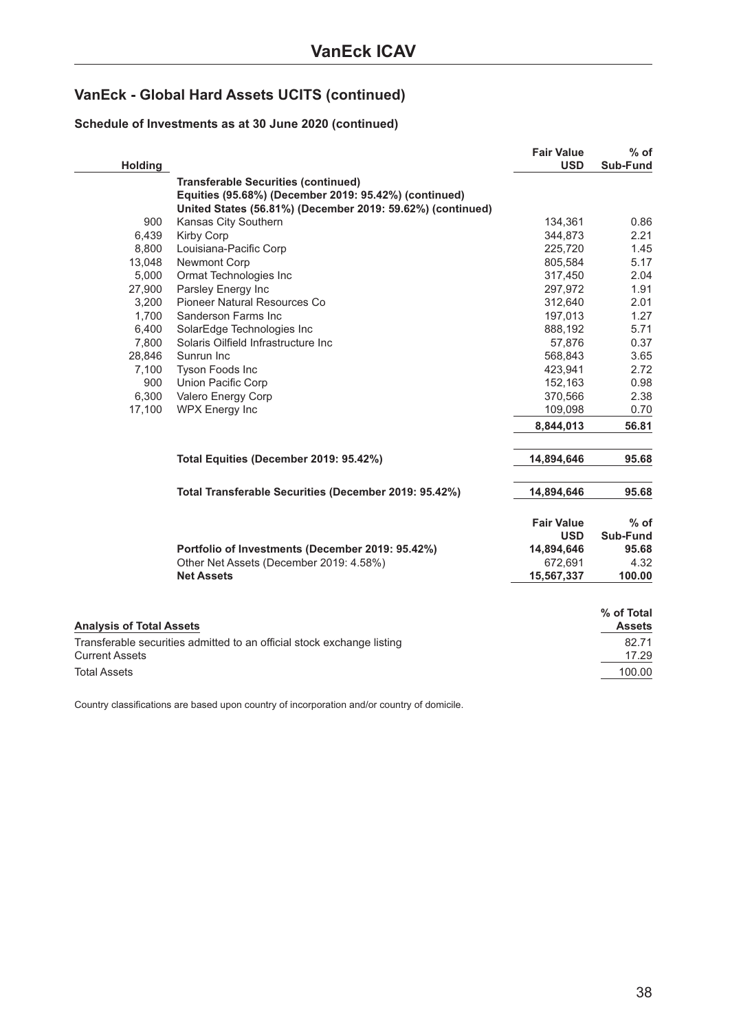## VanEck - Global Hard Assets UCITS (continued)

### Schedule of Investments as at 30 June 2020 (continued)

| Holding | | Fair Value USD | % of Sub-Fund |
|---|---|---|---|
| | **Transferable Securities (continued)** | | |
| | **Equities (95.68%) (December 2019: 95.42%) (continued)** | | |
| | **United States (56.81%) (December 2019: 59.62%) (continued)** | | |
| 900 | Kansas City Southern | 134,361 | 0.86 |
| 6,439 | Kirby Corp | 344,873 | 2.21 |
| 8,800 | Louisiana-Pacific Corp | 225,720 | 1.45 |
| 13,048 | Newmont Corp | 805,584 | 5.17 |
| 5,000 | Ormat Technologies Inc | 317,450 | 2.04 |
| 27,900 | Parsley Energy Inc | 297,972 | 1.91 |
| 3,200 | Pioneer Natural Resources Co | 312,640 | 2.01 |
| 1,700 | Sanderson Farms Inc | 197,013 | 1.27 |
| 6,400 | SolarEdge Technologies Inc | 888,192 | 5.71 |
| 7,800 | Solaris Oilfield Infrastructure Inc | 57,876 | 0.37 |
| 28,846 | Sunrun Inc | 568,843 | 3.65 |
| 7,100 | Tyson Foods Inc | 423,941 | 2.72 |
| 900 | Union Pacific Corp | 152,163 | 0.98 |
| 6,300 | Valero Energy Corp | 370,566 | 2.38 |
| 17,100 | WPX Energy Inc | 109,098 | 0.70 |
| | | **8,844,013** | **56.81** |
| | **Total Equities (December 2019: 95.42%)** | **14,894,646** | **95.68** |
| | **Total Transferable Securities (December 2019: 95.42%)** | **14,894,646** | **95.68** |

| | Fair Value USD | % of Sub-Fund |
|---|---|---|
| **Portfolio of Investments (December 2019: 95.42%)** | **14,894,646** | **95.68** |
| Other Net Assets (December 2019: 4.58%) | 672,691 | 4.32 |
| **Net Assets** | **15,567,337** | **100.00** |

| Analysis of Total Assets | % of Total Assets |
|---|---|
| Transferable securities admitted to an official stock exchange listing | 82.71 |
| Current Assets | 17.29 |
| Total Assets | 100.00 |

Country classifications are based upon country of incorporation and/or country of domicile.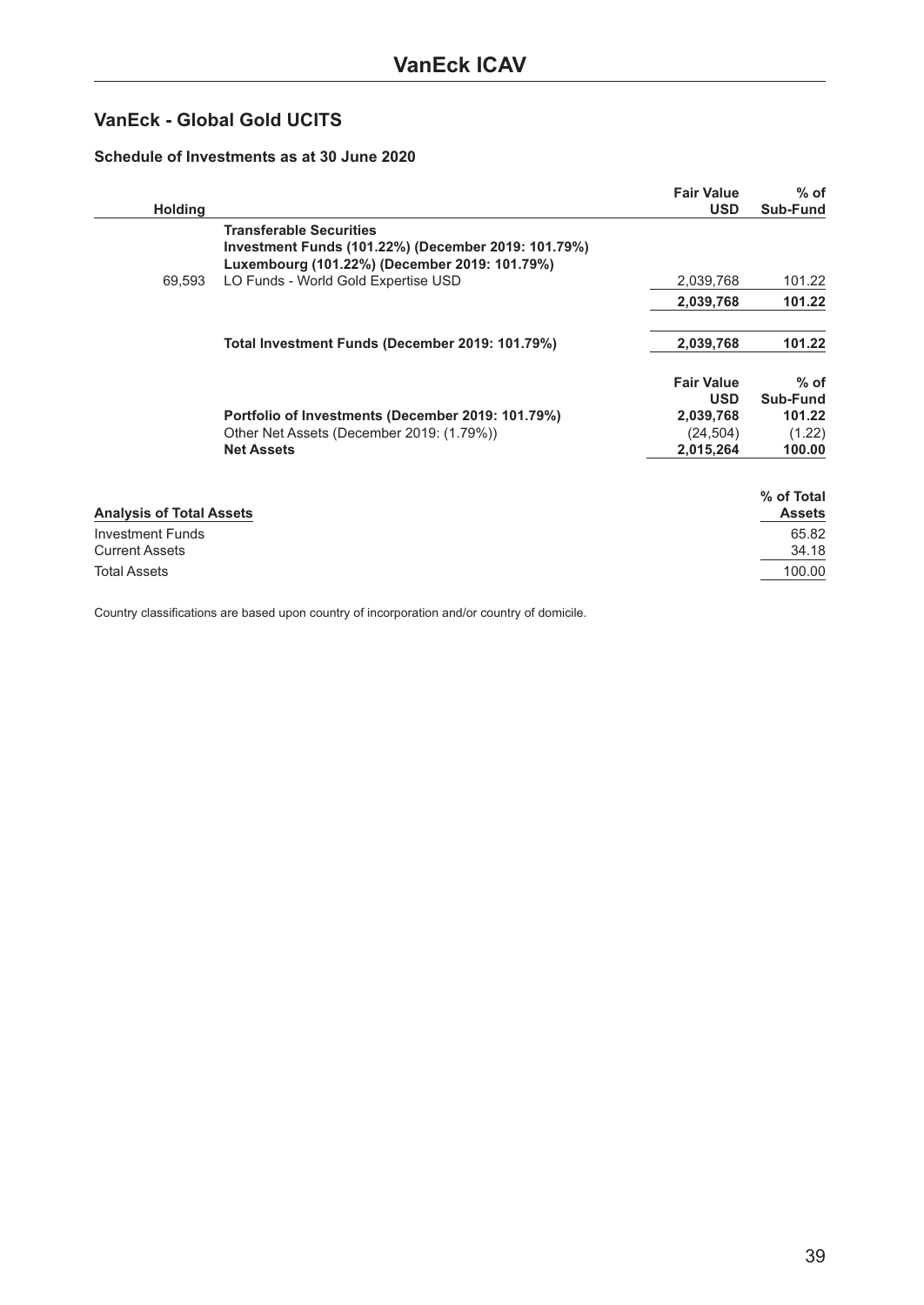# VanEck ICAV

## VanEck - Global Gold UCITS

### Schedule of Investments as at 30 June 2020

| Holding | | Fair Value USD | % of Sub-Fund |
|---|---|---|---|
| | **Transferable Securities** | | |
| | **Investment Funds (101.22%) (December 2019: 101.79%)** | | |
| | **Luxembourg (101.22%) (December 2019: 101.79%)** | | |
| 69,593 | LO Funds - World Gold Expertise USD | 2,039,768 | 101.22 |
| | | **2,039,768** | **101.22** |
| | **Total Investment Funds (December 2019: 101.79%)** | **2,039,768** | **101.22** |

| | Fair Value USD | % of Sub-Fund |
|---|---|---|
| **Portfolio of Investments (December 2019: 101.79%)** | **2,039,768** | **101.22** |
| Other Net Assets (December 2019: (1.79%)) | (24,504) | (1.22) |
| **Net Assets** | **2,015,264** | **100.00** |

| Analysis of Total Assets | % of Total Assets |
|---|---|
| Investment Funds | 65.82 |
| Current Assets | 34.18 |
| Total Assets | 100.00 |

Country classifications are based upon country of incorporation and/or country of domicile.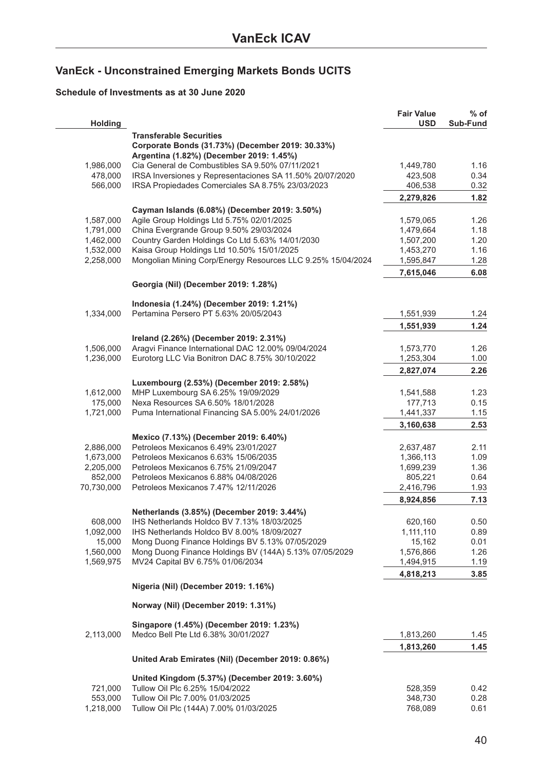# VanEck - Unconstrained Emerging Markets Bonds UCITS

### Schedule of Investments as at 30 June 2020

| Holding | | Fair Value USD | % of Sub-Fund |
|---|---|---|---|
| | **Transferable Securities** | | |
| | **Corporate Bonds (31.73%) (December 2019: 30.33%)** | | |
| | **Argentina (1.82%) (December 2019: 1.45%)** | | |
| 1,986,000 | Cia General de Combustibles SA 9.50% 07/11/2021 | 1,449,780 | 1.16 |
| 478,000 | IRSA Inversiones y Representaciones SA 11.50% 20/07/2020 | 423,508 | 0.34 |
| 566,000 | IRSA Propiedades Comerciales SA 8.75% 23/03/2023 | 406,538 | 0.32 |
| | | **2,279,826** | **1.82** |
| | **Cayman Islands (6.08%) (December 2019: 3.50%)** | | |
| 1,587,000 | Agile Group Holdings Ltd 5.75% 02/01/2025 | 1,579,065 | 1.26 |
| 1,791,000 | China Evergrande Group 9.50% 29/03/2024 | 1,479,664 | 1.18 |
| 1,462,000 | Country Garden Holdings Co Ltd 5.63% 14/01/2030 | 1,507,200 | 1.20 |
| 1,532,000 | Kaisa Group Holdings Ltd 10.50% 15/01/2025 | 1,453,270 | 1.16 |
| 2,258,000 | Mongolian Mining Corp/Energy Resources LLC 9.25% 15/04/2024 | 1,595,847 | 1.28 |
| | | **7,615,046** | **6.08** |
| | **Georgia (Nil) (December 2019: 1.28%)** | | |
| | **Indonesia (1.24%) (December 2019: 1.21%)** | | |
| 1,334,000 | Pertamina Persero PT 5.63% 20/05/2043 | 1,551,939 | 1.24 |
| | | **1,551,939** | **1.24** |
| | **Ireland (2.26%) (December 2019: 2.31%)** | | |
| 1,506,000 | Aragvi Finance International DAC 12.00% 09/04/2024 | 1,573,770 | 1.26 |
| 1,236,000 | Eurotorg LLC Via Bonitron DAC 8.75% 30/10/2022 | 1,253,304 | 1.00 |
| | | **2,827,074** | **2.26** |
| | **Luxembourg (2.53%) (December 2019: 2.58%)** | | |
| 1,612,000 | MHP Luxembourg SA 6.25% 19/09/2029 | 1,541,588 | 1.23 |
| 175,000 | Nexa Resources SA 6.50% 18/01/2028 | 177,713 | 0.15 |
| 1,721,000 | Puma International Financing SA 5.00% 24/01/2026 | 1,441,337 | 1.15 |
| | | **3,160,638** | **2.53** |
| | **Mexico (7.13%) (December 2019: 6.40%)** | | |
| 2,886,000 | Petroleos Mexicanos 6.49% 23/01/2027 | 2,637,487 | 2.11 |
| 1,673,000 | Petroleos Mexicanos 6.63% 15/06/2035 | 1,366,113 | 1.09 |
| 2,205,000 | Petroleos Mexicanos 6.75% 21/09/2047 | 1,699,239 | 1.36 |
| 852,000 | Petroleos Mexicanos 6.88% 04/08/2026 | 805,221 | 0.64 |
| 70,730,000 | Petroleos Mexicanos 7.47% 12/11/2026 | 2,416,796 | 1.93 |
| | | **8,924,856** | **7.13** |
| | **Netherlands (3.85%) (December 2019: 3.44%)** | | |
| 608,000 | IHS Netherlands Holdco BV 7.13% 18/03/2025 | 620,160 | 0.50 |
| 1,092,000 | IHS Netherlands Holdco BV 8.00% 18/09/2027 | 1,111,110 | 0.89 |
| 15,000 | Mong Duong Finance Holdings BV 5.13% 07/05/2029 | 15,162 | 0.01 |
| 1,560,000 | Mong Duong Finance Holdings BV (144A) 5.13% 07/05/2029 | 1,576,866 | 1.26 |
| 1,569,975 | MV24 Capital BV 6.75% 01/06/2034 | 1,494,915 | 1.19 |
| | | **4,818,213** | **3.85** |
| | **Nigeria (Nil) (December 2019: 1.16%)** | | |
| | **Norway (Nil) (December 2019: 1.31%)** | | |
| | **Singapore (1.45%) (December 2019: 1.23%)** | | |
| 2,113,000 | Medco Bell Pte Ltd 6.38% 30/01/2027 | 1,813,260 | 1.45 |
| | | **1,813,260** | **1.45** |
| | **United Arab Emirates (Nil) (December 2019: 0.86%)** | | |
| | **United Kingdom (5.37%) (December 2019: 3.60%)** | | |
| 721,000 | Tullow Oil Plc 6.25% 15/04/2022 | 528,359 | 0.42 |
| 553,000 | Tullow Oil Plc 7.00% 01/03/2025 | 348,730 | 0.28 |
| 1,218,000 | Tullow Oil Plc (144A) 7.00% 01/03/2025 | 768,089 | 0.61 |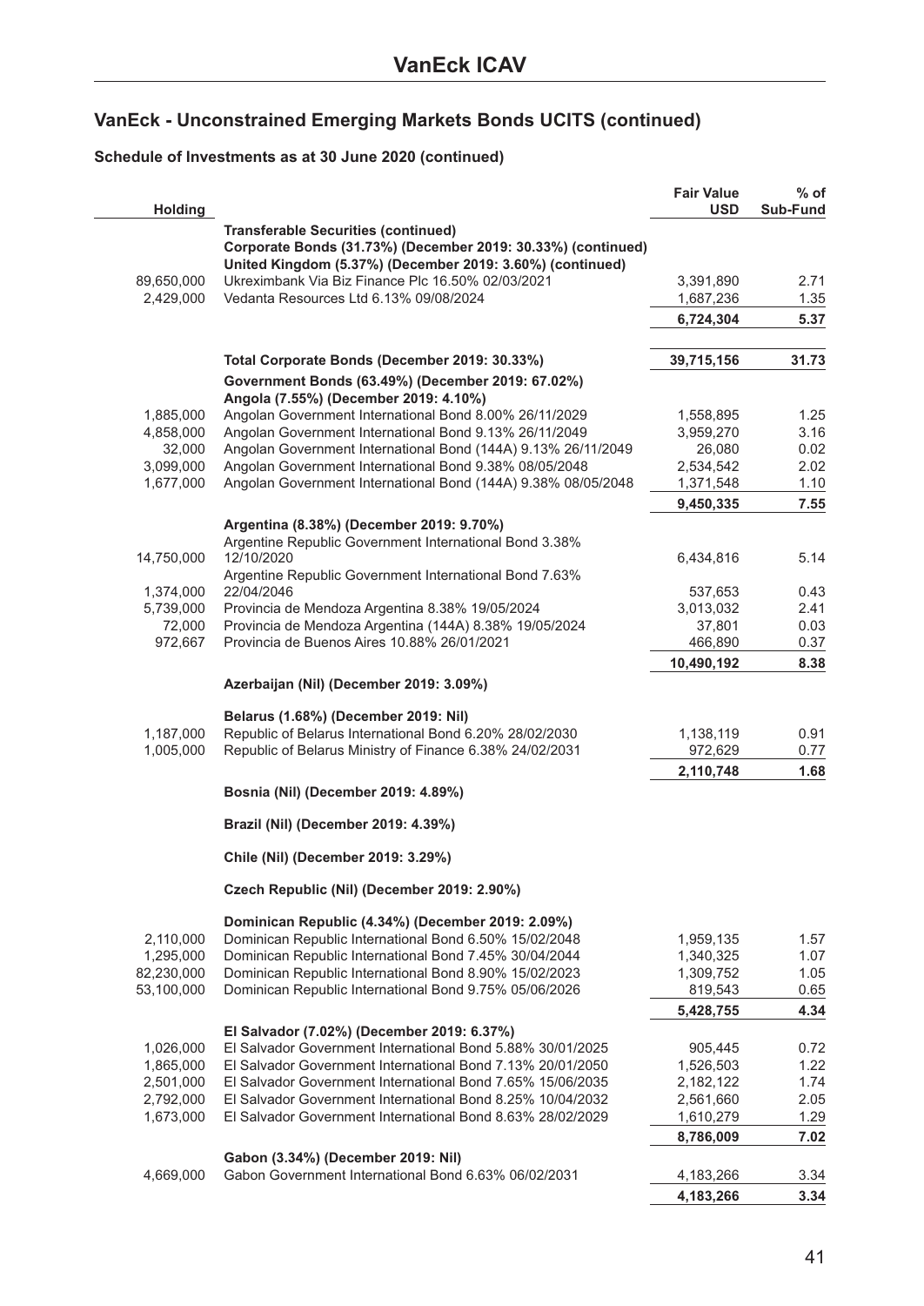## VanEck - Unconstrained Emerging Markets Bonds UCITS (continued)

### Schedule of Investments as at 30 June 2020 (continued)

| Holding | | Fair Value USD | % of Sub-Fund |
|---|---|---|---|
| | **Transferable Securities (continued)** | | |
| | **Corporate Bonds (31.73%) (December 2019: 30.33%) (continued)** | | |
| | **United Kingdom (5.37%) (December 2019: 3.60%) (continued)** | | |
| 89,650,000 | Ukreximbank Via Biz Finance Plc 16.50% 02/03/2021 | 3,391,890 | 2.71 |
| 2,429,000 | Vedanta Resources Ltd 6.13% 09/08/2024 | 1,687,236 | 1.35 |
| | | **6,724,304** | **5.37** |
| | | | |
| | **Total Corporate Bonds (December 2019: 30.33%)** | **39,715,156** | **31.73** |
| | **Government Bonds (63.49%) (December 2019: 67.02%)** | | |
| | **Angola (7.55%) (December 2019: 4.10%)** | | |
| 1,885,000 | Angolan Government International Bond 8.00% 26/11/2029 | 1,558,895 | 1.25 |
| 4,858,000 | Angolan Government International Bond 9.13% 26/11/2049 | 3,959,270 | 3.16 |
| 32,000 | Angolan Government International Bond (144A) 9.13% 26/11/2049 | 26,080 | 0.02 |
| 3,099,000 | Angolan Government International Bond 9.38% 08/05/2048 | 2,534,542 | 2.02 |
| 1,677,000 | Angolan Government International Bond (144A) 9.38% 08/05/2048 | 1,371,548 | 1.10 |
| | | **9,450,335** | **7.55** |
| | **Argentina (8.38%) (December 2019: 9.70%)** | | |
| 14,750,000 | Argentine Republic Government International Bond 3.38% 12/10/2020 | 6,434,816 | 5.14 |
| 1,374,000 | Argentine Republic Government International Bond 7.63% 22/04/2046 | 537,653 | 0.43 |
| 5,739,000 | Provincia de Mendoza Argentina 8.38% 19/05/2024 | 3,013,032 | 2.41 |
| 72,000 | Provincia de Mendoza Argentina (144A) 8.38% 19/05/2024 | 37,801 | 0.03 |
| 972,667 | Provincia de Buenos Aires 10.88% 26/01/2021 | 466,890 | 0.37 |
| | | **10,490,192** | **8.38** |
| | **Azerbaijan (Nil) (December 2019: 3.09%)** | | |
| | | | |
| | **Belarus (1.68%) (December 2019: Nil)** | | |
| 1,187,000 | Republic of Belarus International Bond 6.20% 28/02/2030 | 1,138,119 | 0.91 |
| 1,005,000 | Republic of Belarus Ministry of Finance 6.38% 24/02/2031 | 972,629 | 0.77 |
| | | **2,110,748** | **1.68** |
| | **Bosnia (Nil) (December 2019: 4.89%)** | | |
| | | | |
| | **Brazil (Nil) (December 2019: 4.39%)** | | |
| | | | |
| | **Chile (Nil) (December 2019: 3.29%)** | | |
| | | | |
| | **Czech Republic (Nil) (December 2019: 2.90%)** | | |
| | | | |
| | **Dominican Republic (4.34%) (December 2019: 2.09%)** | | |
| 2,110,000 | Dominican Republic International Bond 6.50% 15/02/2048 | 1,959,135 | 1.57 |
| 1,295,000 | Dominican Republic International Bond 7.45% 30/04/2044 | 1,340,325 | 1.07 |
| 82,230,000 | Dominican Republic International Bond 8.90% 15/02/2023 | 1,309,752 | 1.05 |
| 53,100,000 | Dominican Republic International Bond 9.75% 05/06/2026 | 819,543 | 0.65 |
| | | **5,428,755** | **4.34** |
| | **El Salvador (7.02%) (December 2019: 6.37%)** | | |
| 1,026,000 | El Salvador Government International Bond 5.88% 30/01/2025 | 905,445 | 0.72 |
| 1,865,000 | El Salvador Government International Bond 7.13% 20/01/2050 | 1,526,503 | 1.22 |
| 2,501,000 | El Salvador Government International Bond 7.65% 15/06/2035 | 2,182,122 | 1.74 |
| 2,792,000 | El Salvador Government International Bond 8.25% 10/04/2032 | 2,561,660 | 2.05 |
| 1,673,000 | El Salvador Government International Bond 8.63% 28/02/2029 | 1,610,279 | 1.29 |
| | | **8,786,009** | **7.02** |
| | **Gabon (3.34%) (December 2019: Nil)** | | |
| 4,669,000 | Gabon Government International Bond 6.63% 06/02/2031 | 4,183,266 | 3.34 |
| | | **4,183,266** | **3.34** |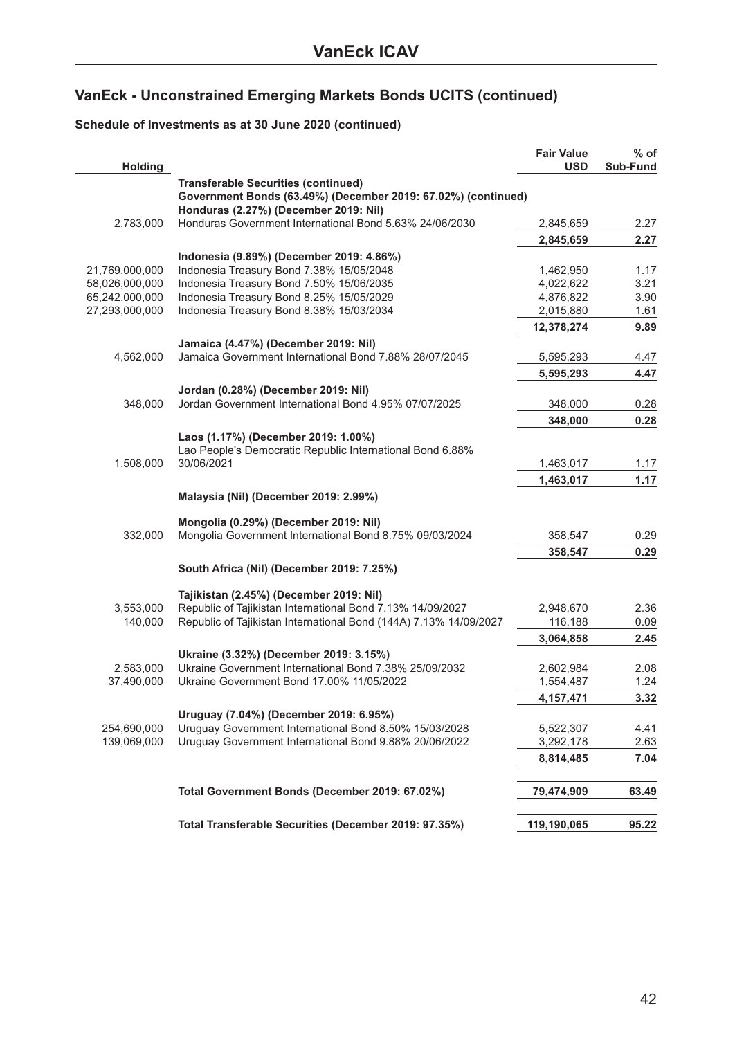# VanEck ICAV

## VanEck - Unconstrained Emerging Markets Bonds UCITS (continued)

### Schedule of Investments as at 30 June 2020 (continued)

| Holding | | Fair Value USD | % of Sub-Fund |
|---|---|---|---|
| | **Transferable Securities (continued)** | | |
| | **Government Bonds (63.49%) (December 2019: 67.02%) (continued)** | | |
| | **Honduras (2.27%) (December 2019: Nil)** | | |
| 2,783,000 | Honduras Government International Bond 5.63% 24/06/2030 | 2,845,659 | 2.27 |
| | | **2,845,659** | **2.27** |
| | **Indonesia (9.89%) (December 2019: 4.86%)** | | |
| 21,769,000,000 | Indonesia Treasury Bond 7.38% 15/05/2048 | 1,462,950 | 1.17 |
| 58,026,000,000 | Indonesia Treasury Bond 7.50% 15/06/2035 | 4,022,622 | 3.21 |
| 65,242,000,000 | Indonesia Treasury Bond 8.25% 15/05/2029 | 4,876,822 | 3.90 |
| 27,293,000,000 | Indonesia Treasury Bond 8.38% 15/03/2034 | 2,015,880 | 1.61 |
| | | **12,378,274** | **9.89** |
| | **Jamaica (4.47%) (December 2019: Nil)** | | |
| 4,562,000 | Jamaica Government International Bond 7.88% 28/07/2045 | 5,595,293 | 4.47 |
| | | **5,595,293** | **4.47** |
| | **Jordan (0.28%) (December 2019: Nil)** | | |
| 348,000 | Jordan Government International Bond 4.95% 07/07/2025 | 348,000 | 0.28 |
| | | **348,000** | **0.28** |
| | **Laos (1.17%) (December 2019: 1.00%)** | | |
| 1,508,000 | Lao People's Democratic Republic International Bond 6.88% 30/06/2021 | 1,463,017 | 1.17 |
| | | **1,463,017** | **1.17** |
| | **Malaysia (Nil) (December 2019: 2.99%)** | | |
| | **Mongolia (0.29%) (December 2019: Nil)** | | |
| 332,000 | Mongolia Government International Bond 8.75% 09/03/2024 | 358,547 | 0.29 |
| | | **358,547** | **0.29** |
| | **South Africa (Nil) (December 2019: 7.25%)** | | |
| | **Tajikistan (2.45%) (December 2019: Nil)** | | |
| 3,553,000 | Republic of Tajikistan International Bond 7.13% 14/09/2027 | 2,948,670 | 2.36 |
| 140,000 | Republic of Tajikistan International Bond (144A) 7.13% 14/09/2027 | 116,188 | 0.09 |
| | | **3,064,858** | **2.45** |
| | **Ukraine (3.32%) (December 2019: 3.15%)** | | |
| 2,583,000 | Ukraine Government International Bond 7.38% 25/09/2032 | 2,602,984 | 2.08 |
| 37,490,000 | Ukraine Government Bond 17.00% 11/05/2022 | 1,554,487 | 1.24 |
| | | **4,157,471** | **3.32** |
| | **Uruguay (7.04%) (December 2019: 6.95%)** | | |
| 254,690,000 | Uruguay Government International Bond 8.50% 15/03/2028 | 5,522,307 | 4.41 |
| 139,069,000 | Uruguay Government International Bond 9.88% 20/06/2022 | 3,292,178 | 2.63 |
| | | **8,814,485** | **7.04** |
| | **Total Government Bonds (December 2019: 67.02%)** | **79,474,909** | **63.49** |
| | **Total Transferable Securities (December 2019: 97.35%)** | **119,190,065** | **95.22** |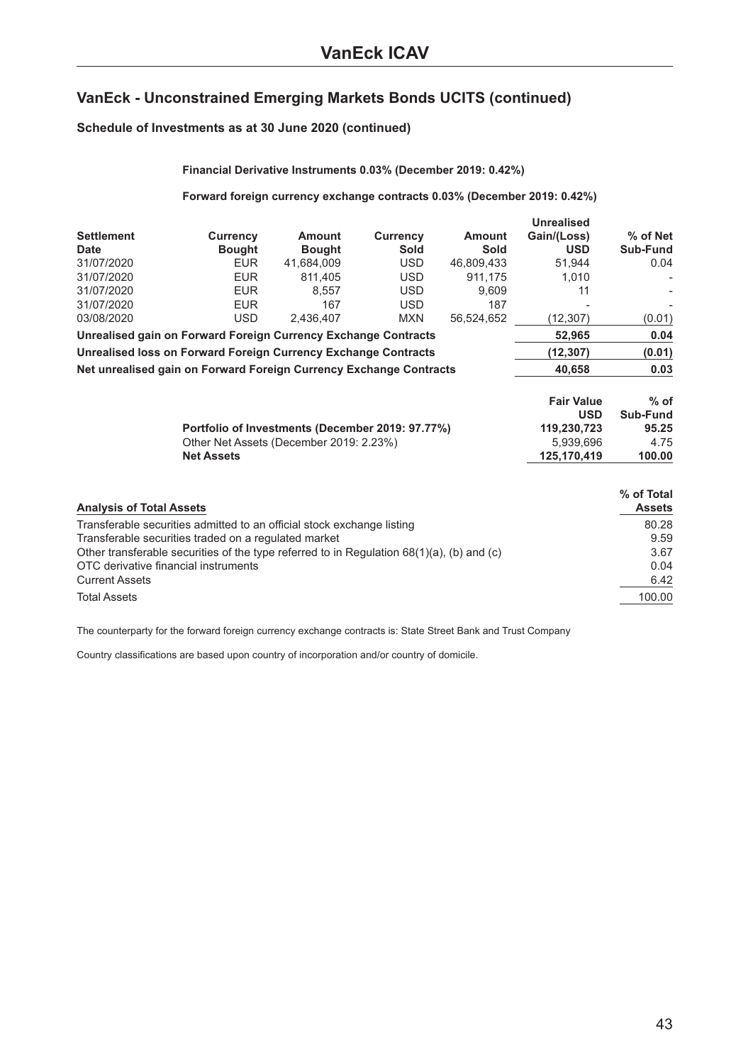# VanEck ICAV

## VanEck - Unconstrained Emerging Markets Bonds UCITS (continued)

### Schedule of Investments as at 30 June 2020 (continued)

**Financial Derivative Instruments 0.03% (December 2019: 0.42%)**

**Forward foreign currency exchange contracts 0.03% (December 2019: 0.42%)**

| Settlement Date | Currency Bought | Amount Bought | Currency Sold | Amount Sold | Unrealised Gain/(Loss) USD | % of Net Sub-Fund |
|---|---|---|---|---|---|---|
| 31/07/2020 | EUR | 41,684,009 | USD | 46,809,433 | 51,944 | 0.04 |
| 31/07/2020 | EUR | 811,405 | USD | 911,175 | 1,010 | - |
| 31/07/2020 | EUR | 8,557 | USD | 9,609 | 11 | - |
| 31/07/2020 | EUR | 167 | USD | 187 | - | - |
| 03/08/2020 | USD | 2,436,407 | MXN | 56,524,652 | (12,307) | (0.01) |
| **Unrealised gain on Forward Foreign Currency Exchange Contracts** | | | | | **52,965** | **0.04** |
| **Unrealised loss on Forward Foreign Currency Exchange Contracts** | | | | | **(12,307)** | **(0.01)** |
| **Net unrealised gain on Forward Foreign Currency Exchange Contracts** | | | | | **40,658** | **0.03** |

| | Fair Value USD | % of Sub-Fund |
|---|---|---|
| **Portfolio of Investments (December 2019: 97.77%)** | **119,230,723** | **95.25** |
| Other Net Assets (December 2019: 2.23%) | 5,939,696 | 4.75 |
| **Net Assets** | **125,170,419** | **100.00** |

| **Analysis of Total Assets** | % of Total Assets |
|---|---|
| Transferable securities admitted to an official stock exchange listing | 80.28 |
| Transferable securities traded on a regulated market | 9.59 |
| Other transferable securities of the type referred to in Regulation 68(1)(a), (b) and (c) | 3.67 |
| OTC derivative financial instruments | 0.04 |
| Current Assets | 6.42 |
| Total Assets | 100.00 |

The counterparty for the forward foreign currency exchange contracts is: State Street Bank and Trust Company

Country classifications are based upon country of incorporation and/or country of domicile.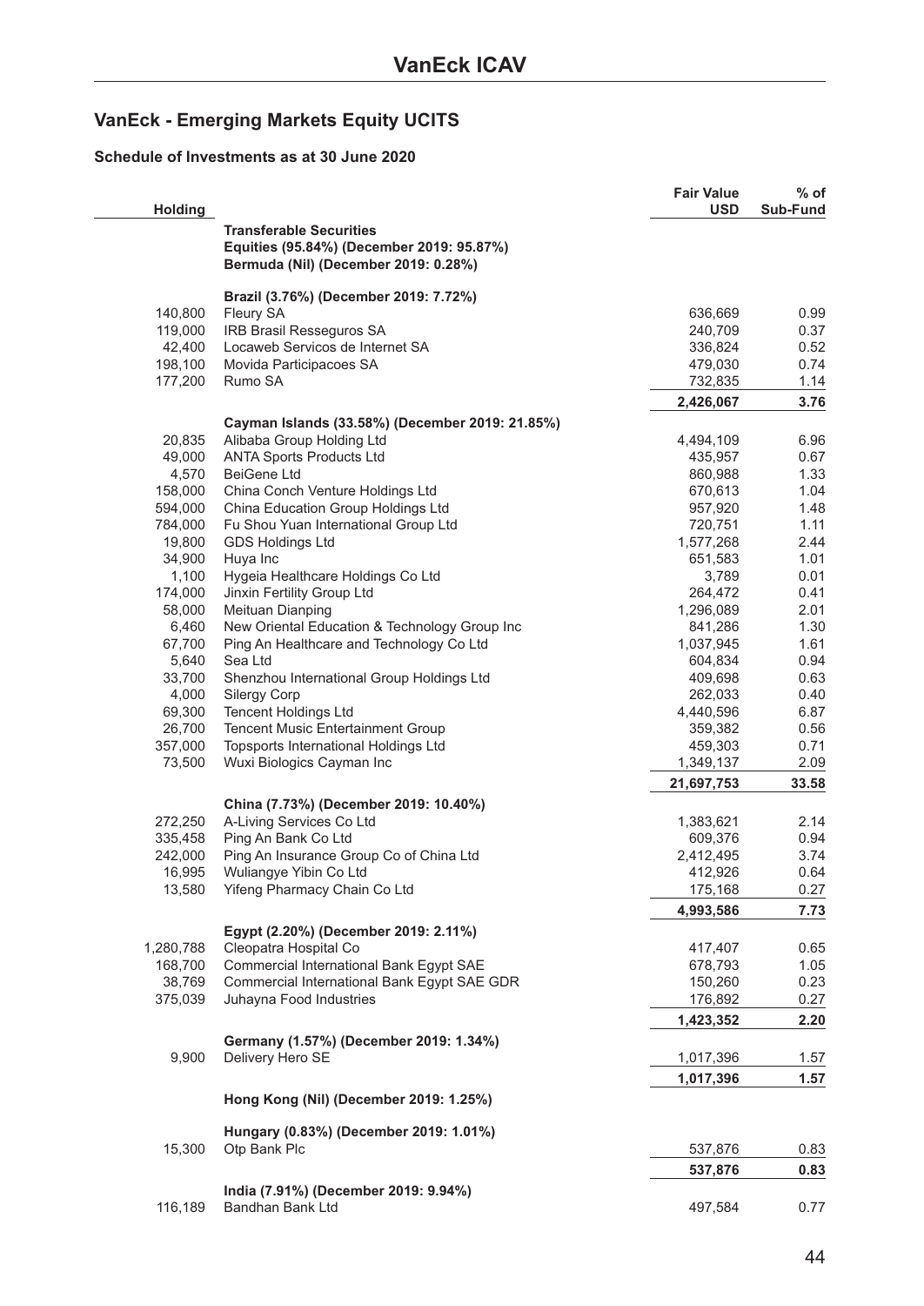# VanEck ICAV

## VanEck - Emerging Markets Equity UCITS

### Schedule of Investments as at 30 June 2020

| Holding | | Fair Value USD | % of Sub-Fund |
|---|---|---|---|
| | **Transferable Securities** | | |
| | **Equities (95.84%) (December 2019: 95.87%)** | | |
| | **Bermuda (Nil) (December 2019: 0.28%)** | | |
| | | | |
| | **Brazil (3.76%) (December 2019: 7.72%)** | | |
| 140,800 | Fleury SA | 636,669 | 0.99 |
| 119,000 | IRB Brasil Resseguros SA | 240,709 | 0.37 |
| 42,400 | Locaweb Servicos de Internet SA | 336,824 | 0.52 |
| 198,100 | Movida Participacoes SA | 479,030 | 0.74 |
| 177,200 | Rumo SA | 732,835 | 1.14 |
| | | **2,426,067** | **3.76** |
| | **Cayman Islands (33.58%) (December 2019: 21.85%)** | | |
| 20,835 | Alibaba Group Holding Ltd | 4,494,109 | 6.96 |
| 49,000 | ANTA Sports Products Ltd | 435,957 | 0.67 |
| 4,570 | BeiGene Ltd | 860,988 | 1.33 |
| 158,000 | China Conch Venture Holdings Ltd | 670,613 | 1.04 |
| 594,000 | China Education Group Holdings Ltd | 957,920 | 1.48 |
| 784,000 | Fu Shou Yuan International Group Ltd | 720,751 | 1.11 |
| 19,800 | GDS Holdings Ltd | 1,577,268 | 2.44 |
| 34,900 | Huya Inc | 651,583 | 1.01 |
| 1,100 | Hygeia Healthcare Holdings Co Ltd | 3,789 | 0.01 |
| 174,000 | Jinxin Fertility Group Ltd | 264,472 | 0.41 |
| 58,000 | Meituan Dianping | 1,296,089 | 2.01 |
| 6,460 | New Oriental Education & Technology Group Inc | 841,286 | 1.30 |
| 67,700 | Ping An Healthcare and Technology Co Ltd | 1,037,945 | 1.61 |
| 5,640 | Sea Ltd | 604,834 | 0.94 |
| 33,700 | Shenzhou International Group Holdings Ltd | 409,698 | 0.63 |
| 4,000 | Silergy Corp | 262,033 | 0.40 |
| 69,300 | Tencent Holdings Ltd | 4,440,596 | 6.87 |
| 26,700 | Tencent Music Entertainment Group | 359,382 | 0.56 |
| 357,000 | Topsports International Holdings Ltd | 459,303 | 0.71 |
| 73,500 | Wuxi Biologics Cayman Inc | 1,349,137 | 2.09 |
| | | **21,697,753** | **33.58** |
| | **China (7.73%) (December 2019: 10.40%)** | | |
| 272,250 | A-Living Services Co Ltd | 1,383,621 | 2.14 |
| 335,458 | Ping An Bank Co Ltd | 609,376 | 0.94 |
| 242,000 | Ping An Insurance Group Co of China Ltd | 2,412,495 | 3.74 |
| 16,995 | Wuliangye Yibin Co Ltd | 412,926 | 0.64 |
| 13,580 | Yifeng Pharmacy Chain Co Ltd | 175,168 | 0.27 |
| | | **4,993,586** | **7.73** |
| | **Egypt (2.20%) (December 2019: 2.11%)** | | |
| 1,280,788 | Cleopatra Hospital Co | 417,407 | 0.65 |
| 168,700 | Commercial International Bank Egypt SAE | 678,793 | 1.05 |
| 38,769 | Commercial International Bank Egypt SAE GDR | 150,260 | 0.23 |
| 375,039 | Juhayna Food Industries | 176,892 | 0.27 |
| | | **1,423,352** | **2.20** |
| | **Germany (1.57%) (December 2019: 1.34%)** | | |
| 9,900 | Delivery Hero SE | 1,017,396 | 1.57 |
| | | **1,017,396** | **1.57** |
| | **Hong Kong (Nil) (December 2019: 1.25%)** | | |
| | | | |
| | **Hungary (0.83%) (December 2019: 1.01%)** | | |
| 15,300 | Otp Bank Plc | 537,876 | 0.83 |
| | | **537,876** | **0.83** |
| | **India (7.91%) (December 2019: 9.94%)** | | |
| 116,189 | Bandhan Bank Ltd | 497,584 | 0.77 |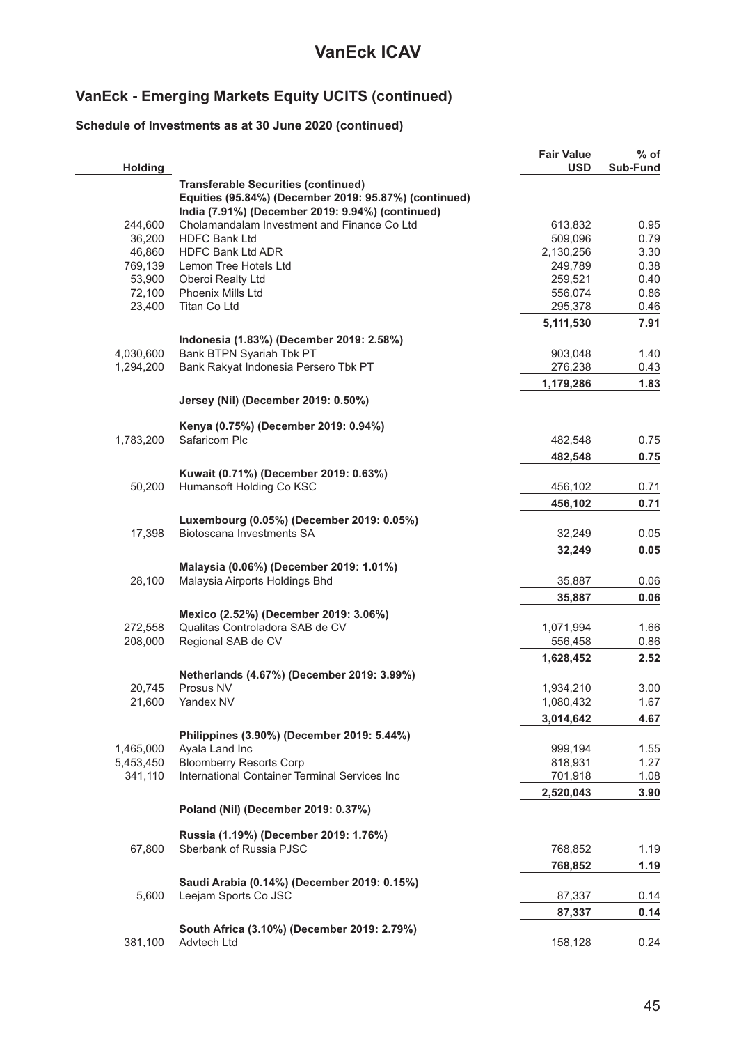# VanEck - Emerging Markets Equity UCITS (continued)

**Schedule of Investments as at 30 June 2020 (continued)**

| Holding | | Fair Value USD | % of Sub-Fund |
|---|---|---|---|
| | **Transferable Securities (continued)** | | |
| | **Equities (95.84%) (December 2019: 95.87%) (continued)** | | |
| | **India (7.91%) (December 2019: 9.94%) (continued)** | | |
| 244,600 | Cholamandalam Investment and Finance Co Ltd | 613,832 | 0.95 |
| 36,200 | HDFC Bank Ltd | 509,096 | 0.79 |
| 46,860 | HDFC Bank Ltd ADR | 2,130,256 | 3.30 |
| 769,139 | Lemon Tree Hotels Ltd | 249,789 | 0.38 |
| 53,900 | Oberoi Realty Ltd | 259,521 | 0.40 |
| 72,100 | Phoenix Mills Ltd | 556,074 | 0.86 |
| 23,400 | Titan Co Ltd | 295,378 | 0.46 |
| | | **5,111,530** | **7.91** |
| | **Indonesia (1.83%) (December 2019: 2.58%)** | | |
| 4,030,600 | Bank BTPN Syariah Tbk PT | 903,048 | 1.40 |
| 1,294,200 | Bank Rakyat Indonesia Persero Tbk PT | 276,238 | 0.43 |
| | | **1,179,286** | **1.83** |
| | **Jersey (Nil) (December 2019: 0.50%)** | | |
| | **Kenya (0.75%) (December 2019: 0.94%)** | | |
| 1,783,200 | Safaricom Plc | 482,548 | 0.75 |
| | | **482,548** | **0.75** |
| | **Kuwait (0.71%) (December 2019: 0.63%)** | | |
| 50,200 | Humansoft Holding Co KSC | 456,102 | 0.71 |
| | | **456,102** | **0.71** |
| | **Luxembourg (0.05%) (December 2019: 0.05%)** | | |
| 17,398 | Biotoscana Investments SA | 32,249 | 0.05 |
| | | **32,249** | **0.05** |
| | **Malaysia (0.06%) (December 2019: 1.01%)** | | |
| 28,100 | Malaysia Airports Holdings Bhd | 35,887 | 0.06 |
| | | **35,887** | **0.06** |
| | **Mexico (2.52%) (December 2019: 3.06%)** | | |
| 272,558 | Qualitas Controladora SAB de CV | 1,071,994 | 1.66 |
| 208,000 | Regional SAB de CV | 556,458 | 0.86 |
| | | **1,628,452** | **2.52** |
| | **Netherlands (4.67%) (December 2019: 3.99%)** | | |
| 20,745 | Prosus NV | 1,934,210 | 3.00 |
| 21,600 | Yandex NV | 1,080,432 | 1.67 |
| | | **3,014,642** | **4.67** |
| | **Philippines (3.90%) (December 2019: 5.44%)** | | |
| 1,465,000 | Ayala Land Inc | 999,194 | 1.55 |
| 5,453,450 | Bloomberry Resorts Corp | 818,931 | 1.27 |
| 341,110 | International Container Terminal Services Inc | 701,918 | 1.08 |
| | | **2,520,043** | **3.90** |
| | **Poland (Nil) (December 2019: 0.37%)** | | |
| | **Russia (1.19%) (December 2019: 1.76%)** | | |
| 67,800 | Sberbank of Russia PJSC | 768,852 | 1.19 |
| | | **768,852** | **1.19** |
| | **Saudi Arabia (0.14%) (December 2019: 0.15%)** | | |
| 5,600 | Leejam Sports Co JSC | 87,337 | 0.14 |
| | | **87,337** | **0.14** |
| | **South Africa (3.10%) (December 2019: 2.79%)** | | |
| 381,100 | Advtech Ltd | 158,128 | 0.24 |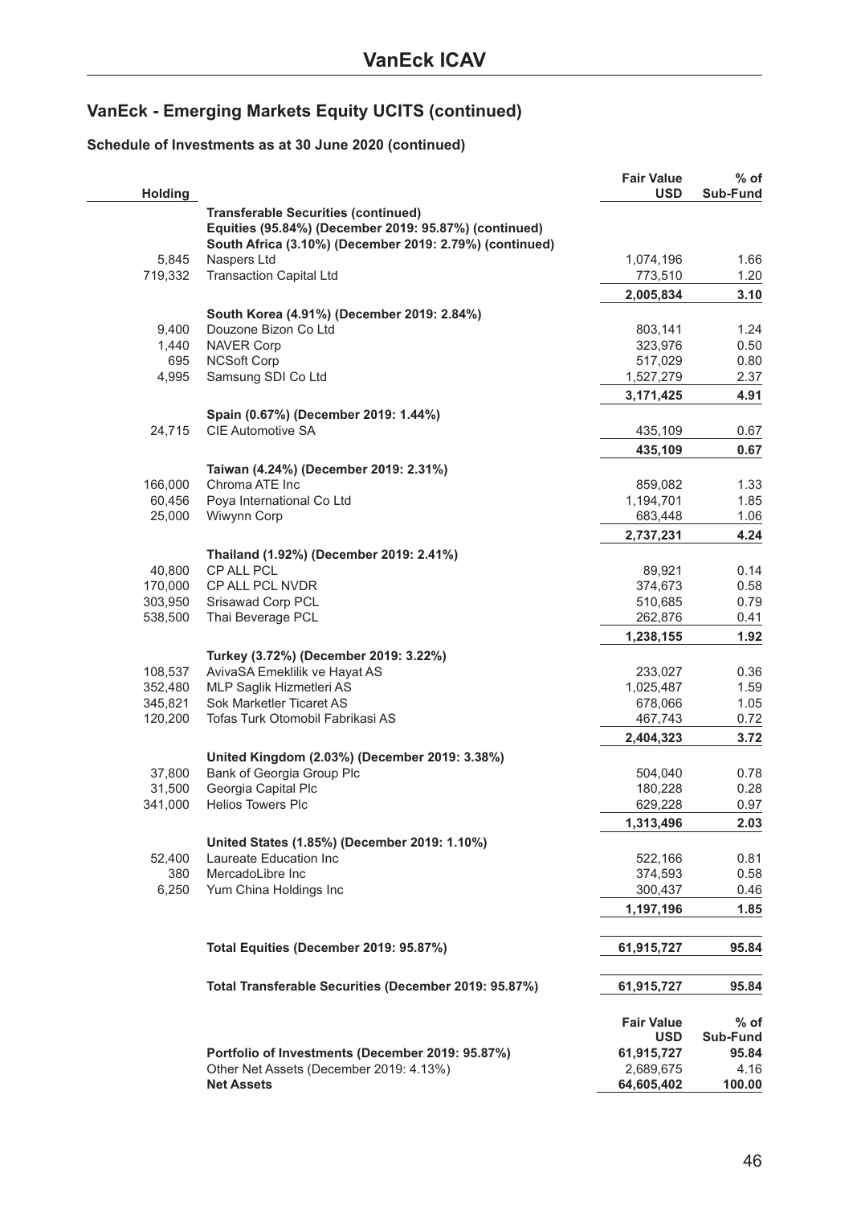# VanEck - Emerging Markets Equity UCITS (continued)

## Schedule of Investments as at 30 June 2020 (continued)

| Holding | | Fair Value USD | % of Sub-Fund |
|---|---|---|---|
| | **Transferable Securities (continued)** | | |
| | **Equities (95.84%) (December 2019: 95.87%) (continued)** | | |
| | **South Africa (3.10%) (December 2019: 2.79%) (continued)** | | |
| 5,845 | Naspers Ltd | 1,074,196 | 1.66 |
| 719,332 | Transaction Capital Ltd | 773,510 | 1.20 |
| | | **2,005,834** | **3.10** |
| | **South Korea (4.91%) (December 2019: 2.84%)** | | |
| 9,400 | Douzone Bizon Co Ltd | 803,141 | 1.24 |
| 1,440 | NAVER Corp | 323,976 | 0.50 |
| 695 | NCSoft Corp | 517,029 | 0.80 |
| 4,995 | Samsung SDI Co Ltd | 1,527,279 | 2.37 |
| | | **3,171,425** | **4.91** |
| | **Spain (0.67%) (December 2019: 1.44%)** | | |
| 24,715 | CIE Automotive SA | 435,109 | 0.67 |
| | | **435,109** | **0.67** |
| | **Taiwan (4.24%) (December 2019: 2.31%)** | | |
| 166,000 | Chroma ATE Inc | 859,082 | 1.33 |
| 60,456 | Poya International Co Ltd | 1,194,701 | 1.85 |
| 25,000 | Wiwynn Corp | 683,448 | 1.06 |
| | | **2,737,231** | **4.24** |
| | **Thailand (1.92%) (December 2019: 2.41%)** | | |
| 40,800 | CP ALL PCL | 89,921 | 0.14 |
| 170,000 | CP ALL PCL NVDR | 374,673 | 0.58 |
| 303,950 | Srisawad Corp PCL | 510,685 | 0.79 |
| 538,500 | Thai Beverage PCL | 262,876 | 0.41 |
| | | **1,238,155** | **1.92** |
| | **Turkey (3.72%) (December 2019: 3.22%)** | | |
| 108,537 | AvivaSA Emeklilik ve Hayat AS | 233,027 | 0.36 |
| 352,480 | MLP Saglik Hizmetleri AS | 1,025,487 | 1.59 |
| 345,821 | Sok Marketler Ticaret AS | 678,066 | 1.05 |
| 120,200 | Tofas Turk Otomobil Fabrikasi AS | 467,743 | 0.72 |
| | | **2,404,323** | **3.72** |
| | **United Kingdom (2.03%) (December 2019: 3.38%)** | | |
| 37,800 | Bank of Georgia Group Plc | 504,040 | 0.78 |
| 31,500 | Georgia Capital Plc | 180,228 | 0.28 |
| 341,000 | Helios Towers Plc | 629,228 | 0.97 |
| | | **1,313,496** | **2.03** |
| | **United States (1.85%) (December 2019: 1.10%)** | | |
| 52,400 | Laureate Education Inc | 522,166 | 0.81 |
| 380 | MercadoLibre Inc | 374,593 | 0.58 |
| 6,250 | Yum China Holdings Inc | 300,437 | 0.46 |
| | | **1,197,196** | **1.85** |
| | **Total Equities (December 2019: 95.87%)** | **61,915,727** | **95.84** |
| | **Total Transferable Securities (December 2019: 95.87%)** | **61,915,727** | **95.84** |

| | Fair Value USD | % of Sub-Fund |
|---|---|---|
| **Portfolio of Investments (December 2019: 95.87%)** | **61,915,727** | **95.84** |
| Other Net Assets (December 2019: 4.13%) | 2,689,675 | 4.16 |
| **Net Assets** | **64,605,402** | **100.00** |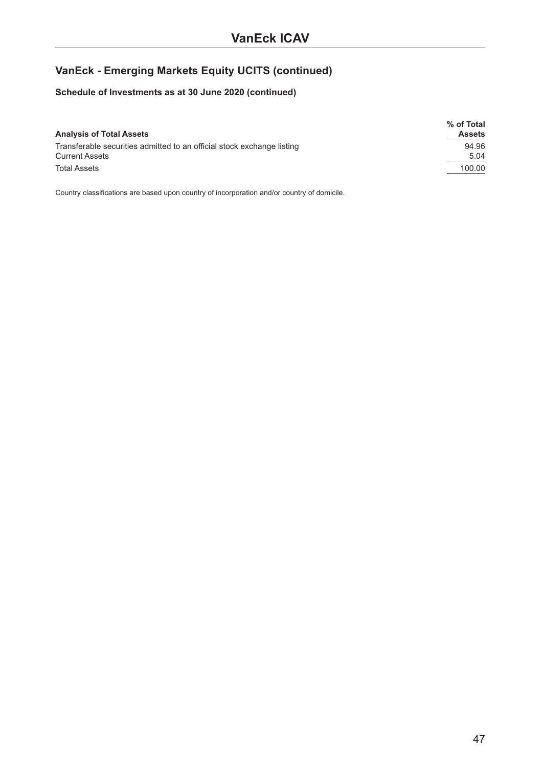## VanEck - Emerging Markets Equity UCITS (continued)

### Schedule of Investments as at 30 June 2020 (continued)

| Analysis of Total Assets | % of Total Assets |
|---|---|
| Transferable securities admitted to an official stock exchange listing | 94.96 |
| Current Assets | 5.04 |
| Total Assets | 100.00 |

Country classifications are based upon country of incorporation and/or country of domicile.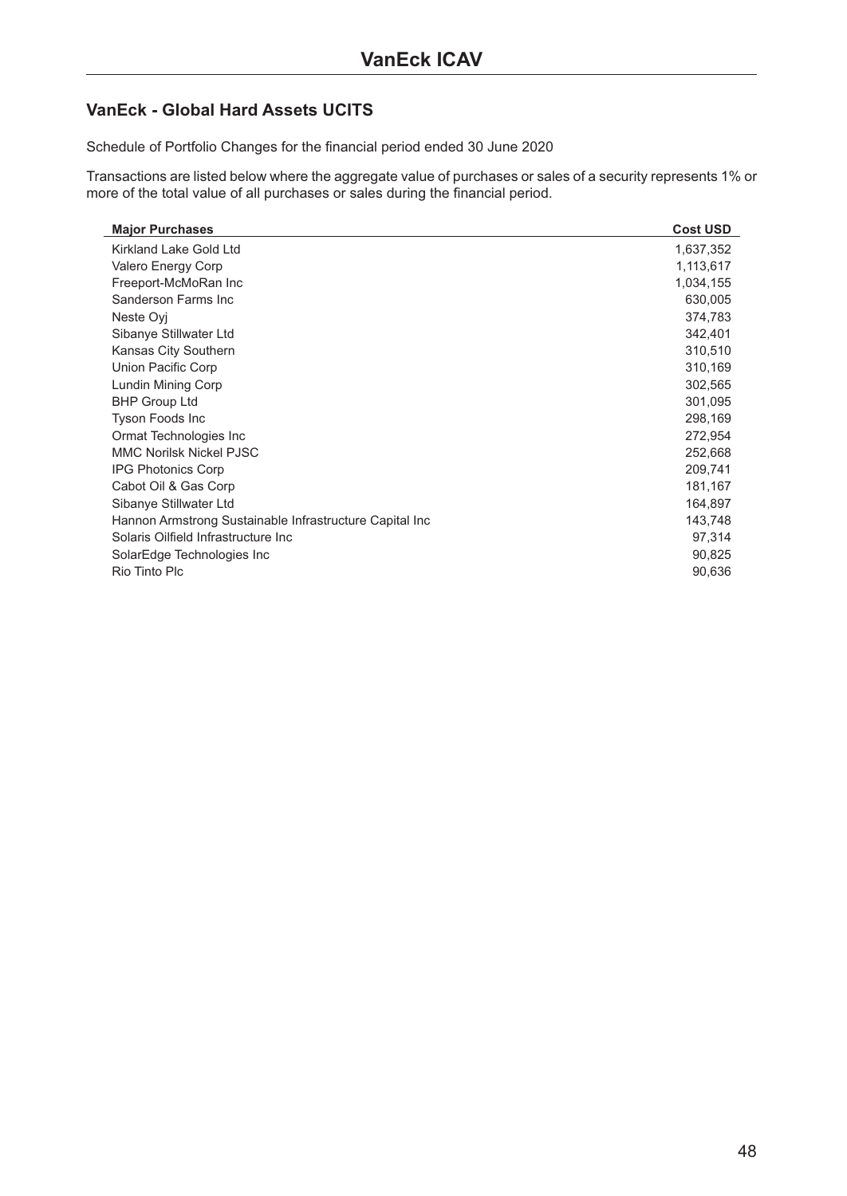# VanEck ICAV

## VanEck - Global Hard Assets UCITS

Schedule of Portfolio Changes for the financial period ended 30 June 2020

Transactions are listed below where the aggregate value of purchases or sales of a security represents 1% or more of the total value of all purchases or sales during the financial period.

| Major Purchases | Cost USD |
|---|---|
| Kirkland Lake Gold Ltd | 1,637,352 |
| Valero Energy Corp | 1,113,617 |
| Freeport-McMoRan Inc | 1,034,155 |
| Sanderson Farms Inc | 630,005 |
| Neste Oyj | 374,783 |
| Sibanye Stillwater Ltd | 342,401 |
| Kansas City Southern | 310,510 |
| Union Pacific Corp | 310,169 |
| Lundin Mining Corp | 302,565 |
| BHP Group Ltd | 301,095 |
| Tyson Foods Inc | 298,169 |
| Ormat Technologies Inc | 272,954 |
| MMC Norilsk Nickel PJSC | 252,668 |
| IPG Photonics Corp | 209,741 |
| Cabot Oil & Gas Corp | 181,167 |
| Sibanye Stillwater Ltd | 164,897 |
| Hannon Armstrong Sustainable Infrastructure Capital Inc | 143,748 |
| Solaris Oilfield Infrastructure Inc | 97,314 |
| SolarEdge Technologies Inc | 90,825 |
| Rio Tinto Plc | 90,636 |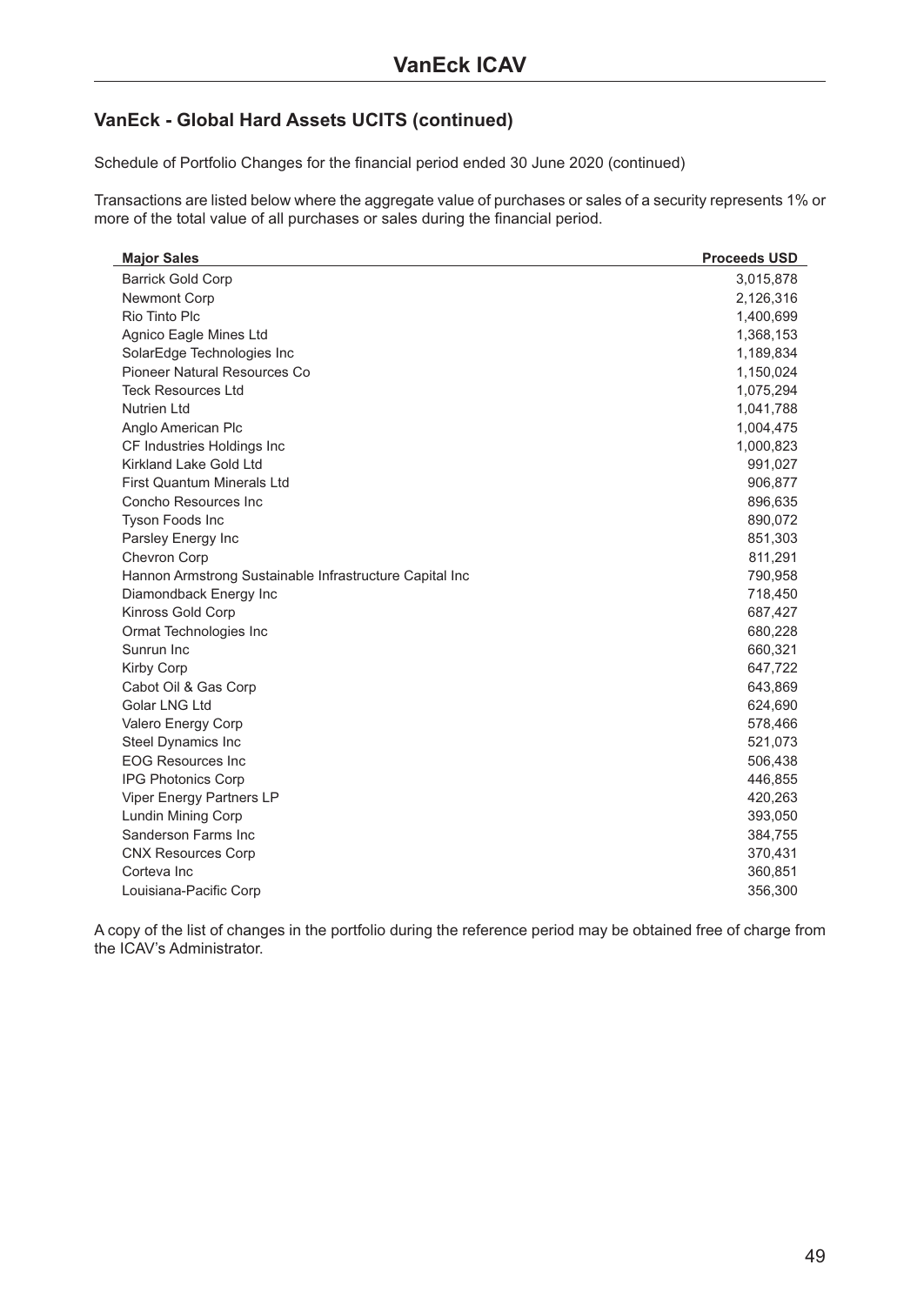# VanEck ICAV

## VanEck - Global Hard Assets UCITS (continued)

Schedule of Portfolio Changes for the financial period ended 30 June 2020 (continued)

Transactions are listed below where the aggregate value of purchases or sales of a security represents 1% or more of the total value of all purchases or sales during the financial period.

| Major Sales | Proceeds USD |
|---|---|
| Barrick Gold Corp | 3,015,878 |
| Newmont Corp | 2,126,316 |
| Rio Tinto Plc | 1,400,699 |
| Agnico Eagle Mines Ltd | 1,368,153 |
| SolarEdge Technologies Inc | 1,189,834 |
| Pioneer Natural Resources Co | 1,150,024 |
| Teck Resources Ltd | 1,075,294 |
| Nutrien Ltd | 1,041,788 |
| Anglo American Plc | 1,004,475 |
| CF Industries Holdings Inc | 1,000,823 |
| Kirkland Lake Gold Ltd | 991,027 |
| First Quantum Minerals Ltd | 906,877 |
| Concho Resources Inc | 896,635 |
| Tyson Foods Inc | 890,072 |
| Parsley Energy Inc | 851,303 |
| Chevron Corp | 811,291 |
| Hannon Armstrong Sustainable Infrastructure Capital Inc | 790,958 |
| Diamondback Energy Inc | 718,450 |
| Kinross Gold Corp | 687,427 |
| Ormat Technologies Inc | 680,228 |
| Sunrun Inc | 660,321 |
| Kirby Corp | 647,722 |
| Cabot Oil & Gas Corp | 643,869 |
| Golar LNG Ltd | 624,690 |
| Valero Energy Corp | 578,466 |
| Steel Dynamics Inc | 521,073 |
| EOG Resources Inc | 506,438 |
| IPG Photonics Corp | 446,855 |
| Viper Energy Partners LP | 420,263 |
| Lundin Mining Corp | 393,050 |
| Sanderson Farms Inc | 384,755 |
| CNX Resources Corp | 370,431 |
| Corteva Inc | 360,851 |
| Louisiana-Pacific Corp | 356,300 |

A copy of the list of changes in the portfolio during the reference period may be obtained free of charge from the ICAV's Administrator.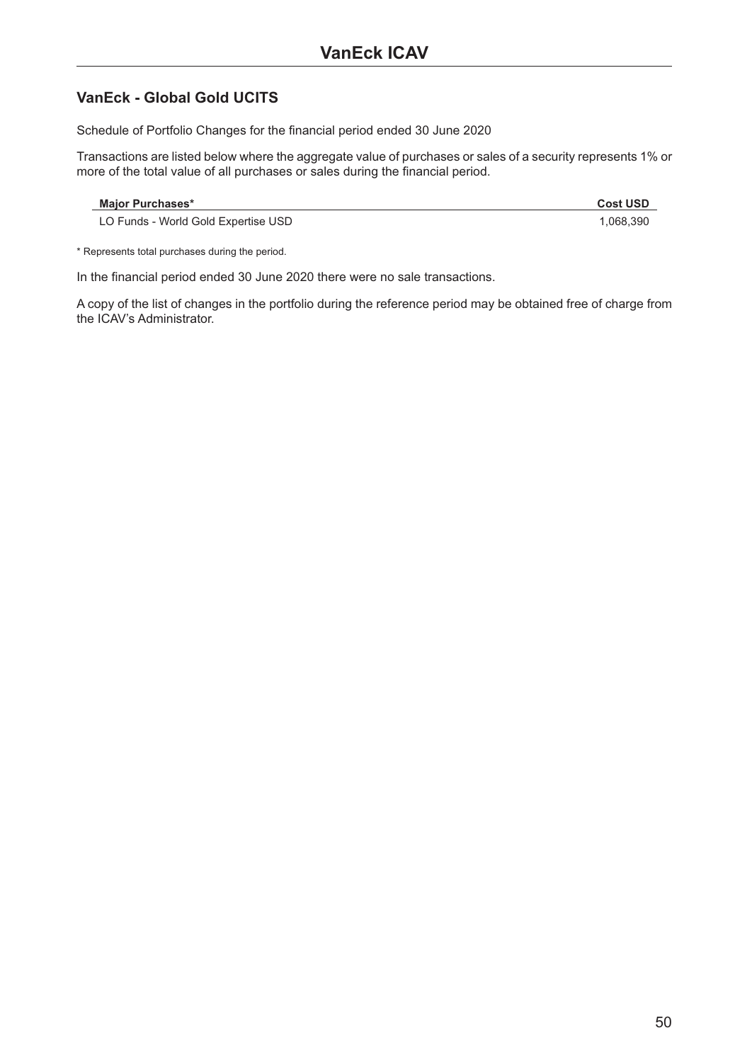## VanEck - Global Gold UCITS

Schedule of Portfolio Changes for the financial period ended 30 June 2020

Transactions are listed below where the aggregate value of purchases or sales of a security represents 1% or more of the total value of all purchases or sales during the financial period.

| Major Purchases* | Cost USD |
| --- | --- |
| LO Funds - World Gold Expertise USD | 1,068,390 |

* Represents total purchases during the period.

In the financial period ended 30 June 2020 there were no sale transactions.

A copy of the list of changes in the portfolio during the reference period may be obtained free of charge from the ICAV's Administrator.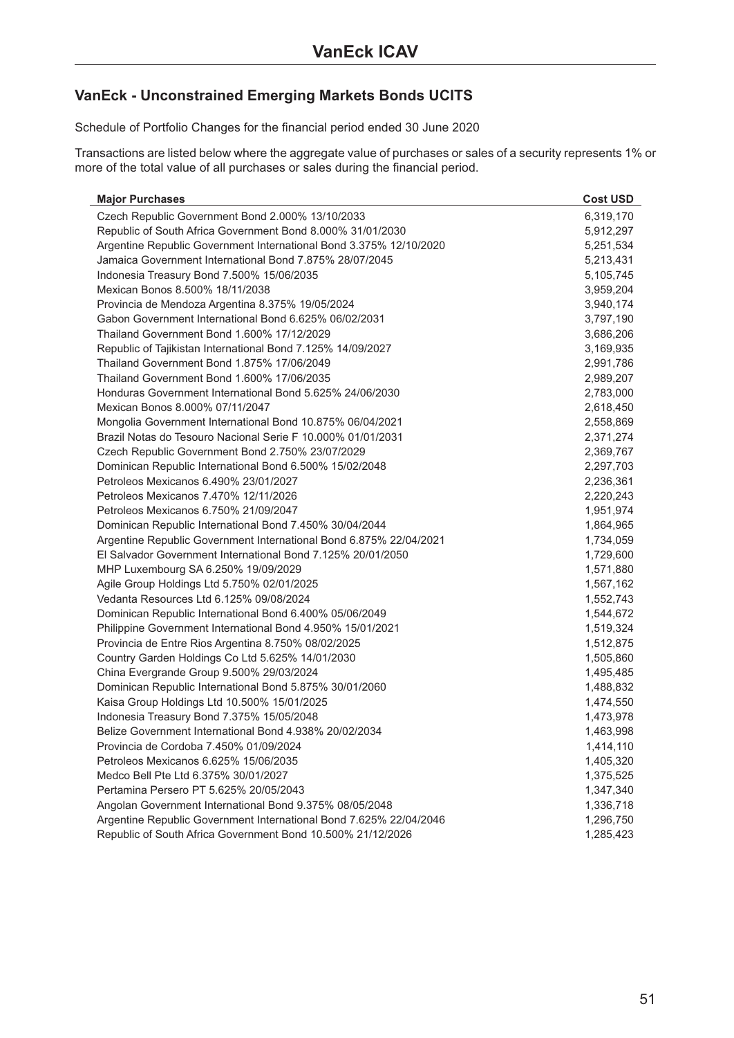# VanEck ICAV

## VanEck - Unconstrained Emerging Markets Bonds UCITS

Schedule of Portfolio Changes for the financial period ended 30 June 2020

Transactions are listed below where the aggregate value of purchases or sales of a security represents 1% or more of the total value of all purchases or sales during the financial period.

| Major Purchases | Cost USD |
|---|---|
| Czech Republic Government Bond 2.000% 13/10/2033 | 6,319,170 |
| Republic of South Africa Government Bond 8.000% 31/01/2030 | 5,912,297 |
| Argentine Republic Government International Bond 3.375% 12/10/2020 | 5,251,534 |
| Jamaica Government International Bond 7.875% 28/07/2045 | 5,213,431 |
| Indonesia Treasury Bond 7.500% 15/06/2035 | 5,105,745 |
| Mexican Bonos 8.500% 18/11/2038 | 3,959,204 |
| Provincia de Mendoza Argentina 8.375% 19/05/2024 | 3,940,174 |
| Gabon Government International Bond 6.625% 06/02/2031 | 3,797,190 |
| Thailand Government Bond 1.600% 17/12/2029 | 3,686,206 |
| Republic of Tajikistan International Bond 7.125% 14/09/2027 | 3,169,935 |
| Thailand Government Bond 1.875% 17/06/2049 | 2,991,786 |
| Thailand Government Bond 1.600% 17/06/2035 | 2,989,207 |
| Honduras Government International Bond 5.625% 24/06/2030 | 2,783,000 |
| Mexican Bonos 8.000% 07/11/2047 | 2,618,450 |
| Mongolia Government International Bond 10.875% 06/04/2021 | 2,558,869 |
| Brazil Notas do Tesouro Nacional Serie F 10.000% 01/01/2031 | 2,371,274 |
| Czech Republic Government Bond 2.750% 23/07/2029 | 2,369,767 |
| Dominican Republic International Bond 6.500% 15/02/2048 | 2,297,703 |
| Petroleos Mexicanos 6.490% 23/01/2027 | 2,236,361 |
| Petroleos Mexicanos 7.470% 12/11/2026 | 2,220,243 |
| Petroleos Mexicanos 6.750% 21/09/2047 | 1,951,974 |
| Dominican Republic International Bond 7.450% 30/04/2044 | 1,864,965 |
| Argentine Republic Government International Bond 6.875% 22/04/2021 | 1,734,059 |
| El Salvador Government International Bond 7.125% 20/01/2050 | 1,729,600 |
| MHP Luxembourg SA 6.250% 19/09/2029 | 1,571,880 |
| Agile Group Holdings Ltd 5.750% 02/01/2025 | 1,567,162 |
| Vedanta Resources Ltd 6.125% 09/08/2024 | 1,552,743 |
| Dominican Republic International Bond 6.400% 05/06/2049 | 1,544,672 |
| Philippine Government International Bond 4.950% 15/01/2021 | 1,519,324 |
| Provincia de Entre Rios Argentina 8.750% 08/02/2025 | 1,512,875 |
| Country Garden Holdings Co Ltd 5.625% 14/01/2030 | 1,505,860 |
| China Evergrande Group 9.500% 29/03/2024 | 1,495,485 |
| Dominican Republic International Bond 5.875% 30/01/2060 | 1,488,832 |
| Kaisa Group Holdings Ltd 10.500% 15/01/2025 | 1,474,550 |
| Indonesia Treasury Bond 7.375% 15/05/2048 | 1,473,978 |
| Belize Government International Bond 4.938% 20/02/2034 | 1,463,998 |
| Provincia de Cordoba 7.450% 01/09/2024 | 1,414,110 |
| Petroleos Mexicanos 6.625% 15/06/2035 | 1,405,320 |
| Medco Bell Pte Ltd 6.375% 30/01/2027 | 1,375,525 |
| Pertamina Persero PT 5.625% 20/05/2043 | 1,347,340 |
| Angolan Government International Bond 9.375% 08/05/2048 | 1,336,718 |
| Argentine Republic Government International Bond 7.625% 22/04/2046 | 1,296,750 |
| Republic of South Africa Government Bond 10.500% 21/12/2026 | 1,285,423 |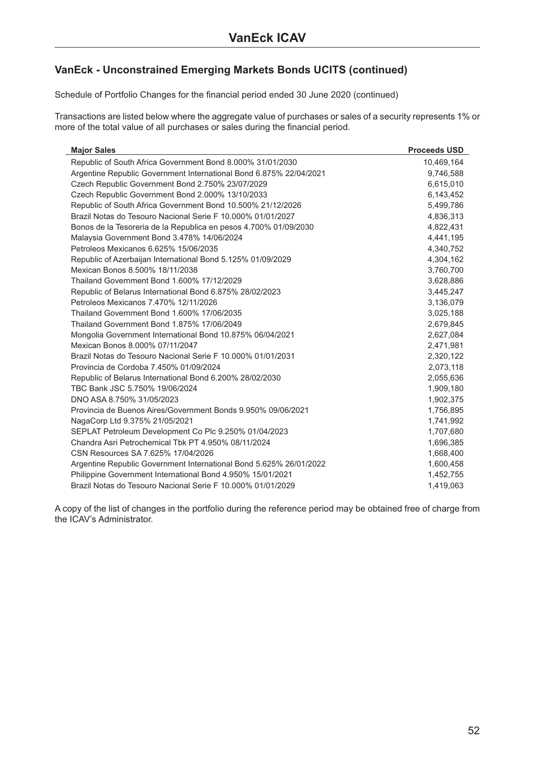# VanEck ICAV

## VanEck - Unconstrained Emerging Markets Bonds UCITS (continued)

Schedule of Portfolio Changes for the financial period ended 30 June 2020 (continued)

Transactions are listed below where the aggregate value of purchases or sales of a security represents 1% or more of the total value of all purchases or sales during the financial period.

| Major Sales | Proceeds USD |
|---|---|
| Republic of South Africa Government Bond 8.000% 31/01/2030 | 10,469,164 |
| Argentine Republic Government International Bond 6.875% 22/04/2021 | 9,746,588 |
| Czech Republic Government Bond 2.750% 23/07/2029 | 6,615,010 |
| Czech Republic Government Bond 2.000% 13/10/2033 | 6,143,452 |
| Republic of South Africa Government Bond 10.500% 21/12/2026 | 5,499,786 |
| Brazil Notas do Tesouro Nacional Serie F 10.000% 01/01/2027 | 4,836,313 |
| Bonos de la Tesoreria de la Republica en pesos 4.700% 01/09/2030 | 4,822,431 |
| Malaysia Government Bond 3.478% 14/06/2024 | 4,441,195 |
| Petroleos Mexicanos 6.625% 15/06/2035 | 4,340,752 |
| Republic of Azerbaijan International Bond 5.125% 01/09/2029 | 4,304,162 |
| Mexican Bonos 8.500% 18/11/2038 | 3,760,700 |
| Thailand Government Bond 1.600% 17/12/2029 | 3,628,886 |
| Republic of Belarus International Bond 6.875% 28/02/2023 | 3,445,247 |
| Petroleos Mexicanos 7.470% 12/11/2026 | 3,136,079 |
| Thailand Government Bond 1.600% 17/06/2035 | 3,025,188 |
| Thailand Government Bond 1.875% 17/06/2049 | 2,679,845 |
| Mongolia Government International Bond 10.875% 06/04/2021 | 2,627,084 |
| Mexican Bonos 8.000% 07/11/2047 | 2,471,981 |
| Brazil Notas do Tesouro Nacional Serie F 10.000% 01/01/2031 | 2,320,122 |
| Provincia de Cordoba 7.450% 01/09/2024 | 2,073,118 |
| Republic of Belarus International Bond 6.200% 28/02/2030 | 2,055,636 |
| TBC Bank JSC 5.750% 19/06/2024 | 1,909,180 |
| DNO ASA 8.750% 31/05/2023 | 1,902,375 |
| Provincia de Buenos Aires/Government Bonds 9.950% 09/06/2021 | 1,756,895 |
| NagaCorp Ltd 9.375% 21/05/2021 | 1,741,992 |
| SEPLAT Petroleum Development Co Plc 9.250% 01/04/2023 | 1,707,680 |
| Chandra Asri Petrochemical Tbk PT 4.950% 08/11/2024 | 1,696,385 |
| CSN Resources SA 7.625% 17/04/2026 | 1,668,400 |
| Argentine Republic Government International Bond 5.625% 26/01/2022 | 1,600,458 |
| Philippine Government International Bond 4.950% 15/01/2021 | 1,452,755 |
| Brazil Notas do Tesouro Nacional Serie F 10.000% 01/01/2029 | 1,419,063 |

A copy of the list of changes in the portfolio during the reference period may be obtained free of charge from the ICAV's Administrator.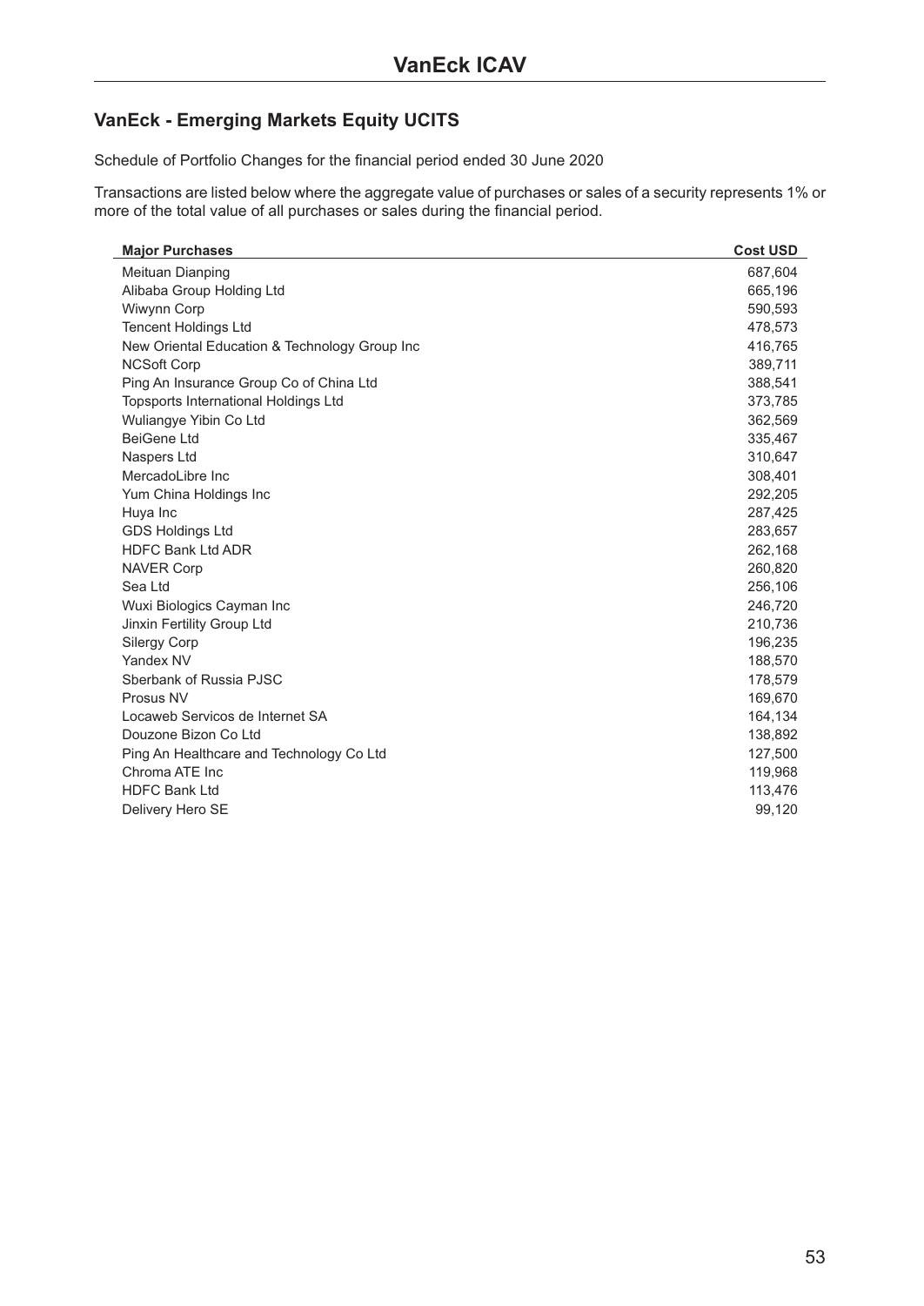# VanEck ICAV

## VanEck - Emerging Markets Equity UCITS

Schedule of Portfolio Changes for the financial period ended 30 June 2020

Transactions are listed below where the aggregate value of purchases or sales of a security represents 1% or more of the total value of all purchases or sales during the financial period.

| Major Purchases | Cost USD |
|---|---|
| Meituan Dianping | 687,604 |
| Alibaba Group Holding Ltd | 665,196 |
| Wiwynn Corp | 590,593 |
| Tencent Holdings Ltd | 478,573 |
| New Oriental Education & Technology Group Inc | 416,765 |
| NCSoft Corp | 389,711 |
| Ping An Insurance Group Co of China Ltd | 388,541 |
| Topsports International Holdings Ltd | 373,785 |
| Wuliangye Yibin Co Ltd | 362,569 |
| BeiGene Ltd | 335,467 |
| Naspers Ltd | 310,647 |
| MercadoLibre Inc | 308,401 |
| Yum China Holdings Inc | 292,205 |
| Huya Inc | 287,425 |
| GDS Holdings Ltd | 283,657 |
| HDFC Bank Ltd ADR | 262,168 |
| NAVER Corp | 260,820 |
| Sea Ltd | 256,106 |
| Wuxi Biologics Cayman Inc | 246,720 |
| Jinxin Fertility Group Ltd | 210,736 |
| Silergy Corp | 196,235 |
| Yandex NV | 188,570 |
| Sberbank of Russia PJSC | 178,579 |
| Prosus NV | 169,670 |
| Locaweb Servicos de Internet SA | 164,134 |
| Douzone Bizon Co Ltd | 138,892 |
| Ping An Healthcare and Technology Co Ltd | 127,500 |
| Chroma ATE Inc | 119,968 |
| HDFC Bank Ltd | 113,476 |
| Delivery Hero SE | 99,120 |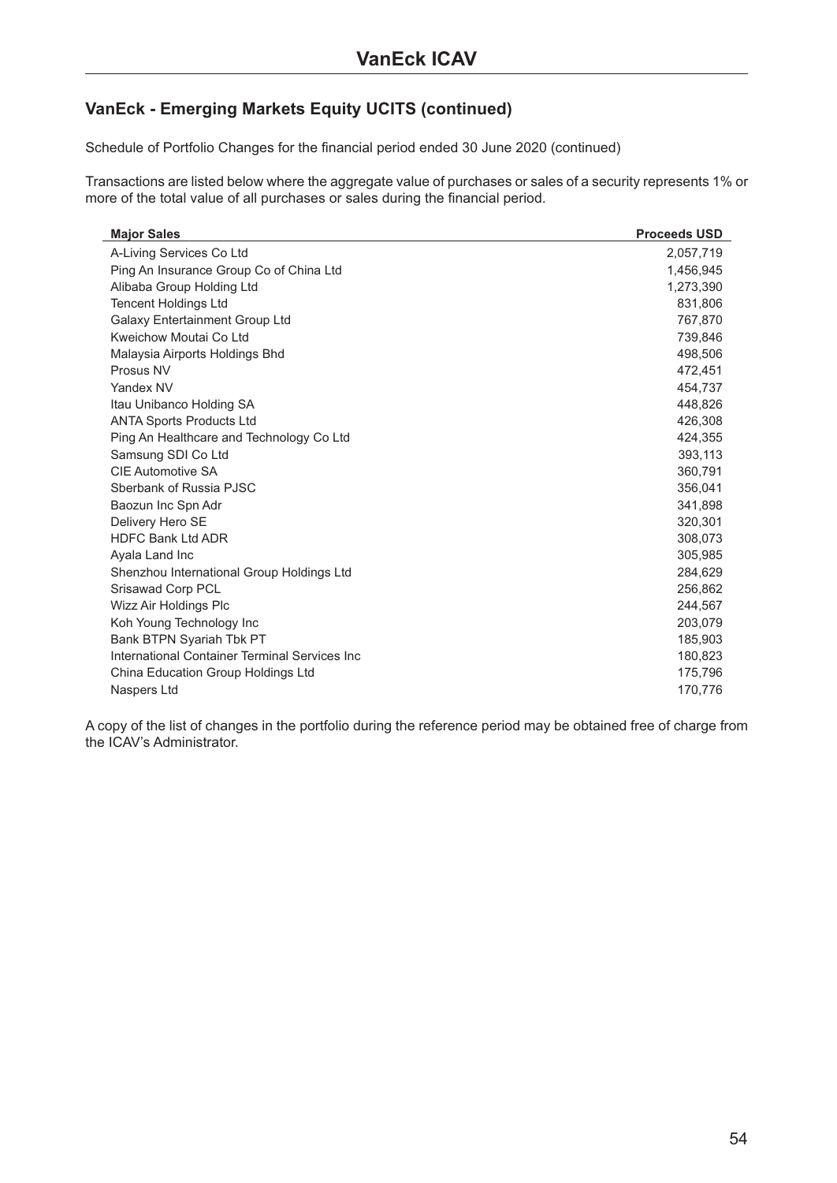# VanEck ICAV

## VanEck - Emerging Markets Equity UCITS (continued)

Schedule of Portfolio Changes for the financial period ended 30 June 2020 (continued)

Transactions are listed below where the aggregate value of purchases or sales of a security represents 1% or more of the total value of all purchases or sales during the financial period.

| Major Sales | Proceeds USD |
|---|---|
| A-Living Services Co Ltd | 2,057,719 |
| Ping An Insurance Group Co of China Ltd | 1,456,945 |
| Alibaba Group Holding Ltd | 1,273,390 |
| Tencent Holdings Ltd | 831,806 |
| Galaxy Entertainment Group Ltd | 767,870 |
| Kweichow Moutai Co Ltd | 739,846 |
| Malaysia Airports Holdings Bhd | 498,506 |
| Prosus NV | 472,451 |
| Yandex NV | 454,737 |
| Itau Unibanco Holding SA | 448,826 |
| ANTA Sports Products Ltd | 426,308 |
| Ping An Healthcare and Technology Co Ltd | 424,355 |
| Samsung SDI Co Ltd | 393,113 |
| CIE Automotive SA | 360,791 |
| Sberbank of Russia PJSC | 356,041 |
| Baozun Inc Spn Adr | 341,898 |
| Delivery Hero SE | 320,301 |
| HDFC Bank Ltd ADR | 308,073 |
| Ayala Land Inc | 305,985 |
| Shenzhou International Group Holdings Ltd | 284,629 |
| Srisawad Corp PCL | 256,862 |
| Wizz Air Holdings Plc | 244,567 |
| Koh Young Technology Inc | 203,079 |
| Bank BTPN Syariah Tbk PT | 185,903 |
| International Container Terminal Services Inc | 180,823 |
| China Education Group Holdings Ltd | 175,796 |
| Naspers Ltd | 170,776 |

A copy of the list of changes in the portfolio during the reference period may be obtained free of charge from the ICAV's Administrator.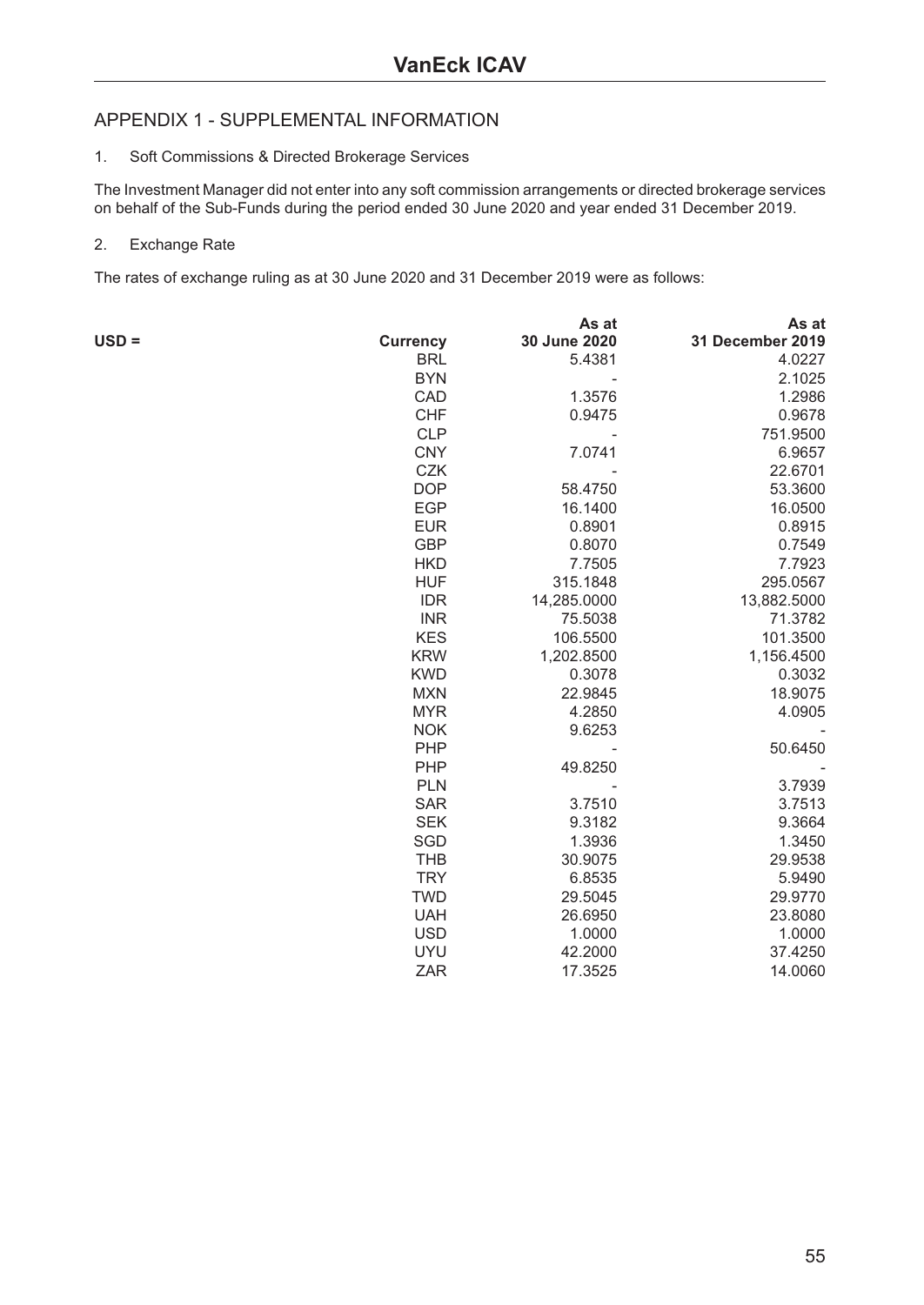## APPENDIX 1 - SUPPLEMENTAL INFORMATION

1. Soft Commissions & Directed Brokerage Services

The Investment Manager did not enter into any soft commission arrangements or directed brokerage services on behalf of the Sub-Funds during the period ended 30 June 2020 and year ended 31 December 2019.

2. Exchange Rate

The rates of exchange ruling as at 30 June 2020 and 31 December 2019 were as follows:

| USD = | Currency | As at 30 June 2020 | As at 31 December 2019 |
|---|---|---|---|
| | BRL | 5.4381 | 4.0227 |
| | BYN | - | 2.1025 |
| | CAD | 1.3576 | 1.2986 |
| | CHF | 0.9475 | 0.9678 |
| | CLP | - | 751.9500 |
| | CNY | 7.0741 | 6.9657 |
| | CZK | - | 22.6701 |
| | DOP | 58.4750 | 53.3600 |
| | EGP | 16.1400 | 16.0500 |
| | EUR | 0.8901 | 0.8915 |
| | GBP | 0.8070 | 0.7549 |
| | HKD | 7.7505 | 7.7923 |
| | HUF | 315.1848 | 295.0567 |
| | IDR | 14,285.0000 | 13,882.5000 |
| | INR | 75.5038 | 71.3782 |
| | KES | 106.5500 | 101.3500 |
| | KRW | 1,202.8500 | 1,156.4500 |
| | KWD | 0.3078 | 0.3032 |
| | MXN | 22.9845 | 18.9075 |
| | MYR | 4.2850 | 4.0905 |
| | NOK | 9.6253 | - |
| | PHP | - | 50.6450 |
| | PHP | 49.8250 | - |
| | PLN | - | 3.7939 |
| | SAR | 3.7510 | 3.7513 |
| | SEK | 9.3182 | 9.3664 |
| | SGD | 1.3936 | 1.3450 |
| | THB | 30.9075 | 29.9538 |
| | TRY | 6.8535 | 5.9490 |
| | TWD | 29.5045 | 29.9770 |
| | UAH | 26.6950 | 23.8080 |
| | USD | 1.0000 | 1.0000 |
| | UYU | 42.2000 | 37.4250 |
| | ZAR | 17.3525 | 14.0060 |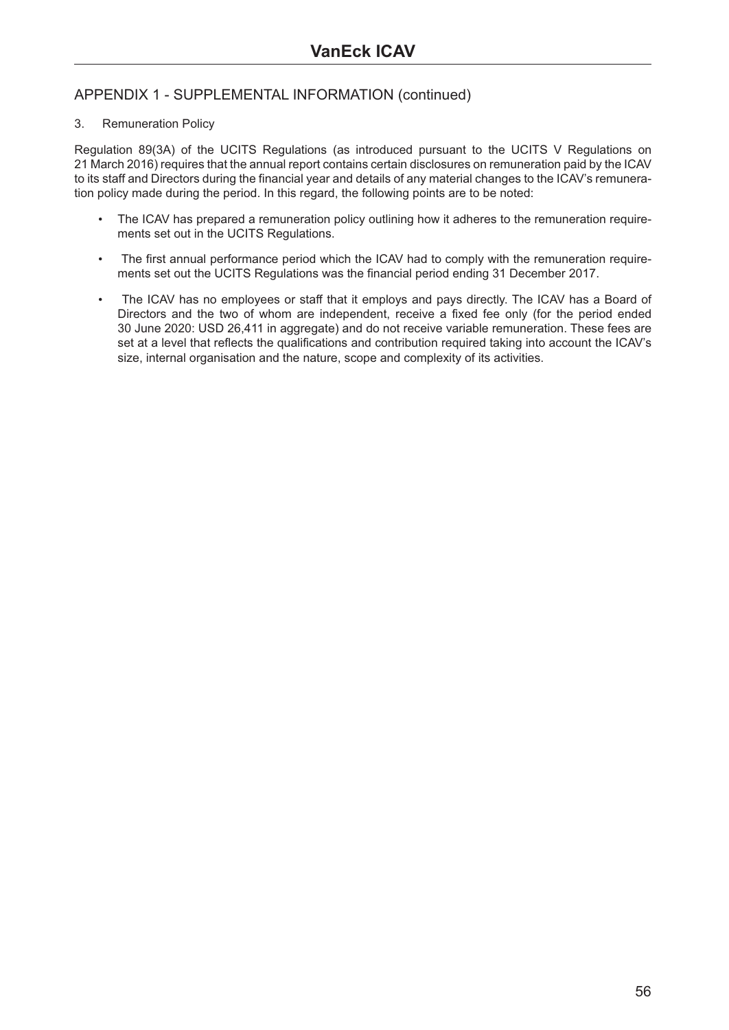## APPENDIX 1 - SUPPLEMENTAL INFORMATION (continued)

3. Remuneration Policy

Regulation 89(3A) of the UCITS Regulations (as introduced pursuant to the UCITS V Regulations on 21 March 2016) requires that the annual report contains certain disclosures on remuneration paid by the ICAV to its staff and Directors during the financial year and details of any material changes to the ICAV's remuneration policy made during the period. In this regard, the following points are to be noted:

- The ICAV has prepared a remuneration policy outlining how it adheres to the remuneration requirements set out in the UCITS Regulations.
- The first annual performance period which the ICAV had to comply with the remuneration requirements set out the UCITS Regulations was the financial period ending 31 December 2017.
- The ICAV has no employees or staff that it employs and pays directly. The ICAV has a Board of Directors and the two of whom are independent, receive a fixed fee only (for the period ended 30 June 2020: USD 26,411 in aggregate) and do not receive variable remuneration. These fees are set at a level that reflects the qualifications and contribution required taking into account the ICAV's size, internal organisation and the nature, scope and complexity of its activities.